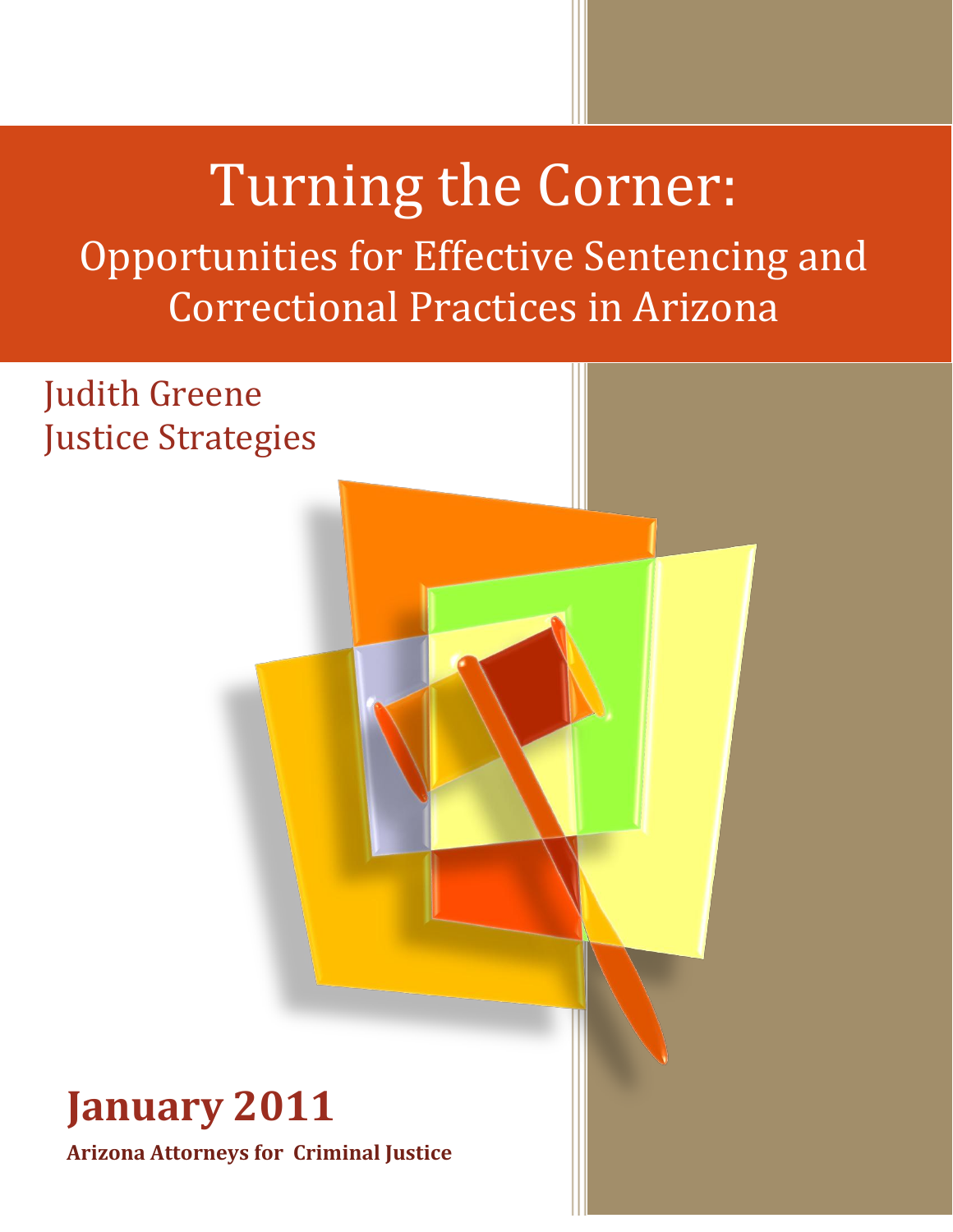# Turning the Corner:

## Opportunities for Effective Sentencing and Correctional Practices in Arizona

Judith Greene
Justice Strategies

**January 2011**

**Arizona Attorneys for Criminal Justice**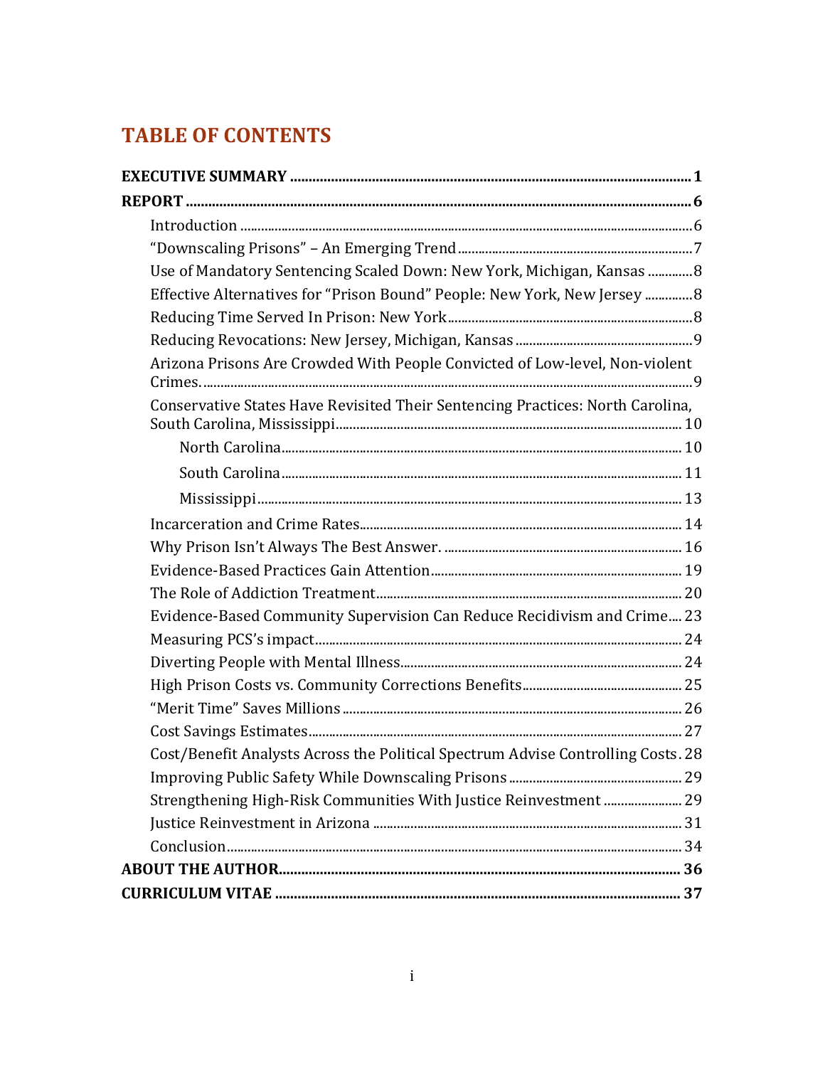# TABLE OF CONTENTS

**EXECUTIVE SUMMARY** ..... **1**

**REPORT** ..... **6**

- Introduction ..... 6
- "Downscaling Prisons" – An Emerging Trend ..... 7
- Use of Mandatory Sentencing Scaled Down: New York, Michigan, Kansas ..... 8
- Effective Alternatives for "Prison Bound" People: New York, New Jersey ..... 8
- Reducing Time Served In Prison: New York ..... 8
- Reducing Revocations: New Jersey, Michigan, Kansas ..... 9
- Arizona Prisons Are Crowded With People Convicted of Low-level, Non-violent Crimes. ..... 9
- Conservative States Have Revisited Their Sentencing Practices: North Carolina, South Carolina, Mississippi ..... 10
  - North Carolina ..... 10
  - South Carolina ..... 11
  - Mississippi ..... 13
- Incarceration and Crime Rates ..... 14
- Why Prison Isn't Always The Best Answer. ..... 16
- Evidence-Based Practices Gain Attention ..... 19
- The Role of Addiction Treatment ..... 20
- Evidence-Based Community Supervision Can Reduce Recidivism and Crime ..... 23
- Measuring PCS's impact ..... 24
- Diverting People with Mental Illness ..... 24
- High Prison Costs vs. Community Corrections Benefits ..... 25
- "Merit Time" Saves Millions ..... 26
- Cost Savings Estimates ..... 27
- Cost/Benefit Analysts Across the Political Spectrum Advise Controlling Costs ..... 28
- Improving Public Safety While Downscaling Prisons ..... 29
- Strengthening High-Risk Communities With Justice Reinvestment ..... 29
- Justice Reinvestment in Arizona ..... 31
- Conclusion ..... 34

**ABOUT THE AUTHOR** ..... **36**

**CURRICULUM VITAE** ..... **37**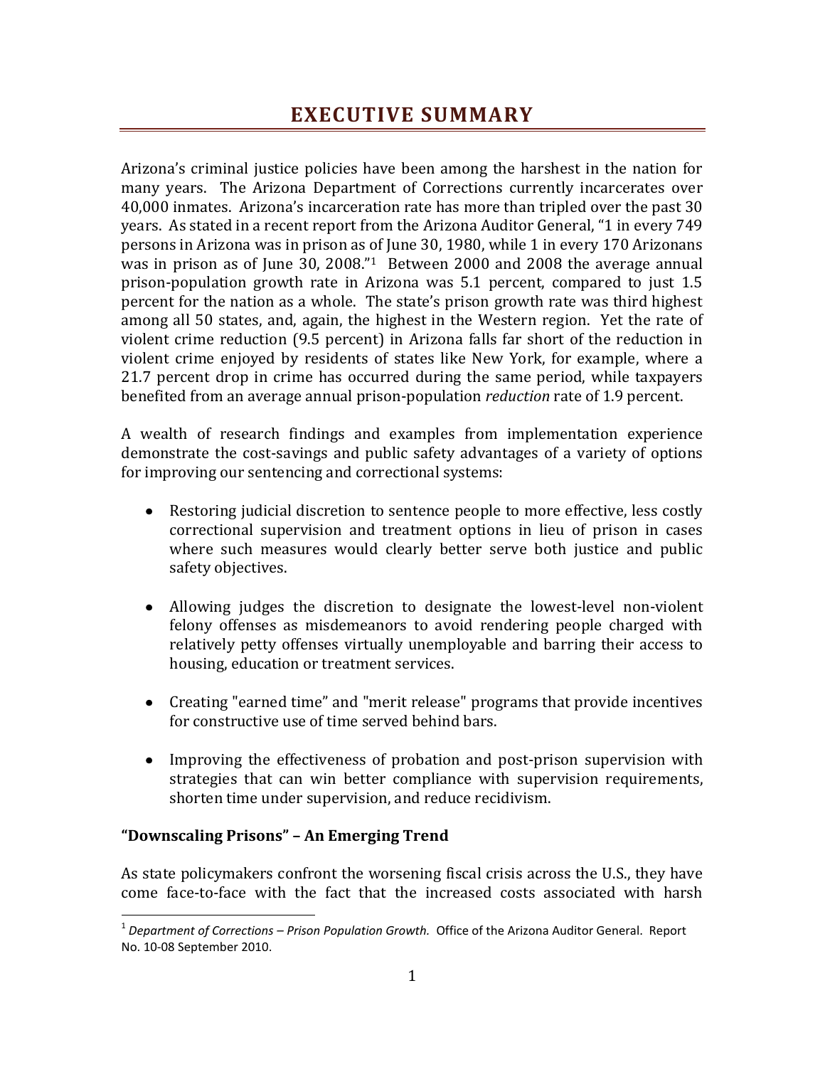# EXECUTIVE SUMMARY

Arizona's criminal justice policies have been among the harshest in the nation for many years. The Arizona Department of Corrections currently incarcerates over 40,000 inmates. Arizona's incarceration rate has more than tripled over the past 30 years. As stated in a recent report from the Arizona Auditor General, "1 in every 749 persons in Arizona was in prison as of June 30, 1980, while 1 in every 170 Arizonans was in prison as of June 30, 2008."[1] Between 2000 and 2008 the average annual prison-population growth rate in Arizona was 5.1 percent, compared to just 1.5 percent for the nation as a whole. The state's prison growth rate was third highest among all 50 states, and, again, the highest in the Western region. Yet the rate of violent crime reduction (9.5 percent) in Arizona falls far short of the reduction in violent crime enjoyed by residents of states like New York, for example, where a 21.7 percent drop in crime has occurred during the same period, while taxpayers benefited from an average annual prison-population *reduction* rate of 1.9 percent.

A wealth of research findings and examples from implementation experience demonstrate the cost-savings and public safety advantages of a variety of options for improving our sentencing and correctional systems:

- Restoring judicial discretion to sentence people to more effective, less costly correctional supervision and treatment options in lieu of prison in cases where such measures would clearly better serve both justice and public safety objectives.
- Allowing judges the discretion to designate the lowest-level non-violent felony offenses as misdemeanors to avoid rendering people charged with relatively petty offenses virtually unemployable and barring their access to housing, education or treatment services.
- Creating "earned time" and "merit release" programs that provide incentives for constructive use of time served behind bars.
- Improving the effectiveness of probation and post-prison supervision with strategies that can win better compliance with supervision requirements, shorten time under supervision, and reduce recidivism.

### "Downscaling Prisons" – An Emerging Trend

As state policymakers confront the worsening fiscal crisis across the U.S., they have come face-to-face with the fact that the increased costs associated with harsh

[1] *Department of Corrections – Prison Population Growth.* Office of the Arizona Auditor General. Report No. 10-08 September 2010.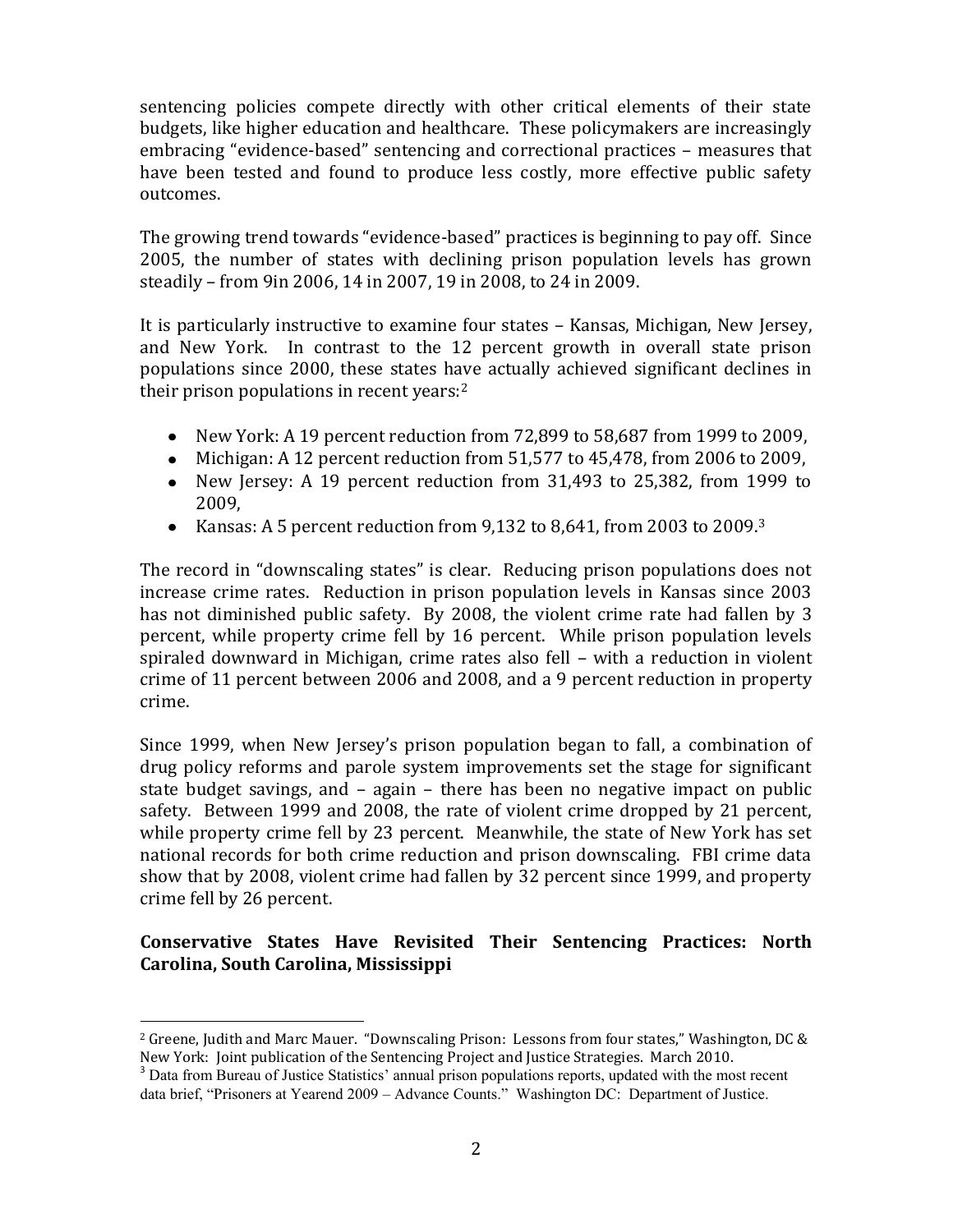sentencing policies compete directly with other critical elements of their state budgets, like higher education and healthcare. These policymakers are increasingly embracing "evidence-based" sentencing and correctional practices – measures that have been tested and found to produce less costly, more effective public safety outcomes.

The growing trend towards "evidence-based" practices is beginning to pay off. Since 2005, the number of states with declining prison population levels has grown steadily – from 9in 2006, 14 in 2007, 19 in 2008, to 24 in 2009.

It is particularly instructive to examine four states – Kansas, Michigan, New Jersey, and New York. In contrast to the 12 percent growth in overall state prison populations since 2000, these states have actually achieved significant declines in their prison populations in recent years:[2]

- New York: A 19 percent reduction from 72,899 to 58,687 from 1999 to 2009,
- Michigan: A 12 percent reduction from 51,577 to 45,478, from 2006 to 2009,
- New Jersey: A 19 percent reduction from 31,493 to 25,382, from 1999 to 2009,
- Kansas: A 5 percent reduction from 9,132 to 8,641, from 2003 to 2009.[3]

The record in "downscaling states" is clear. Reducing prison populations does not increase crime rates. Reduction in prison population levels in Kansas since 2003 has not diminished public safety. By 2008, the violent crime rate had fallen by 3 percent, while property crime fell by 16 percent. While prison population levels spiraled downward in Michigan, crime rates also fell – with a reduction in violent crime of 11 percent between 2006 and 2008, and a 9 percent reduction in property crime.

Since 1999, when New Jersey's prison population began to fall, a combination of drug policy reforms and parole system improvements set the stage for significant state budget savings, and – again – there has been no negative impact on public safety. Between 1999 and 2008, the rate of violent crime dropped by 21 percent, while property crime fell by 23 percent. Meanwhile, the state of New York has set national records for both crime reduction and prison downscaling. FBI crime data show that by 2008, violent crime had fallen by 32 percent since 1999, and property crime fell by 26 percent.

**Conservative States Have Revisited Their Sentencing Practices: North Carolina, South Carolina, Mississippi**

---

[2] Greene, Judith and Marc Mauer. "Downscaling Prison: Lessons from four states," Washington, DC & New York: Joint publication of the Sentencing Project and Justice Strategies. March 2010.

[3] Data from Bureau of Justice Statistics' annual prison populations reports, updated with the most recent data brief, "Prisoners at Yearend 2009 – Advance Counts." Washington DC: Department of Justice.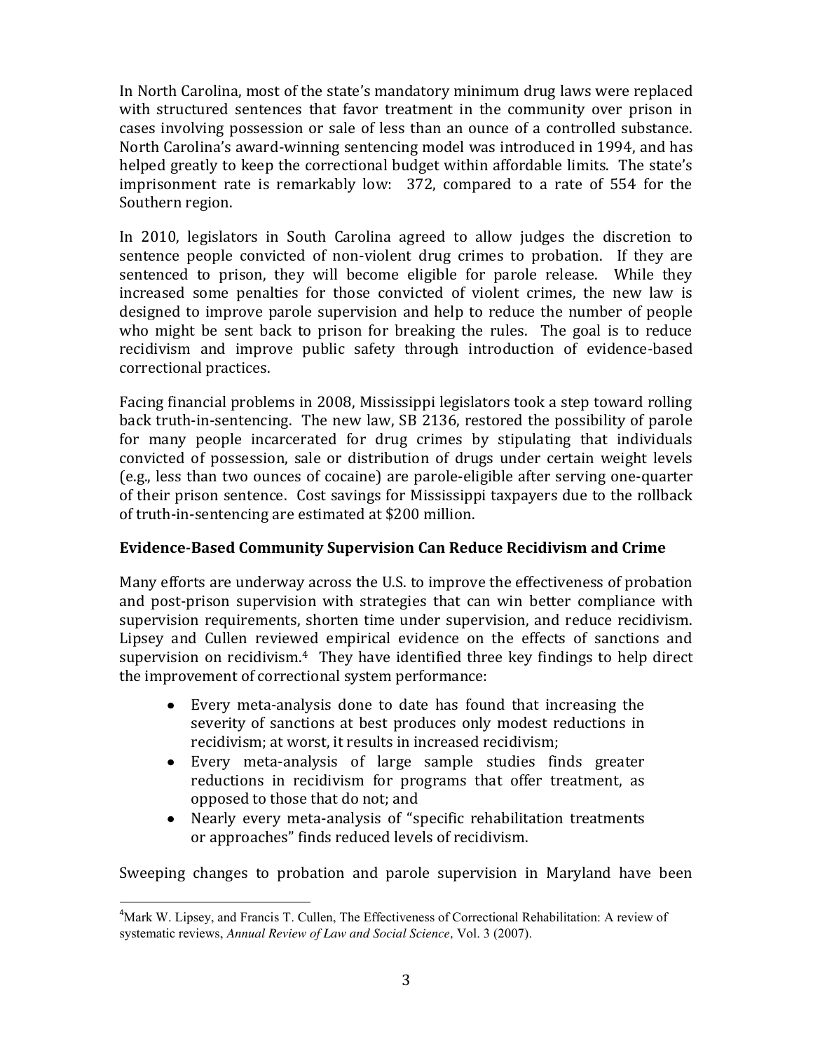In North Carolina, most of the state's mandatory minimum drug laws were replaced with structured sentences that favor treatment in the community over prison in cases involving possession or sale of less than an ounce of a controlled substance. North Carolina's award-winning sentencing model was introduced in 1994, and has helped greatly to keep the correctional budget within affordable limits. The state's imprisonment rate is remarkably low: 372, compared to a rate of 554 for the Southern region.

In 2010, legislators in South Carolina agreed to allow judges the discretion to sentence people convicted of non-violent drug crimes to probation. If they are sentenced to prison, they will become eligible for parole release. While they increased some penalties for those convicted of violent crimes, the new law is designed to improve parole supervision and help to reduce the number of people who might be sent back to prison for breaking the rules. The goal is to reduce recidivism and improve public safety through introduction of evidence-based correctional practices.

Facing financial problems in 2008, Mississippi legislators took a step toward rolling back truth-in-sentencing. The new law, SB 2136, restored the possibility of parole for many people incarcerated for drug crimes by stipulating that individuals convicted of possession, sale or distribution of drugs under certain weight levels (e.g., less than two ounces of cocaine) are parole-eligible after serving one-quarter of their prison sentence. Cost savings for Mississippi taxpayers due to the rollback of truth-in-sentencing are estimated at $200 million.

**Evidence-Based Community Supervision Can Reduce Recidivism and Crime**

Many efforts are underway across the U.S. to improve the effectiveness of probation and post-prison supervision with strategies that can win better compliance with supervision requirements, shorten time under supervision, and reduce recidivism. Lipsey and Cullen reviewed empirical evidence on the effects of sanctions and supervision on recidivism.[4] They have identified three key findings to help direct the improvement of correctional system performance:

- Every meta-analysis done to date has found that increasing the severity of sanctions at best produces only modest reductions in recidivism; at worst, it results in increased recidivism;
- Every meta-analysis of large sample studies finds greater reductions in recidivism for programs that offer treatment, as opposed to those that do not; and
- Nearly every meta-analysis of "specific rehabilitation treatments or approaches" finds reduced levels of recidivism.

Sweeping changes to probation and parole supervision in Maryland have been

[4] Mark W. Lipsey, and Francis T. Cullen, The Effectiveness of Correctional Rehabilitation: A review of systematic reviews, *Annual Review of Law and Social Science*, Vol. 3 (2007).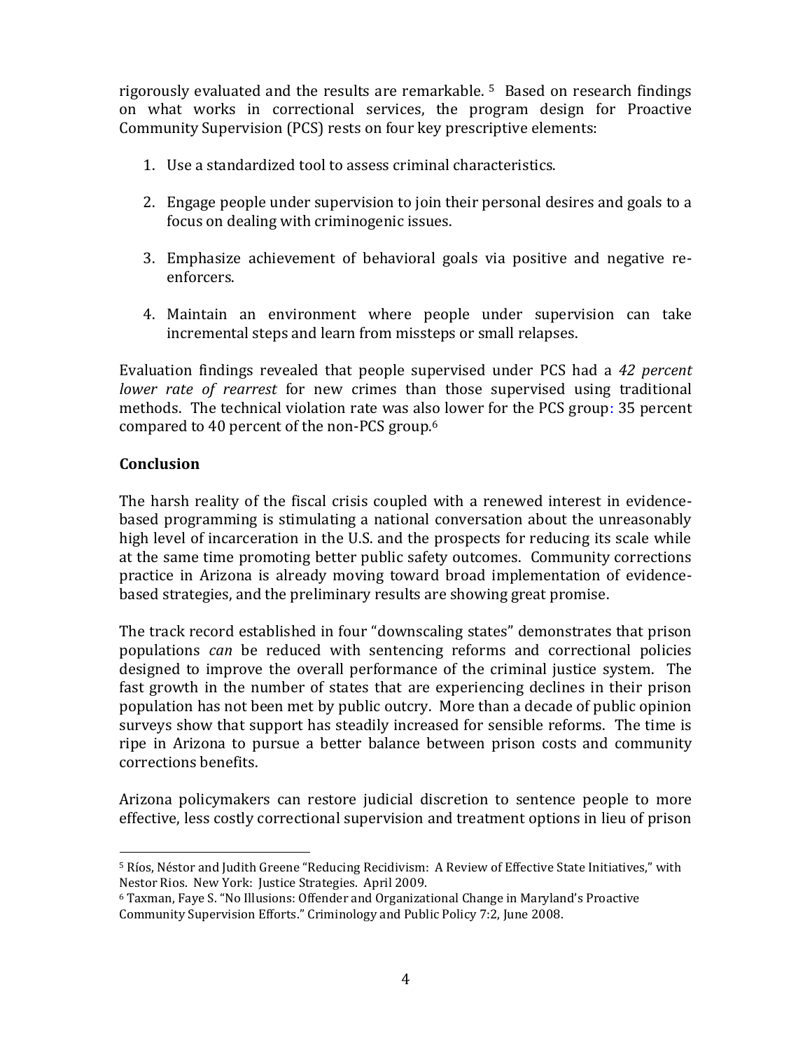rigorously evaluated and the results are remarkable. [5] Based on research findings on what works in correctional services, the program design for Proactive Community Supervision (PCS) rests on four key prescriptive elements:

1. Use a standardized tool to assess criminal characteristics.

2. Engage people under supervision to join their personal desires and goals to a focus on dealing with criminogenic issues.

3. Emphasize achievement of behavioral goals via positive and negative re-enforcers.

4. Maintain an environment where people under supervision can take incremental steps and learn from missteps or small relapses.

Evaluation findings revealed that people supervised under PCS had a *42 percent lower rate of rearrest* for new crimes than those supervised using traditional methods. The technical violation rate was also lower for the PCS group: 35 percent compared to 40 percent of the non-PCS group.[6]

**Conclusion**

The harsh reality of the fiscal crisis coupled with a renewed interest in evidence-based programming is stimulating a national conversation about the unreasonably high level of incarceration in the U.S. and the prospects for reducing its scale while at the same time promoting better public safety outcomes. Community corrections practice in Arizona is already moving toward broad implementation of evidence-based strategies, and the preliminary results are showing great promise.

The track record established in four "downscaling states" demonstrates that prison populations *can* be reduced with sentencing reforms and correctional policies designed to improve the overall performance of the criminal justice system. The fast growth in the number of states that are experiencing declines in their prison population has not been met by public outcry. More than a decade of public opinion surveys show that support has steadily increased for sensible reforms. The time is ripe in Arizona to pursue a better balance between prison costs and community corrections benefits.

Arizona policymakers can restore judicial discretion to sentence people to more effective, less costly correctional supervision and treatment options in lieu of prison

---

[5] Ríos, Néstor and Judith Greene "Reducing Recidivism: A Review of Effective State Initiatives," with Nestor Rios. New York: Justice Strategies. April 2009.

[6] Taxman, Faye S. "No Illusions: Offender and Organizational Change in Maryland's Proactive Community Supervision Efforts." Criminology and Public Policy 7:2, June 2008.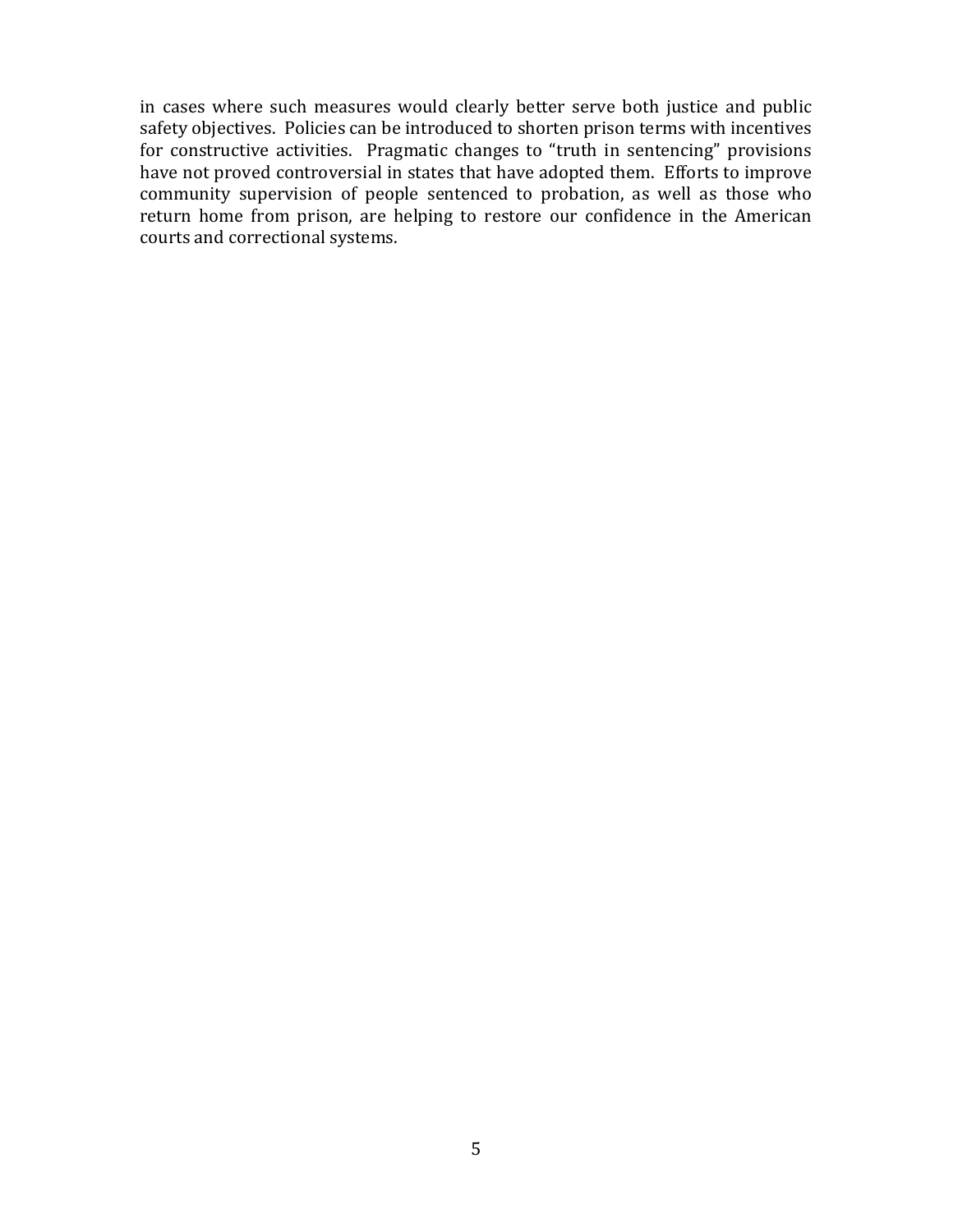in cases where such measures would clearly better serve both justice and public safety objectives. Policies can be introduced to shorten prison terms with incentives for constructive activities. Pragmatic changes to "truth in sentencing" provisions have not proved controversial in states that have adopted them. Efforts to improve community supervision of people sentenced to probation, as well as those who return home from prison, are helping to restore our confidence in the American courts and correctional systems.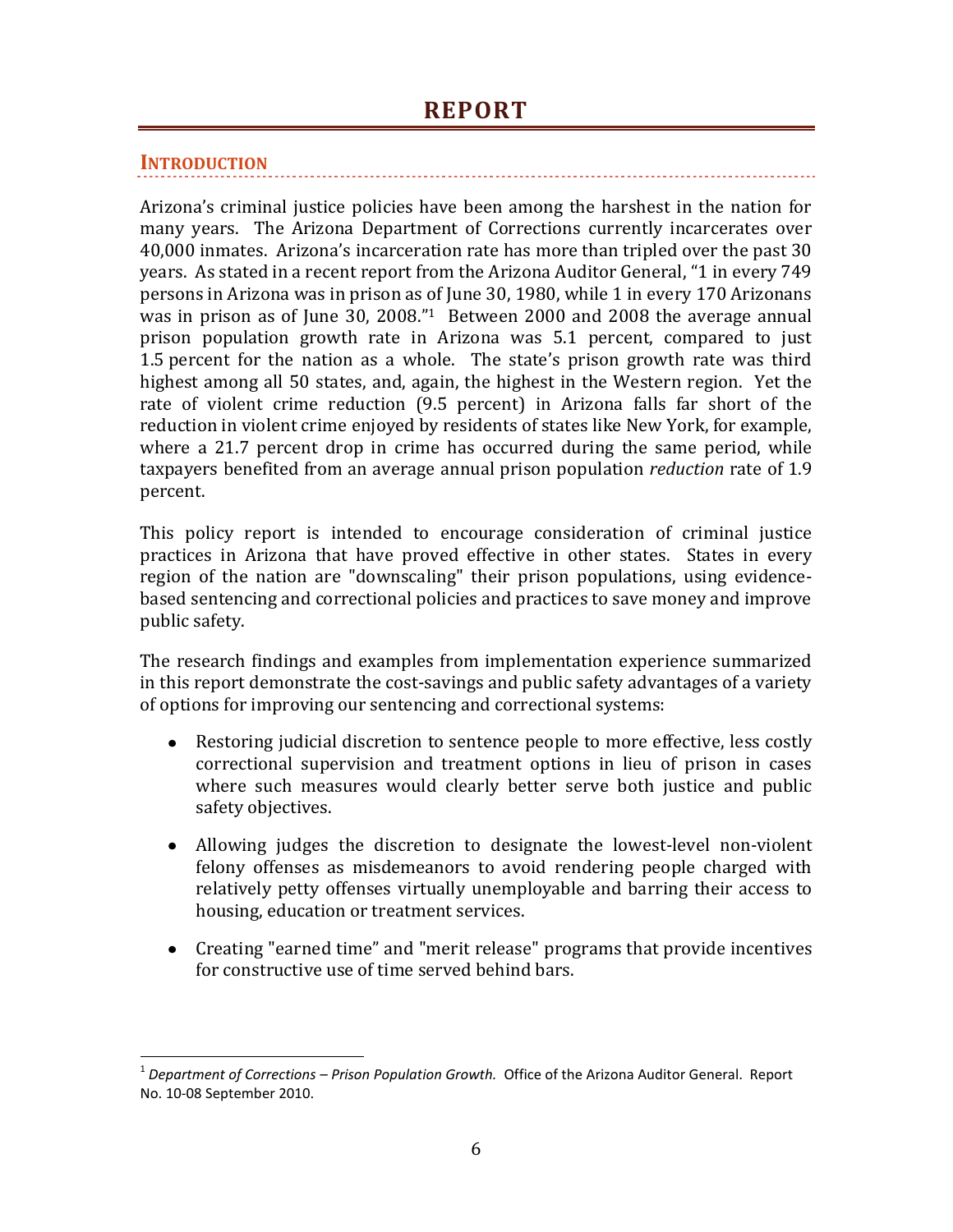# REPORT

## INTRODUCTION

Arizona's criminal justice policies have been among the harshest in the nation for many years. The Arizona Department of Corrections currently incarcerates over 40,000 inmates. Arizona's incarceration rate has more than tripled over the past 30 years. As stated in a recent report from the Arizona Auditor General, "1 in every 749 persons in Arizona was in prison as of June 30, 1980, while 1 in every 170 Arizonans was in prison as of June 30, 2008."[1] Between 2000 and 2008 the average annual prison population growth rate in Arizona was 5.1 percent, compared to just 1.5 percent for the nation as a whole. The state's prison growth rate was third highest among all 50 states, and, again, the highest in the Western region. Yet the rate of violent crime reduction (9.5 percent) in Arizona falls far short of the reduction in violent crime enjoyed by residents of states like New York, for example, where a 21.7 percent drop in crime has occurred during the same period, while taxpayers benefited from an average annual prison population *reduction* rate of 1.9 percent.

This policy report is intended to encourage consideration of criminal justice practices in Arizona that have proved effective in other states. States in every region of the nation are "downscaling" their prison populations, using evidence-based sentencing and correctional policies and practices to save money and improve public safety.

The research findings and examples from implementation experience summarized in this report demonstrate the cost-savings and public safety advantages of a variety of options for improving our sentencing and correctional systems:

- Restoring judicial discretion to sentence people to more effective, less costly correctional supervision and treatment options in lieu of prison in cases where such measures would clearly better serve both justice and public safety objectives.
- Allowing judges the discretion to designate the lowest-level non-violent felony offenses as misdemeanors to avoid rendering people charged with relatively petty offenses virtually unemployable and barring their access to housing, education or treatment services.
- Creating "earned time" and "merit release" programs that provide incentives for constructive use of time served behind bars.

[1] *Department of Corrections – Prison Population Growth.* Office of the Arizona Auditor General. Report No. 10-08 September 2010.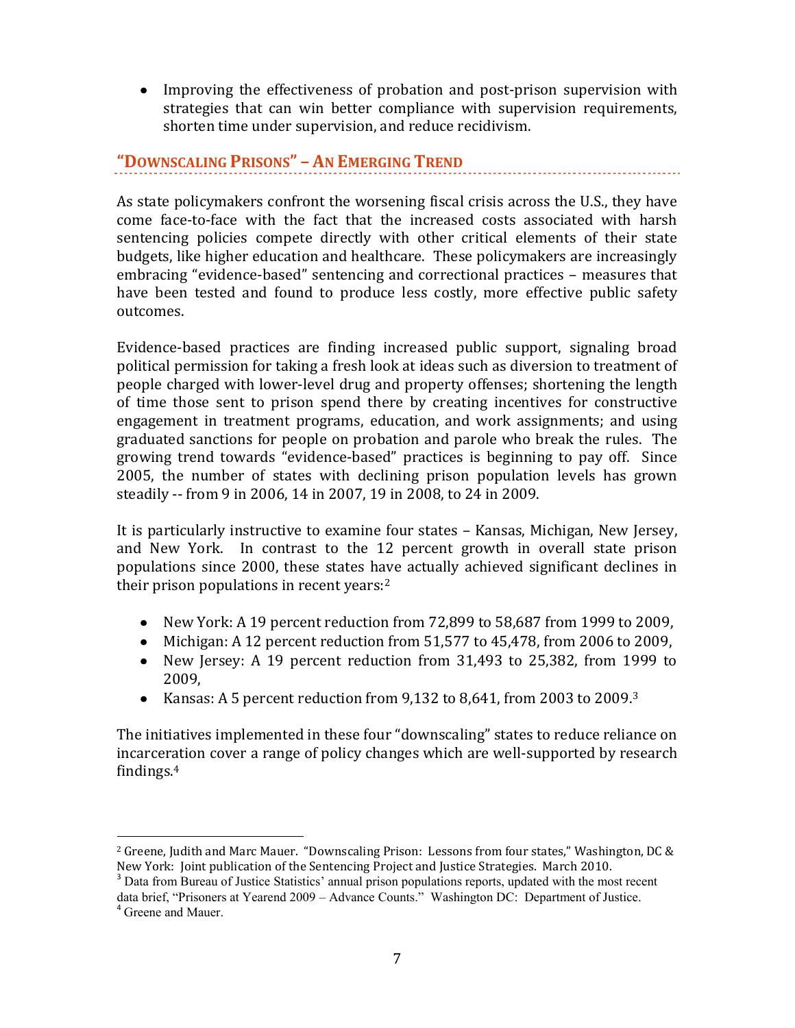- Improving the effectiveness of probation and post-prison supervision with strategies that can win better compliance with supervision requirements, shorten time under supervision, and reduce recidivism.

## "Downscaling Prisons" – An Emerging Trend

As state policymakers confront the worsening fiscal crisis across the U.S., they have come face-to-face with the fact that the increased costs associated with harsh sentencing policies compete directly with other critical elements of their state budgets, like higher education and healthcare. These policymakers are increasingly embracing "evidence-based" sentencing and correctional practices – measures that have been tested and found to produce less costly, more effective public safety outcomes.

Evidence-based practices are finding increased public support, signaling broad political permission for taking a fresh look at ideas such as diversion to treatment of people charged with lower-level drug and property offenses; shortening the length of time those sent to prison spend there by creating incentives for constructive engagement in treatment programs, education, and work assignments; and using graduated sanctions for people on probation and parole who break the rules. The growing trend towards "evidence-based" practices is beginning to pay off. Since 2005, the number of states with declining prison population levels has grown steadily -- from 9 in 2006, 14 in 2007, 19 in 2008, to 24 in 2009.

It is particularly instructive to examine four states – Kansas, Michigan, New Jersey, and New York. In contrast to the 12 percent growth in overall state prison populations since 2000, these states have actually achieved significant declines in their prison populations in recent years:[2]

- New York: A 19 percent reduction from 72,899 to 58,687 from 1999 to 2009,
- Michigan: A 12 percent reduction from 51,577 to 45,478, from 2006 to 2009,
- New Jersey: A 19 percent reduction from 31,493 to 25,382, from 1999 to 2009,
- Kansas: A 5 percent reduction from 9,132 to 8,641, from 2003 to 2009.[3]

The initiatives implemented in these four "downscaling" states to reduce reliance on incarceration cover a range of policy changes which are well-supported by research findings.[4]

---

[2] Greene, Judith and Marc Mauer. "Downscaling Prison: Lessons from four states," Washington, DC & New York: Joint publication of the Sentencing Project and Justice Strategies. March 2010.

[3] Data from Bureau of Justice Statistics' annual prison populations reports, updated with the most recent data brief, "Prisoners at Yearend 2009 – Advance Counts." Washington DC: Department of Justice.

[4] Greene and Mauer.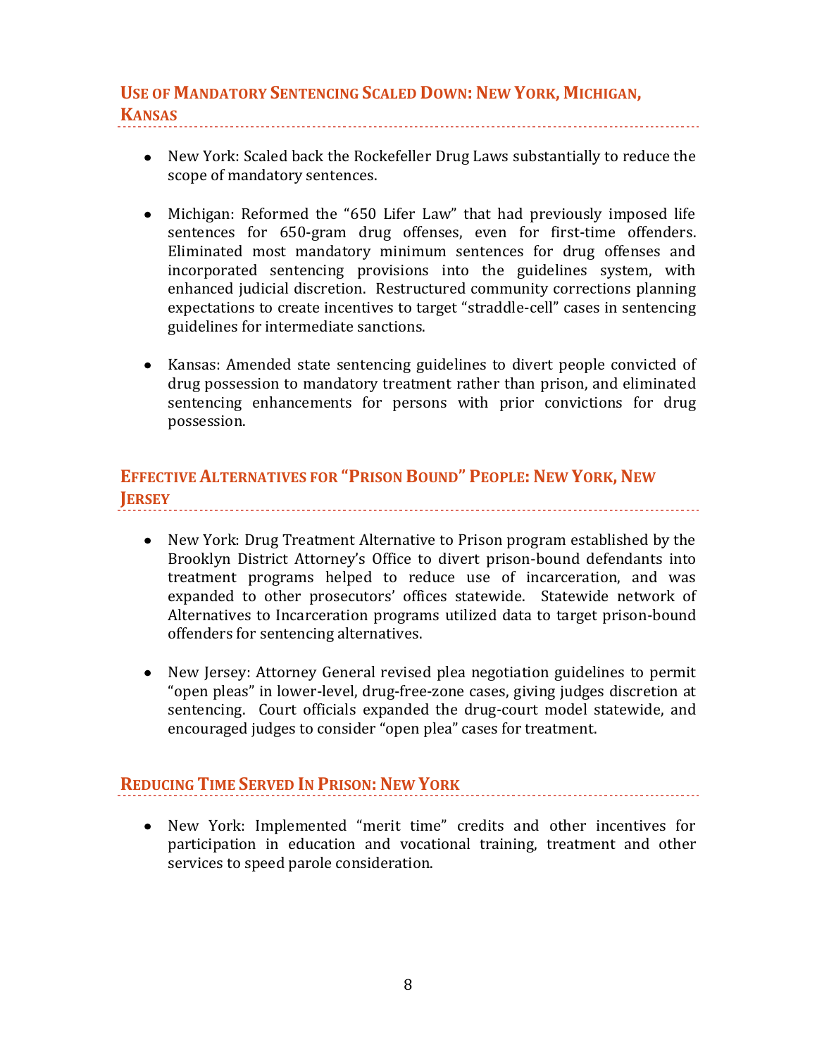## Use of Mandatory Sentencing Scaled Down: New York, Michigan, Kansas

- New York: Scaled back the Rockefeller Drug Laws substantially to reduce the scope of mandatory sentences.

- Michigan: Reformed the "650 Lifer Law" that had previously imposed life sentences for 650-gram drug offenses, even for first-time offenders. Eliminated most mandatory minimum sentences for drug offenses and incorporated sentencing provisions into the guidelines system, with enhanced judicial discretion. Restructured community corrections planning expectations to create incentives to target "straddle-cell" cases in sentencing guidelines for intermediate sanctions.

- Kansas: Amended state sentencing guidelines to divert people convicted of drug possession to mandatory treatment rather than prison, and eliminated sentencing enhancements for persons with prior convictions for drug possession.

## Effective Alternatives for "Prison Bound" People: New York, New Jersey

- New York: Drug Treatment Alternative to Prison program established by the Brooklyn District Attorney's Office to divert prison-bound defendants into treatment programs helped to reduce use of incarceration, and was expanded to other prosecutors' offices statewide. Statewide network of Alternatives to Incarceration programs utilized data to target prison-bound offenders for sentencing alternatives.

- New Jersey: Attorney General revised plea negotiation guidelines to permit "open pleas" in lower-level, drug-free-zone cases, giving judges discretion at sentencing. Court officials expanded the drug-court model statewide, and encouraged judges to consider "open plea" cases for treatment.

## Reducing Time Served In Prison: New York

- New York: Implemented "merit time" credits and other incentives for participation in education and vocational training, treatment and other services to speed parole consideration.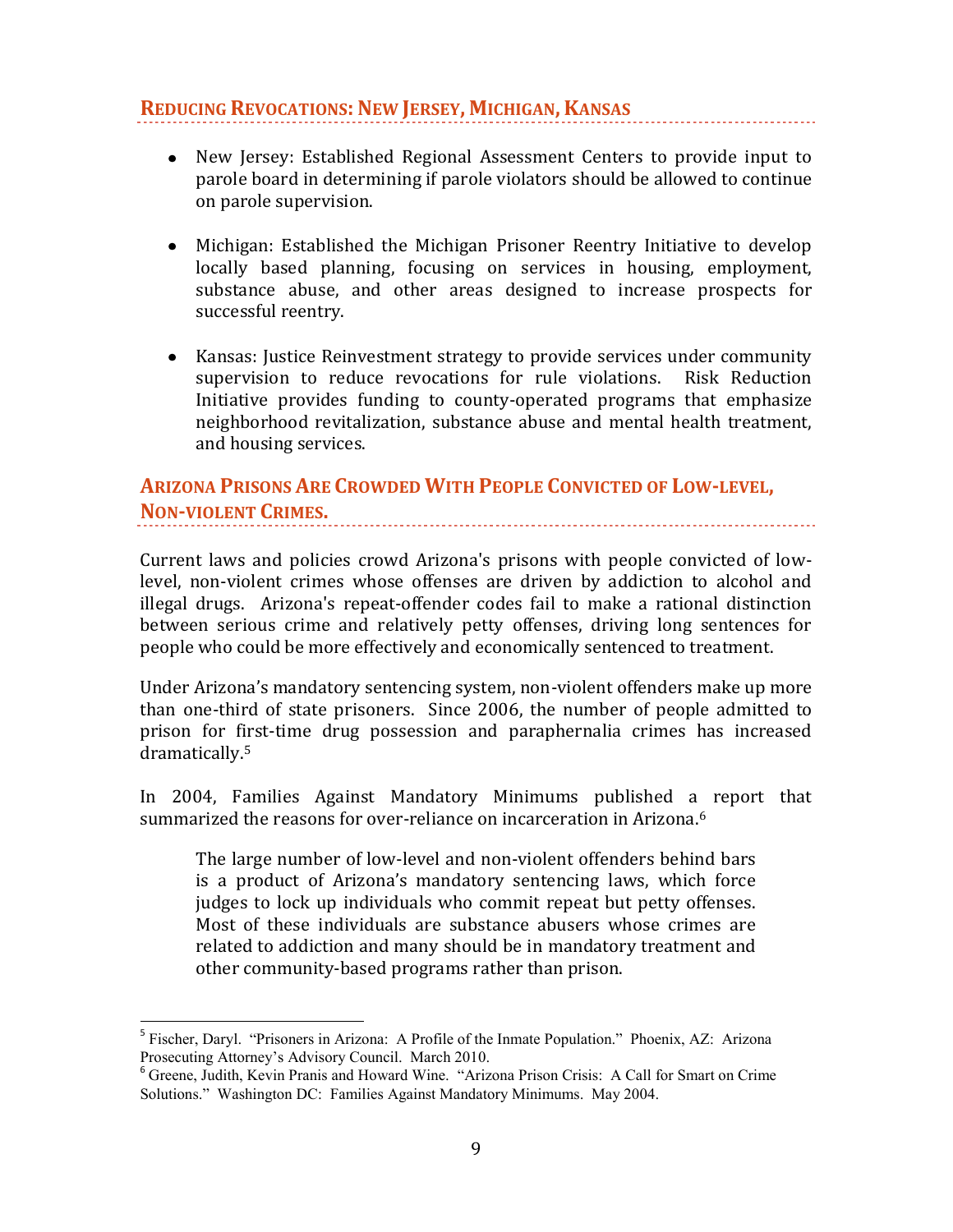## Reducing Revocations: New Jersey, Michigan, Kansas

- New Jersey: Established Regional Assessment Centers to provide input to parole board in determining if parole violators should be allowed to continue on parole supervision.

- Michigan: Established the Michigan Prisoner Reentry Initiative to develop locally based planning, focusing on services in housing, employment, substance abuse, and other areas designed to increase prospects for successful reentry.

- Kansas: Justice Reinvestment strategy to provide services under community supervision to reduce revocations for rule violations. Risk Reduction Initiative provides funding to county-operated programs that emphasize neighborhood revitalization, substance abuse and mental health treatment, and housing services.

## Arizona Prisons Are Crowded With People Convicted of Low-level, Non-violent Crimes.

Current laws and policies crowd Arizona's prisons with people convicted of low-level, non-violent crimes whose offenses are driven by addiction to alcohol and illegal drugs. Arizona's repeat-offender codes fail to make a rational distinction between serious crime and relatively petty offenses, driving long sentences for people who could be more effectively and economically sentenced to treatment.

Under Arizona's mandatory sentencing system, non-violent offenders make up more than one-third of state prisoners. Since 2006, the number of people admitted to prison for first-time drug possession and paraphernalia crimes has increased dramatically.[5]

In 2004, Families Against Mandatory Minimums published a report that summarized the reasons for over-reliance on incarceration in Arizona.[6]

> The large number of low-level and non-violent offenders behind bars is a product of Arizona's mandatory sentencing laws, which force judges to lock up individuals who commit repeat but petty offenses. Most of these individuals are substance abusers whose crimes are related to addiction and many should be in mandatory treatment and other community-based programs rather than prison.

[5] Fischer, Daryl. "Prisoners in Arizona: A Profile of the Inmate Population." Phoenix, AZ: Arizona Prosecuting Attorney's Advisory Council. March 2010.

[6] Greene, Judith, Kevin Pranis and Howard Wine. "Arizona Prison Crisis: A Call for Smart on Crime Solutions." Washington DC: Families Against Mandatory Minimums. May 2004.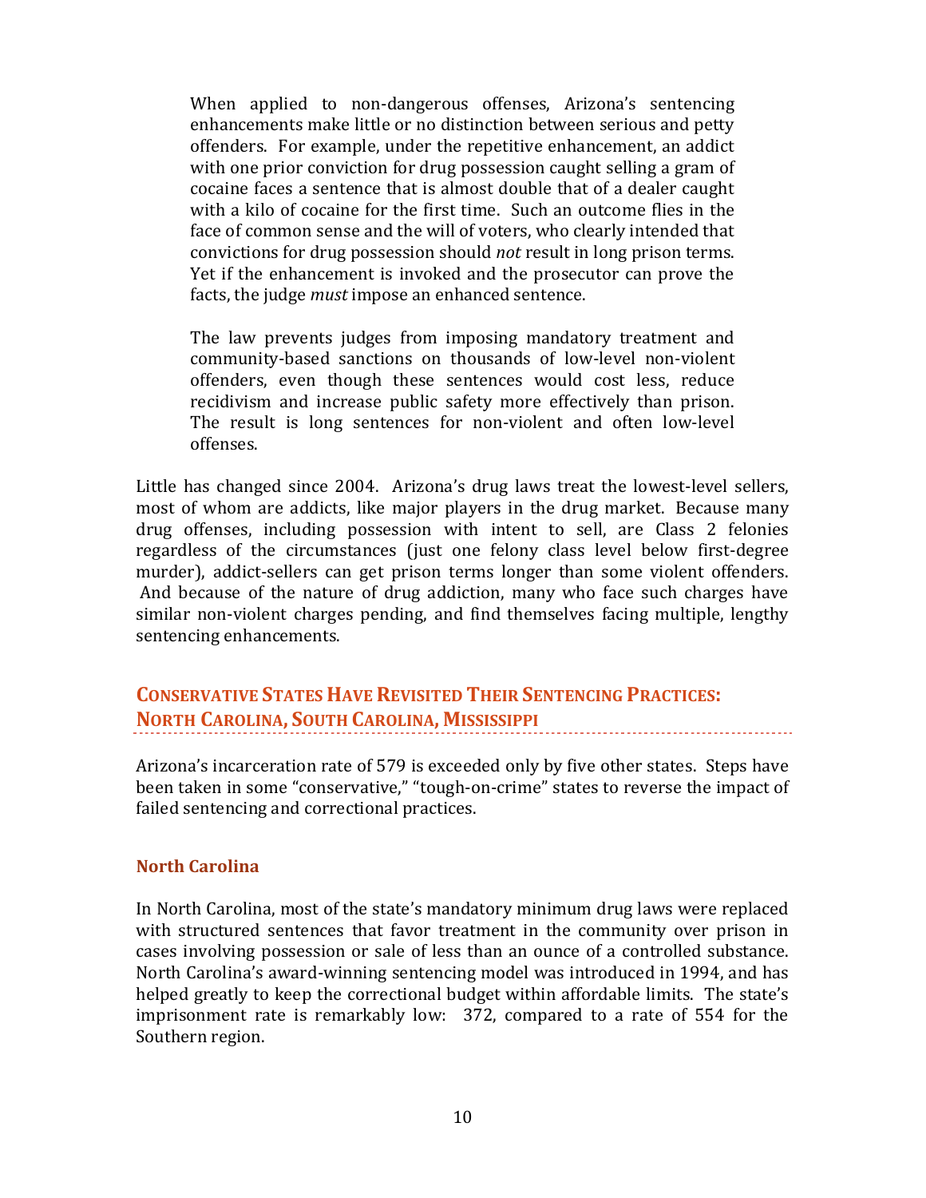> When applied to non-dangerous offenses, Arizona's sentencing enhancements make little or no distinction between serious and petty offenders. For example, under the repetitive enhancement, an addict with one prior conviction for drug possession caught selling a gram of cocaine faces a sentence that is almost double that of a dealer caught with a kilo of cocaine for the first time. Such an outcome flies in the face of common sense and the will of voters, who clearly intended that convictions for drug possession should *not* result in long prison terms. Yet if the enhancement is invoked and the prosecutor can prove the facts, the judge *must* impose an enhanced sentence.
>
> The law prevents judges from imposing mandatory treatment and community-based sanctions on thousands of low-level non-violent offenders, even though these sentences would cost less, reduce recidivism and increase public safety more effectively than prison. The result is long sentences for non-violent and often low-level offenses.

Little has changed since 2004. Arizona's drug laws treat the lowest-level sellers, most of whom are addicts, like major players in the drug market. Because many drug offenses, including possession with intent to sell, are Class 2 felonies regardless of the circumstances (just one felony class level below first-degree murder), addict-sellers can get prison terms longer than some violent offenders. And because of the nature of drug addiction, many who face such charges have similar non-violent charges pending, and find themselves facing multiple, lengthy sentencing enhancements.

## Conservative States Have Revisited Their Sentencing Practices: North Carolina, South Carolina, Mississippi

Arizona's incarceration rate of 579 is exceeded only by five other states. Steps have been taken in some "conservative," "tough-on-crime" states to reverse the impact of failed sentencing and correctional practices.

### North Carolina

In North Carolina, most of the state's mandatory minimum drug laws were replaced with structured sentences that favor treatment in the community over prison in cases involving possession or sale of less than an ounce of a controlled substance. North Carolina's award-winning sentencing model was introduced in 1994, and has helped greatly to keep the correctional budget within affordable limits. The state's imprisonment rate is remarkably low: 372, compared to a rate of 554 for the Southern region.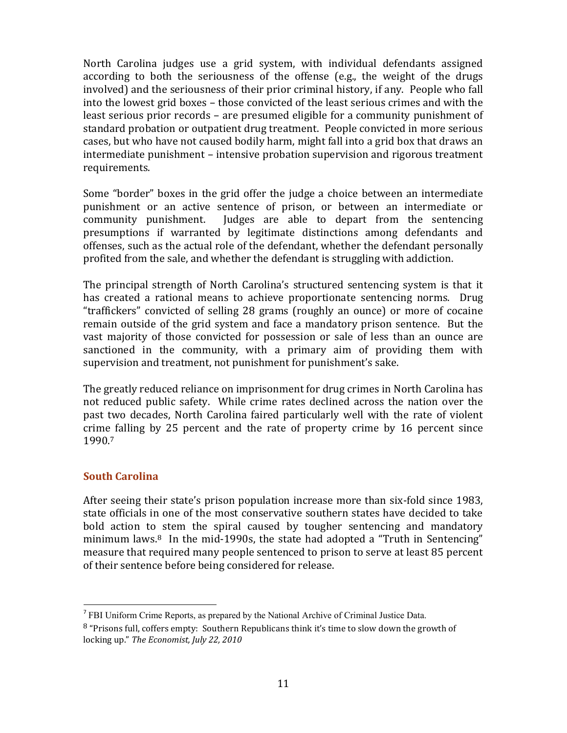North Carolina judges use a grid system, with individual defendants assigned according to both the seriousness of the offense (e.g., the weight of the drugs involved) and the seriousness of their prior criminal history, if any. People who fall into the lowest grid boxes – those convicted of the least serious crimes and with the least serious prior records – are presumed eligible for a community punishment of standard probation or outpatient drug treatment. People convicted in more serious cases, but who have not caused bodily harm, might fall into a grid box that draws an intermediate punishment – intensive probation supervision and rigorous treatment requirements.

Some "border" boxes in the grid offer the judge a choice between an intermediate punishment or an active sentence of prison, or between an intermediate or community punishment. Judges are able to depart from the sentencing presumptions if warranted by legitimate distinctions among defendants and offenses, such as the actual role of the defendant, whether the defendant personally profited from the sale, and whether the defendant is struggling with addiction.

The principal strength of North Carolina's structured sentencing system is that it has created a rational means to achieve proportionate sentencing norms. Drug "traffickers" convicted of selling 28 grams (roughly an ounce) or more of cocaine remain outside of the grid system and face a mandatory prison sentence. But the vast majority of those convicted for possession or sale of less than an ounce are sanctioned in the community, with a primary aim of providing them with supervision and treatment, not punishment for punishment's sake.

The greatly reduced reliance on imprisonment for drug crimes in North Carolina has not reduced public safety. While crime rates declined across the nation over the past two decades, North Carolina faired particularly well with the rate of violent crime falling by 25 percent and the rate of property crime by 16 percent since 1990.[7]

## South Carolina

After seeing their state's prison population increase more than six-fold since 1983, state officials in one of the most conservative southern states have decided to take bold action to stem the spiral caused by tougher sentencing and mandatory minimum laws.[8] In the mid-1990s, the state had adopted a "Truth in Sentencing" measure that required many people sentenced to prison to serve at least 85 percent of their sentence before being considered for release.

---

[7] FBI Uniform Crime Reports, as prepared by the National Archive of Criminal Justice Data.

[8] "Prisons full, coffers empty: Southern Republicans think it's time to slow down the growth of locking up." *The Economist, July 22, 2010*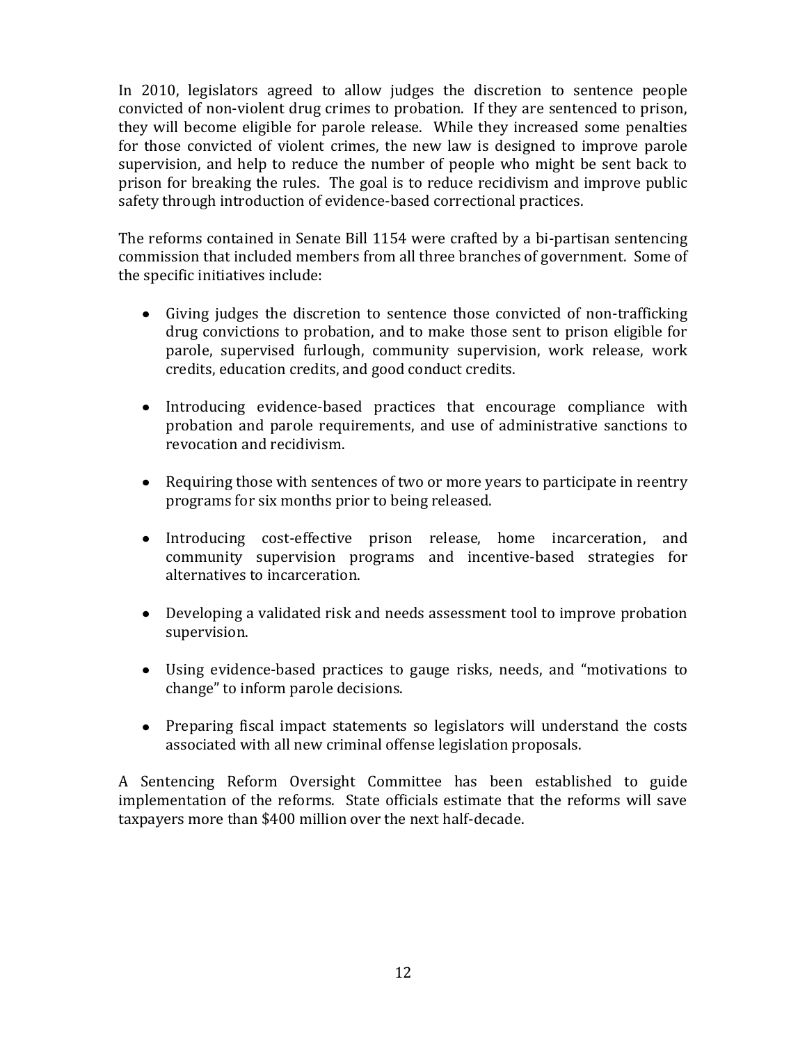In 2010, legislators agreed to allow judges the discretion to sentence people convicted of non-violent drug crimes to probation. If they are sentenced to prison, they will become eligible for parole release. While they increased some penalties for those convicted of violent crimes, the new law is designed to improve parole supervision, and help to reduce the number of people who might be sent back to prison for breaking the rules. The goal is to reduce recidivism and improve public safety through introduction of evidence-based correctional practices.

The reforms contained in Senate Bill 1154 were crafted by a bi-partisan sentencing commission that included members from all three branches of government. Some of the specific initiatives include:

- Giving judges the discretion to sentence those convicted of non-trafficking drug convictions to probation, and to make those sent to prison eligible for parole, supervised furlough, community supervision, work release, work credits, education credits, and good conduct credits.

- Introducing evidence-based practices that encourage compliance with probation and parole requirements, and use of administrative sanctions to revocation and recidivism.

- Requiring those with sentences of two or more years to participate in reentry programs for six months prior to being released.

- Introducing cost-effective prison release, home incarceration, and community supervision programs and incentive-based strategies for alternatives to incarceration.

- Developing a validated risk and needs assessment tool to improve probation supervision.

- Using evidence-based practices to gauge risks, needs, and "motivations to change" to inform parole decisions.

- Preparing fiscal impact statements so legislators will understand the costs associated with all new criminal offense legislation proposals.

A Sentencing Reform Oversight Committee has been established to guide implementation of the reforms. State officials estimate that the reforms will save taxpayers more than $400 million over the next half-decade.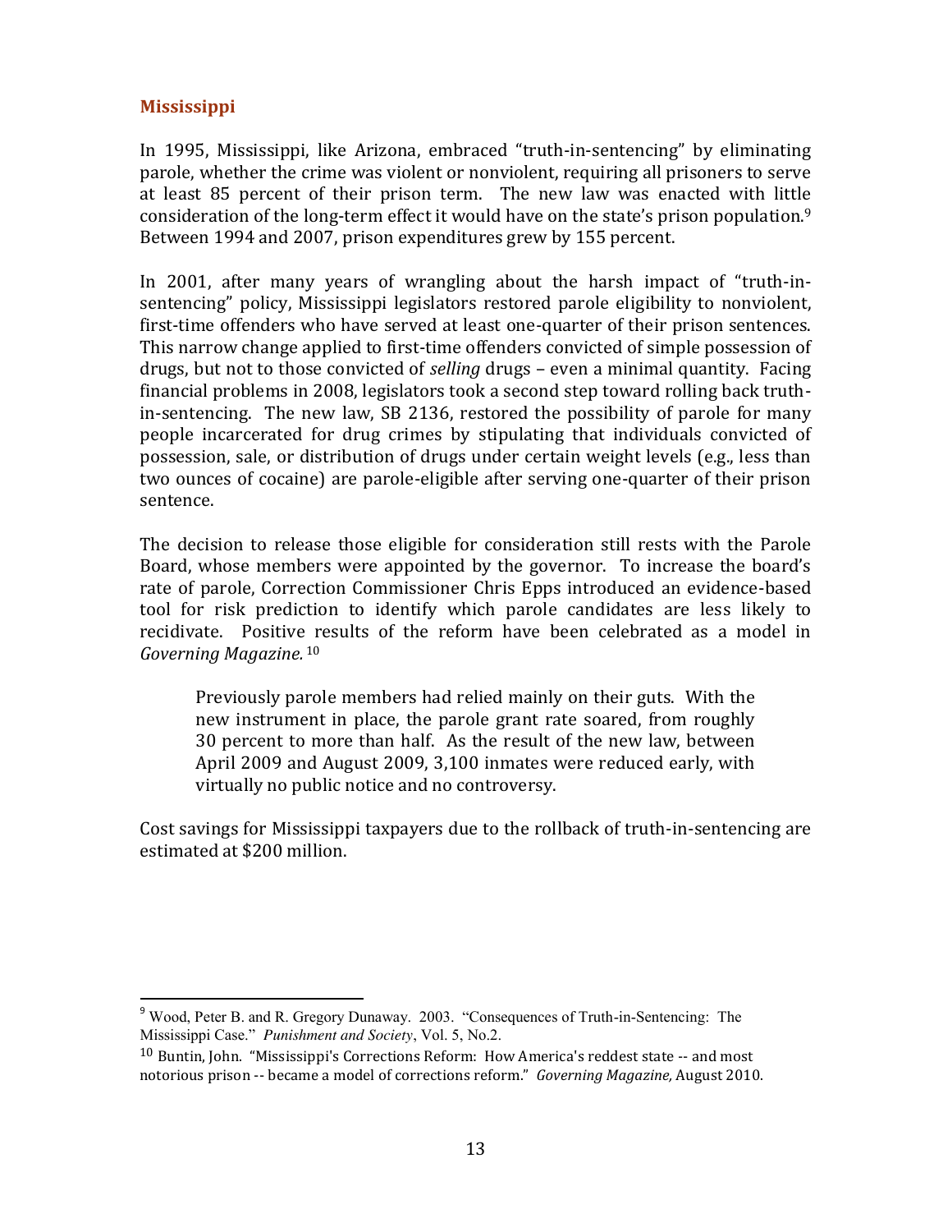## Mississippi

In 1995, Mississippi, like Arizona, embraced "truth-in-sentencing" by eliminating parole, whether the crime was violent or nonviolent, requiring all prisoners to serve at least 85 percent of their prison term. The new law was enacted with little consideration of the long-term effect it would have on the state's prison population.[9] Between 1994 and 2007, prison expenditures grew by 155 percent.

In 2001, after many years of wrangling about the harsh impact of "truth-in-sentencing" policy, Mississippi legislators restored parole eligibility to nonviolent, first-time offenders who have served at least one-quarter of their prison sentences. This narrow change applied to first-time offenders convicted of simple possession of drugs, but not to those convicted of *selling* drugs – even a minimal quantity. Facing financial problems in 2008, legislators took a second step toward rolling back truth-in-sentencing. The new law, SB 2136, restored the possibility of parole for many people incarcerated for drug crimes by stipulating that individuals convicted of possession, sale, or distribution of drugs under certain weight levels (e.g., less than two ounces of cocaine) are parole-eligible after serving one-quarter of their prison sentence.

The decision to release those eligible for consideration still rests with the Parole Board, whose members were appointed by the governor. To increase the board's rate of parole, Correction Commissioner Chris Epps introduced an evidence-based tool for risk prediction to identify which parole candidates are less likely to recidivate. Positive results of the reform have been celebrated as a model in *Governing Magazine.*[10]

> Previously parole members had relied mainly on their guts. With the new instrument in place, the parole grant rate soared, from roughly 30 percent to more than half. As the result of the new law, between April 2009 and August 2009, 3,100 inmates were reduced early, with virtually no public notice and no controversy.

Cost savings for Mississippi taxpayers due to the rollback of truth-in-sentencing are estimated at $200 million.

---

[9] Wood, Peter B. and R. Gregory Dunaway. 2003. "Consequences of Truth-in-Sentencing: The Mississippi Case." *Punishment and Society*, Vol. 5, No.2.

[10] Buntin, John. "Mississippi's Corrections Reform: How America's reddest state -- and most notorious prison -- became a model of corrections reform." *Governing Magazine,* August 2010.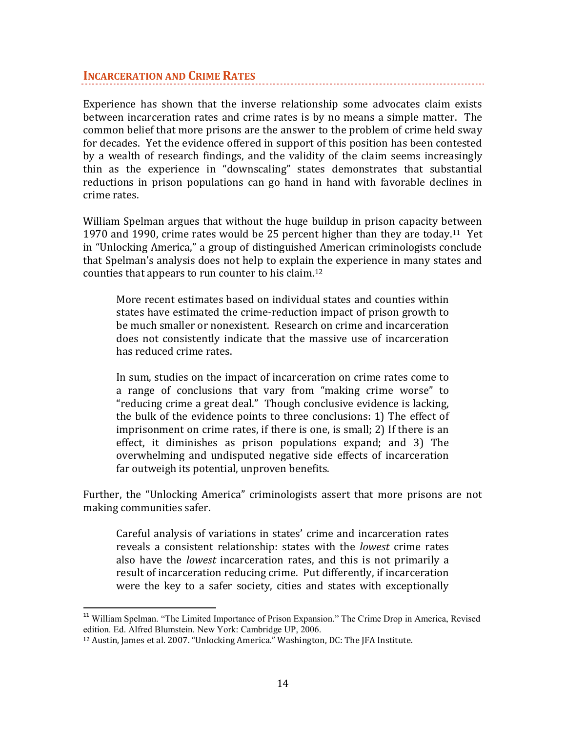## INCARCERATION AND CRIME RATES

Experience has shown that the inverse relationship some advocates claim exists between incarceration rates and crime rates is by no means a simple matter. The common belief that more prisons are the answer to the problem of crime held sway for decades. Yet the evidence offered in support of this position has been contested by a wealth of research findings, and the validity of the claim seems increasingly thin as the experience in "downscaling" states demonstrates that substantial reductions in prison populations can go hand in hand with favorable declines in crime rates.

William Spelman argues that without the huge buildup in prison capacity between 1970 and 1990, crime rates would be 25 percent higher than they are today.[11] Yet in "Unlocking America," a group of distinguished American criminologists conclude that Spelman's analysis does not help to explain the experience in many states and counties that appears to run counter to his claim.[12]

> More recent estimates based on individual states and counties within states have estimated the crime-reduction impact of prison growth to be much smaller or nonexistent. Research on crime and incarceration does not consistently indicate that the massive use of incarceration has reduced crime rates.
>
> In sum, studies on the impact of incarceration on crime rates come to a range of conclusions that vary from "making crime worse" to "reducing crime a great deal." Though conclusive evidence is lacking, the bulk of the evidence points to three conclusions: 1) The effect of imprisonment on crime rates, if there is one, is small; 2) If there is an effect, it diminishes as prison populations expand; and 3) The overwhelming and undisputed negative side effects of incarceration far outweigh its potential, unproven benefits.

Further, the "Unlocking America" criminologists assert that more prisons are not making communities safer.

> Careful analysis of variations in states' crime and incarceration rates reveals a consistent relationship: states with the *lowest* crime rates also have the *lowest* incarceration rates, and this is not primarily a result of incarceration reducing crime. Put differently, if incarceration were the key to a safer society, cities and states with exceptionally

---

[11] William Spelman. "The Limited Importance of Prison Expansion." The Crime Drop in America, Revised edition. Ed. Alfred Blumstein. New York: Cambridge UP, 2006.

[12] Austin, James et al. 2007. "Unlocking America." Washington, DC: The JFA Institute.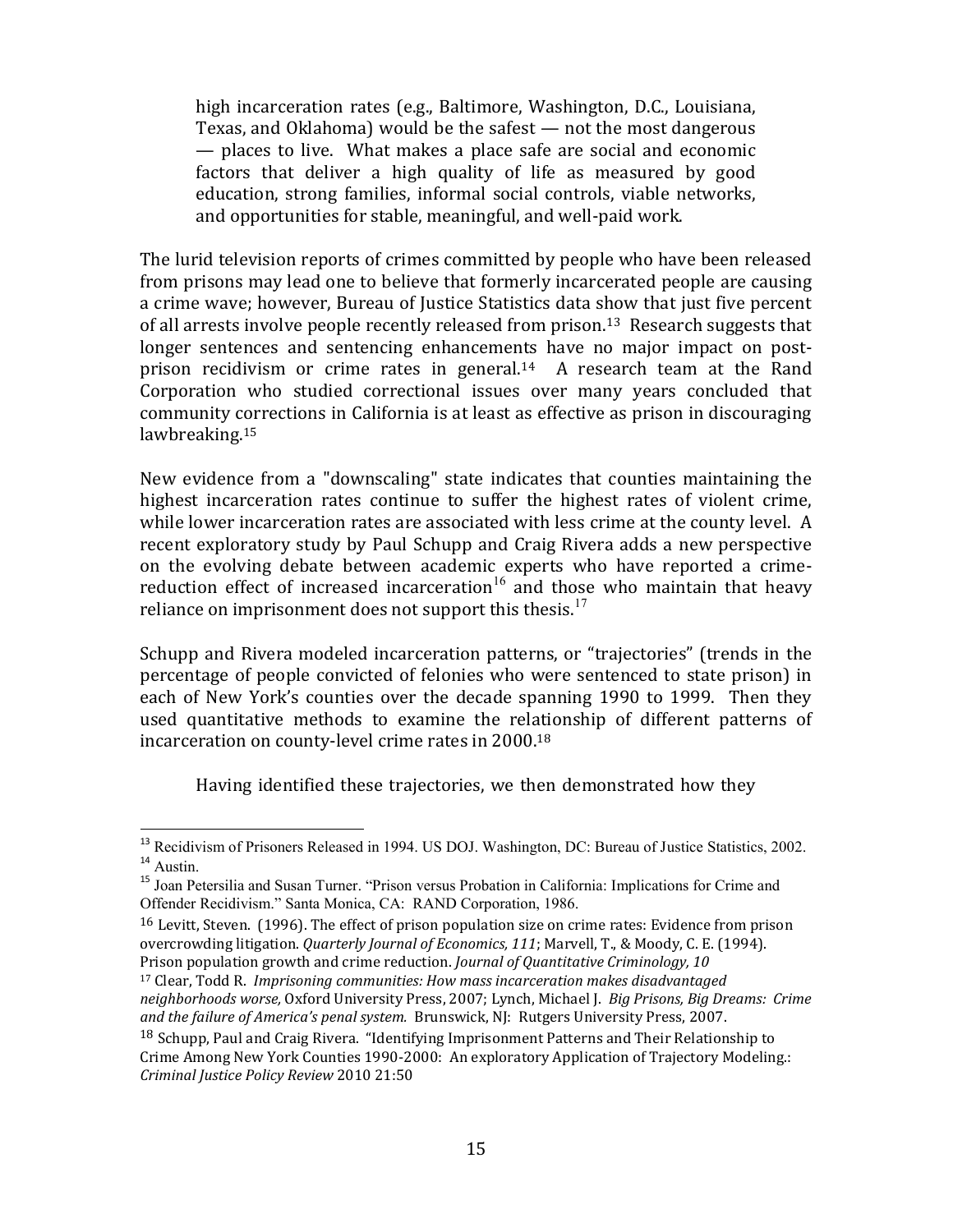> high incarceration rates (e.g., Baltimore, Washington, D.C., Louisiana, Texas, and Oklahoma) would be the safest — not the most dangerous — places to live. What makes a place safe are social and economic factors that deliver a high quality of life as measured by good education, strong families, informal social controls, viable networks, and opportunities for stable, meaningful, and well-paid work.

The lurid television reports of crimes committed by people who have been released from prisons may lead one to believe that formerly incarcerated people are causing a crime wave; however, Bureau of Justice Statistics data show that just five percent of all arrests involve people recently released from prison.[13] Research suggests that longer sentences and sentencing enhancements have no major impact on post-prison recidivism or crime rates in general.[14] A research team at the Rand Corporation who studied correctional issues over many years concluded that community corrections in California is at least as effective as prison in discouraging lawbreaking.[15]

New evidence from a "downscaling" state indicates that counties maintaining the highest incarceration rates continue to suffer the highest rates of violent crime, while lower incarceration rates are associated with less crime at the county level. A recent exploratory study by Paul Schupp and Craig Rivera adds a new perspective on the evolving debate between academic experts who have reported a crime-reduction effect of increased incarceration[16] and those who maintain that heavy reliance on imprisonment does not support this thesis.[17]

Schupp and Rivera modeled incarceration patterns, or "trajectories" (trends in the percentage of people convicted of felonies who were sentenced to state prison) in each of New York's counties over the decade spanning 1990 to 1999. Then they used quantitative methods to examine the relationship of different patterns of incarceration on county-level crime rates in 2000.[18]

> Having identified these trajectories, we then demonstrated how they

---

[13] Recidivism of Prisoners Released in 1994. US DOJ. Washington, DC: Bureau of Justice Statistics, 2002.

[14] Austin.

[15] Joan Petersilia and Susan Turner. "Prison versus Probation in California: Implications for Crime and Offender Recidivism." Santa Monica, CA: RAND Corporation, 1986.

[16] Levitt, Steven. (1996). The effect of prison population size on crime rates: Evidence from prison overcrowding litigation. *Quarterly Journal of Economics, 111*; Marvell, T., & Moody, C. E. (1994). Prison population growth and crime reduction. *Journal of Quantitative Criminology, 10*

[17] Clear, Todd R. *Imprisoning communities: How mass incarceration makes disadvantaged neighborhoods worse,* Oxford University Press, 2007; Lynch, Michael J. *Big Prisons, Big Dreams: Crime and the failure of America's penal system.* Brunswick, NJ: Rutgers University Press, 2007.

[18] Schupp, Paul and Craig Rivera. "Identifying Imprisonment Patterns and Their Relationship to Crime Among New York Counties 1990-2000: An exploratory Application of Trajectory Modeling.: *Criminal Justice Policy Review* 2010 21:50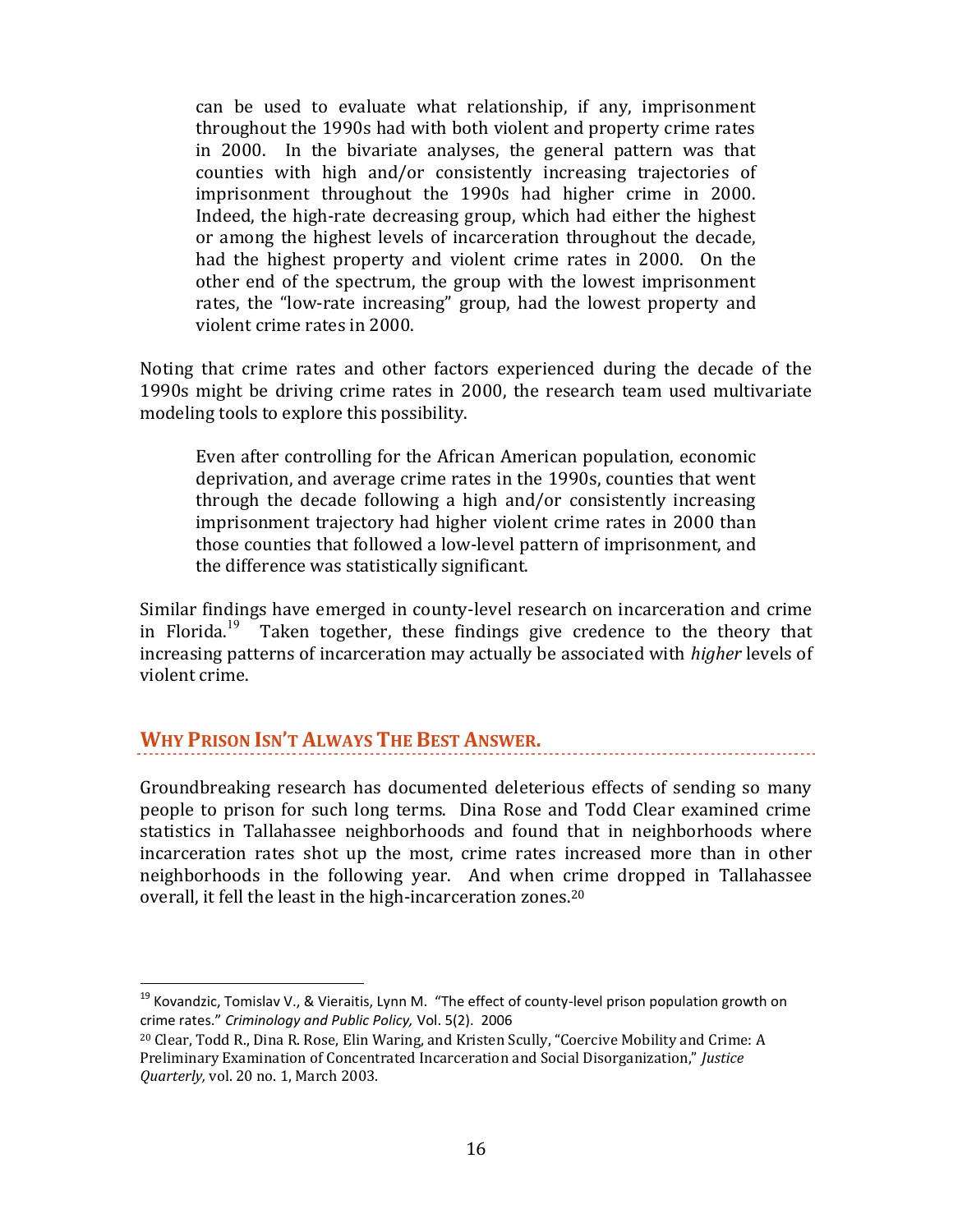> can be used to evaluate what relationship, if any, imprisonment throughout the 1990s had with both violent and property crime rates in 2000. In the bivariate analyses, the general pattern was that counties with high and/or consistently increasing trajectories of imprisonment throughout the 1990s had higher crime in 2000. Indeed, the high-rate decreasing group, which had either the highest or among the highest levels of incarceration throughout the decade, had the highest property and violent crime rates in 2000. On the other end of the spectrum, the group with the lowest imprisonment rates, the "low-rate increasing" group, had the lowest property and violent crime rates in 2000.

Noting that crime rates and other factors experienced during the decade of the 1990s might be driving crime rates in 2000, the research team used multivariate modeling tools to explore this possibility.

> Even after controlling for the African American population, economic deprivation, and average crime rates in the 1990s, counties that went through the decade following a high and/or consistently increasing imprisonment trajectory had higher violent crime rates in 2000 than those counties that followed a low-level pattern of imprisonment, and the difference was statistically significant.

Similar findings have emerged in county-level research on incarceration and crime in Florida.[19] Taken together, these findings give credence to the theory that increasing patterns of incarceration may actually be associated with *higher* levels of violent crime.

## WHY PRISON ISN'T ALWAYS THE BEST ANSWER.

Groundbreaking research has documented deleterious effects of sending so many people to prison for such long terms. Dina Rose and Todd Clear examined crime statistics in Tallahassee neighborhoods and found that in neighborhoods where incarceration rates shot up the most, crime rates increased more than in other neighborhoods in the following year. And when crime dropped in Tallahassee overall, it fell the least in the high-incarceration zones.[20]

---

[19] Kovandzic, Tomislav V., & Vieraitis, Lynn M. "The effect of county-level prison population growth on crime rates." *Criminology and Public Policy,* Vol. 5(2). 2006

[20] Clear, Todd R., Dina R. Rose, Elin Waring, and Kristen Scully, "Coercive Mobility and Crime: A Preliminary Examination of Concentrated Incarceration and Social Disorganization," *Justice Quarterly,* vol. 20 no. 1, March 2003.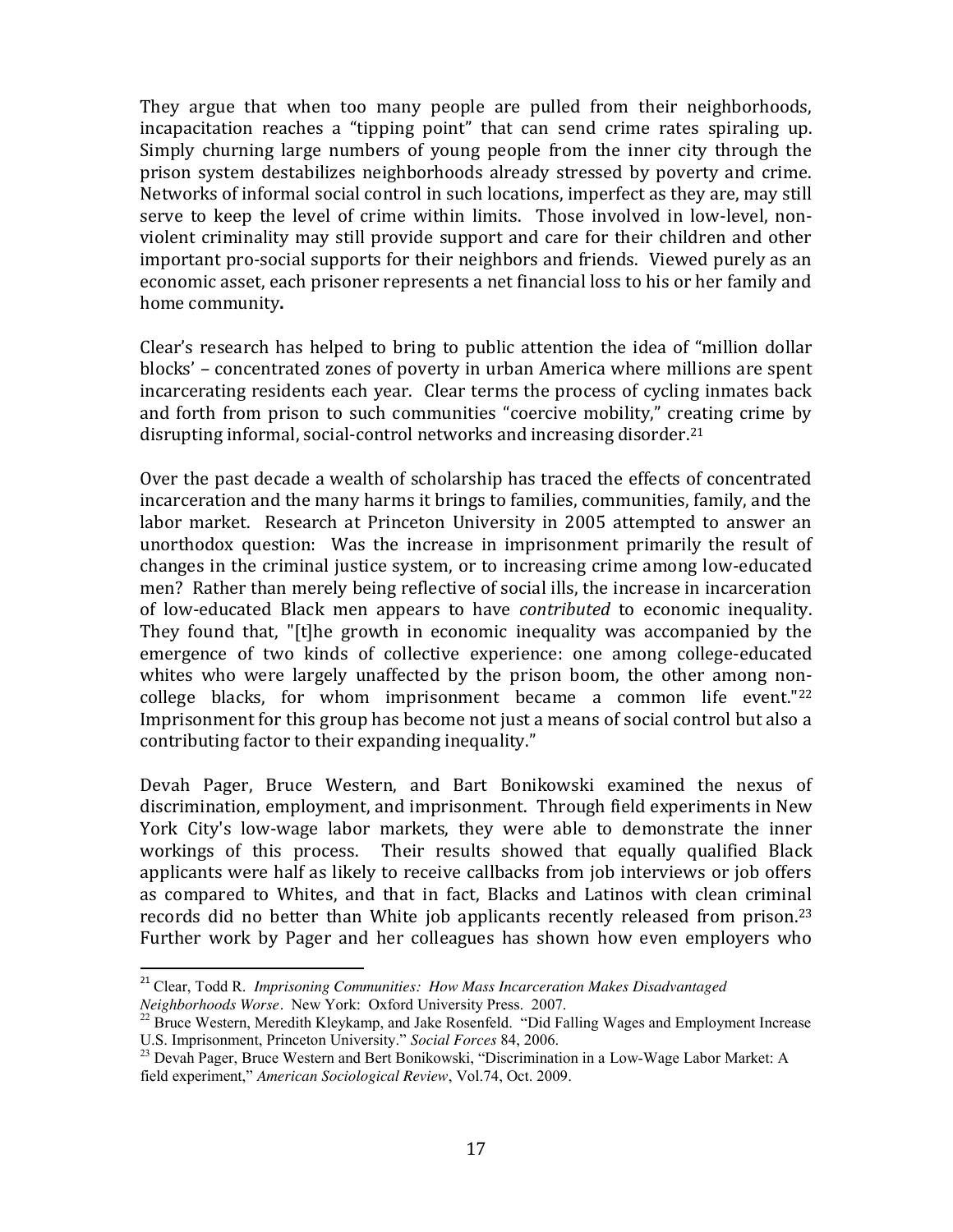They argue that when too many people are pulled from their neighborhoods, incapacitation reaches a "tipping point" that can send crime rates spiraling up. Simply churning large numbers of young people from the inner city through the prison system destabilizes neighborhoods already stressed by poverty and crime. Networks of informal social control in such locations, imperfect as they are, may still serve to keep the level of crime within limits. Those involved in low-level, non-violent criminality may still provide support and care for their children and other important pro-social supports for their neighbors and friends. Viewed purely as an economic asset, each prisoner represents a net financial loss to his or her family and home community**.**

Clear's research has helped to bring to public attention the idea of "million dollar blocks' – concentrated zones of poverty in urban America where millions are spent incarcerating residents each year. Clear terms the process of cycling inmates back and forth from prison to such communities "coercive mobility," creating crime by disrupting informal, social-control networks and increasing disorder.[21]

Over the past decade a wealth of scholarship has traced the effects of concentrated incarceration and the many harms it brings to families, communities, family, and the labor market. Research at Princeton University in 2005 attempted to answer an unorthodox question: Was the increase in imprisonment primarily the result of changes in the criminal justice system, or to increasing crime among low-educated men? Rather than merely being reflective of social ills, the increase in incarceration of low-educated Black men appears to have *contributed* to economic inequality. They found that, "[t]he growth in economic inequality was accompanied by the emergence of two kinds of collective experience: one among college-educated whites who were largely unaffected by the prison boom, the other among non-college blacks, for whom imprisonment became a common life event."[22] Imprisonment for this group has become not just a means of social control but also a contributing factor to their expanding inequality."

Devah Pager, Bruce Western, and Bart Bonikowski examined the nexus of discrimination, employment, and imprisonment. Through field experiments in New York City's low-wage labor markets, they were able to demonstrate the inner workings of this process. Their results showed that equally qualified Black applicants were half as likely to receive callbacks from job interviews or job offers as compared to Whites, and that in fact, Blacks and Latinos with clean criminal records did no better than White job applicants recently released from prison.[23] Further work by Pager and her colleagues has shown how even employers who

---

[21] Clear, Todd R. *Imprisoning Communities: How Mass Incarceration Makes Disadvantaged Neighborhoods Worse*. New York: Oxford University Press. 2007.

[22] Bruce Western, Meredith Kleykamp, and Jake Rosenfeld. "Did Falling Wages and Employment Increase U.S. Imprisonment, Princeton University." *Social Forces* 84, 2006.

[23] Devah Pager, Bruce Western and Bert Bonikowski, "Discrimination in a Low-Wage Labor Market: A field experiment," *American Sociological Review*, Vol.74, Oct. 2009.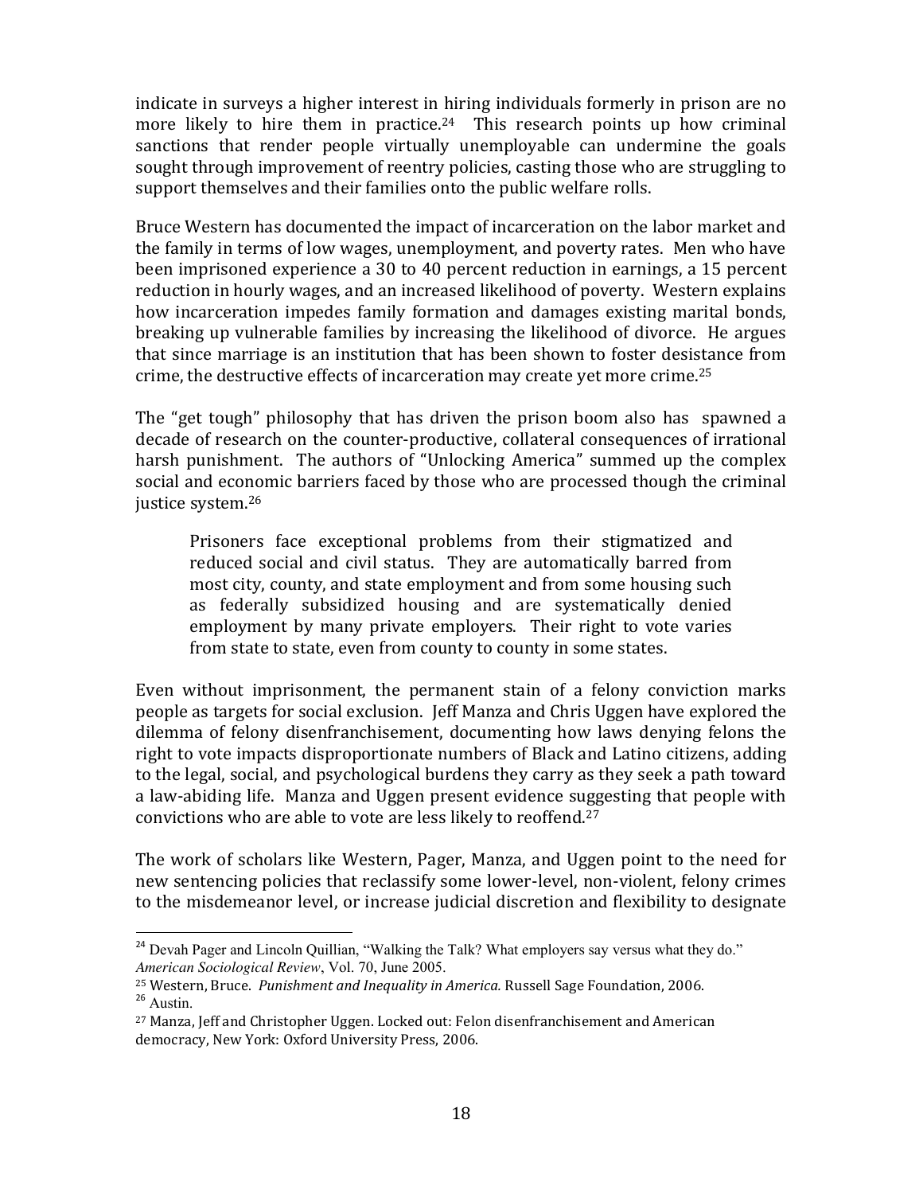indicate in surveys a higher interest in hiring individuals formerly in prison are no more likely to hire them in practice.[24] This research points up how criminal sanctions that render people virtually unemployable can undermine the goals sought through improvement of reentry policies, casting those who are struggling to support themselves and their families onto the public welfare rolls.

Bruce Western has documented the impact of incarceration on the labor market and the family in terms of low wages, unemployment, and poverty rates. Men who have been imprisoned experience a 30 to 40 percent reduction in earnings, a 15 percent reduction in hourly wages, and an increased likelihood of poverty. Western explains how incarceration impedes family formation and damages existing marital bonds, breaking up vulnerable families by increasing the likelihood of divorce. He argues that since marriage is an institution that has been shown to foster desistance from crime, the destructive effects of incarceration may create yet more crime.[25]

The "get tough" philosophy that has driven the prison boom also has spawned a decade of research on the counter-productive, collateral consequences of irrational harsh punishment. The authors of "Unlocking America" summed up the complex social and economic barriers faced by those who are processed though the criminal justice system.[26]

> Prisoners face exceptional problems from their stigmatized and reduced social and civil status. They are automatically barred from most city, county, and state employment and from some housing such as federally subsidized housing and are systematically denied employment by many private employers. Their right to vote varies from state to state, even from county to county in some states.

Even without imprisonment, the permanent stain of a felony conviction marks people as targets for social exclusion. Jeff Manza and Chris Uggen have explored the dilemma of felony disenfranchisement, documenting how laws denying felons the right to vote impacts disproportionate numbers of Black and Latino citizens, adding to the legal, social, and psychological burdens they carry as they seek a path toward a law-abiding life. Manza and Uggen present evidence suggesting that people with convictions who are able to vote are less likely to reoffend.[27]

The work of scholars like Western, Pager, Manza, and Uggen point to the need for new sentencing policies that reclassify some lower-level, non-violent, felony crimes to the misdemeanor level, or increase judicial discretion and flexibility to designate

---

[24] Devah Pager and Lincoln Quillian, "Walking the Talk? What employers say versus what they do." *American Sociological Review*, Vol. 70, June 2005.

[25] Western, Bruce. *Punishment and Inequality in America.* Russell Sage Foundation, 2006.

[26] Austin.

[27] Manza, Jeff and Christopher Uggen. Locked out: Felon disenfranchisement and American democracy, New York: Oxford University Press, 2006.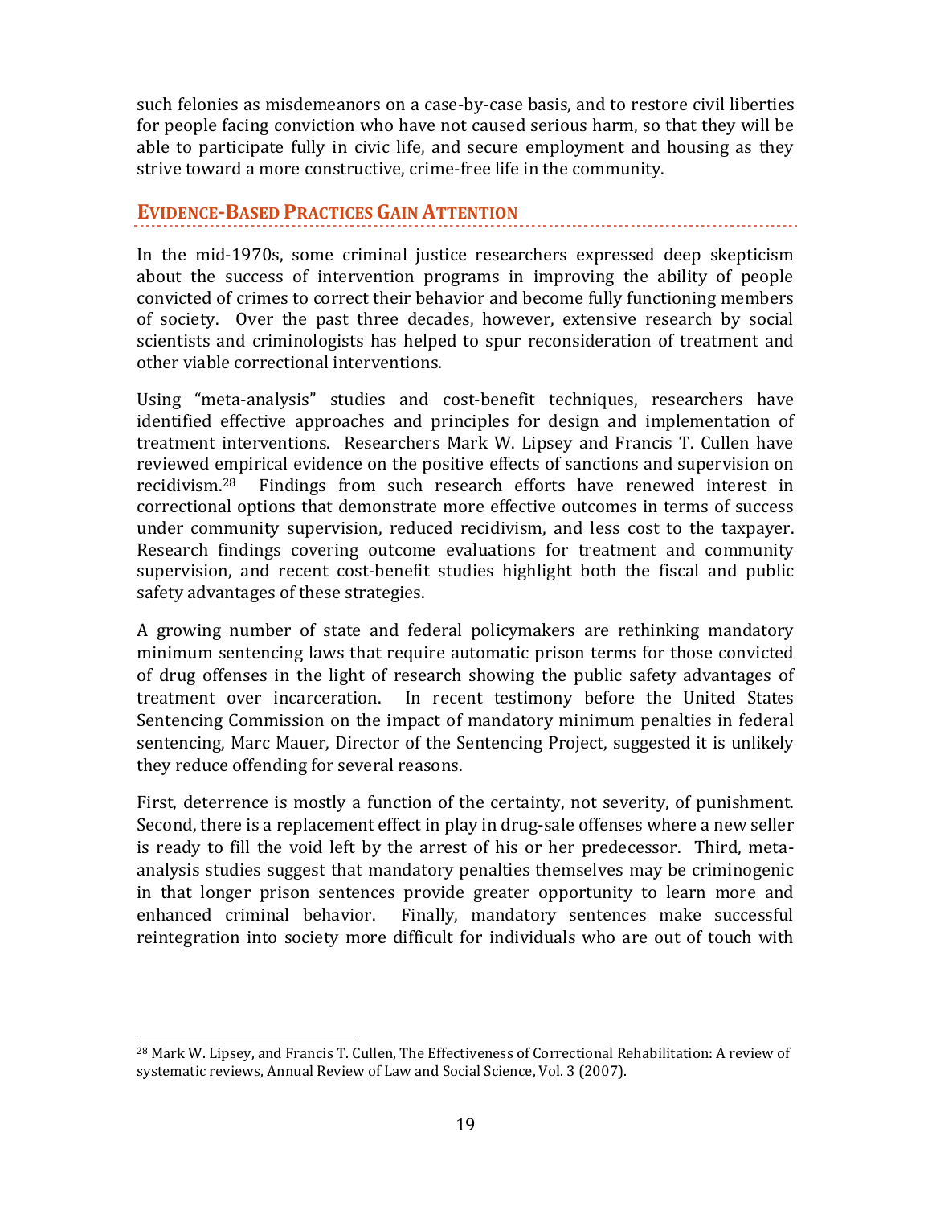such felonies as misdemeanors on a case-by-case basis, and to restore civil liberties for people facing conviction who have not caused serious harm, so that they will be able to participate fully in civic life, and secure employment and housing as they strive toward a more constructive, crime-free life in the community.

## EVIDENCE-BASED PRACTICES GAIN ATTENTION

In the mid-1970s, some criminal justice researchers expressed deep skepticism about the success of intervention programs in improving the ability of people convicted of crimes to correct their behavior and become fully functioning members of society. Over the past three decades, however, extensive research by social scientists and criminologists has helped to spur reconsideration of treatment and other viable correctional interventions.

Using "meta-analysis" studies and cost-benefit techniques, researchers have identified effective approaches and principles for design and implementation of treatment interventions. Researchers Mark W. Lipsey and Francis T. Cullen have reviewed empirical evidence on the positive effects of sanctions and supervision on recidivism.[28] Findings from such research efforts have renewed interest in correctional options that demonstrate more effective outcomes in terms of success under community supervision, reduced recidivism, and less cost to the taxpayer. Research findings covering outcome evaluations for treatment and community supervision, and recent cost-benefit studies highlight both the fiscal and public safety advantages of these strategies.

A growing number of state and federal policymakers are rethinking mandatory minimum sentencing laws that require automatic prison terms for those convicted of drug offenses in the light of research showing the public safety advantages of treatment over incarceration. In recent testimony before the United States Sentencing Commission on the impact of mandatory minimum penalties in federal sentencing, Marc Mauer, Director of the Sentencing Project, suggested it is unlikely they reduce offending for several reasons.

First, deterrence is mostly a function of the certainty, not severity, of punishment. Second, there is a replacement effect in play in drug-sale offenses where a new seller is ready to fill the void left by the arrest of his or her predecessor. Third, meta-analysis studies suggest that mandatory penalties themselves may be criminogenic in that longer prison sentences provide greater opportunity to learn more and enhanced criminal behavior. Finally, mandatory sentences make successful reintegration into society more difficult for individuals who are out of touch with

[28] Mark W. Lipsey, and Francis T. Cullen, The Effectiveness of Correctional Rehabilitation: A review of systematic reviews, Annual Review of Law and Social Science, Vol. 3 (2007).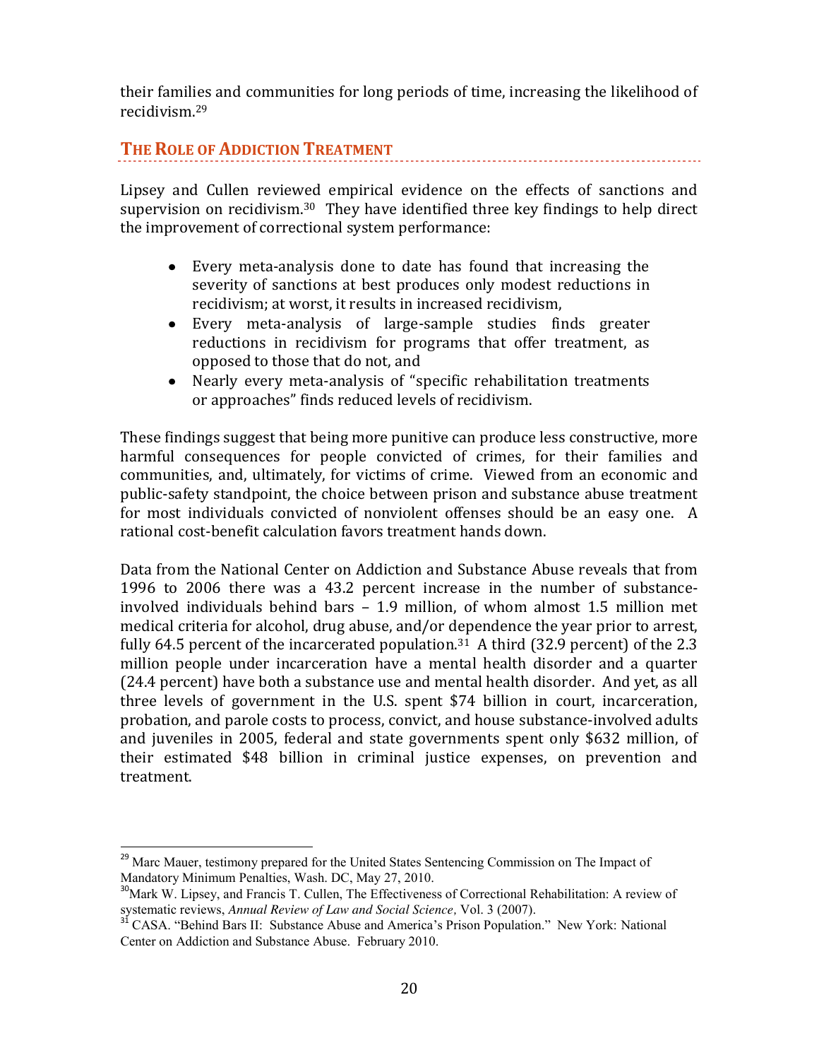their families and communities for long periods of time, increasing the likelihood of recidivism.[29]

## The Role of Addiction Treatment

Lipsey and Cullen reviewed empirical evidence on the effects of sanctions and supervision on recidivism.[30] They have identified three key findings to help direct the improvement of correctional system performance:

- Every meta-analysis done to date has found that increasing the severity of sanctions at best produces only modest reductions in recidivism; at worst, it results in increased recidivism,
- Every meta-analysis of large-sample studies finds greater reductions in recidivism for programs that offer treatment, as opposed to those that do not, and
- Nearly every meta-analysis of "specific rehabilitation treatments or approaches" finds reduced levels of recidivism.

These findings suggest that being more punitive can produce less constructive, more harmful consequences for people convicted of crimes, for their families and communities, and, ultimately, for victims of crime. Viewed from an economic and public-safety standpoint, the choice between prison and substance abuse treatment for most individuals convicted of nonviolent offenses should be an easy one. A rational cost-benefit calculation favors treatment hands down.

Data from the National Center on Addiction and Substance Abuse reveals that from 1996 to 2006 there was a 43.2 percent increase in the number of substance-involved individuals behind bars – 1.9 million, of whom almost 1.5 million met medical criteria for alcohol, drug abuse, and/or dependence the year prior to arrest, fully 64.5 percent of the incarcerated population.[31] A third (32.9 percent) of the 2.3 million people under incarceration have a mental health disorder and a quarter (24.4 percent) have both a substance use and mental health disorder. And yet, as all three levels of government in the U.S. spent $74 billion in court, incarceration, probation, and parole costs to process, convict, and house substance-involved adults and juveniles in 2005, federal and state governments spent only $632 million, of their estimated $48 billion in criminal justice expenses, on prevention and treatment.

---

[29] Marc Mauer, testimony prepared for the United States Sentencing Commission on The Impact of Mandatory Minimum Penalties, Wash. DC, May 27, 2010.

[30] Mark W. Lipsey, and Francis T. Cullen, The Effectiveness of Correctional Rehabilitation: A review of systematic reviews, *Annual Review of Law and Social Science*, Vol. 3 (2007).

[31] CASA. "Behind Bars II: Substance Abuse and America's Prison Population." New York: National Center on Addiction and Substance Abuse. February 2010.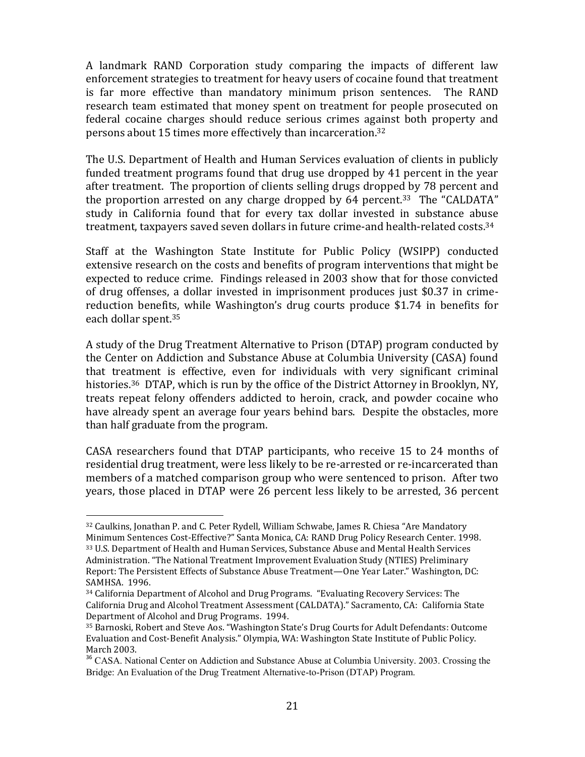A landmark RAND Corporation study comparing the impacts of different law enforcement strategies to treatment for heavy users of cocaine found that treatment is far more effective than mandatory minimum prison sentences. The RAND research team estimated that money spent on treatment for people prosecuted on federal cocaine charges should reduce serious crimes against both property and persons about 15 times more effectively than incarceration.[32]

The U.S. Department of Health and Human Services evaluation of clients in publicly funded treatment programs found that drug use dropped by 41 percent in the year after treatment. The proportion of clients selling drugs dropped by 78 percent and the proportion arrested on any charge dropped by 64 percent.[33] The "CALDATA" study in California found that for every tax dollar invested in substance abuse treatment, taxpayers saved seven dollars in future crime-and health-related costs.[34]

Staff at the Washington State Institute for Public Policy (WSIPP) conducted extensive research on the costs and benefits of program interventions that might be expected to reduce crime. Findings released in 2003 show that for those convicted of drug offenses, a dollar invested in imprisonment produces just $0.37 in crime-reduction benefits, while Washington's drug courts produce $1.74 in benefits for each dollar spent.[35]

A study of the Drug Treatment Alternative to Prison (DTAP) program conducted by the Center on Addiction and Substance Abuse at Columbia University (CASA) found that treatment is effective, even for individuals with very significant criminal histories.[36] DTAP, which is run by the office of the District Attorney in Brooklyn, NY, treats repeat felony offenders addicted to heroin, crack, and powder cocaine who have already spent an average four years behind bars. Despite the obstacles, more than half graduate from the program.

CASA researchers found that DTAP participants, who receive 15 to 24 months of residential drug treatment, were less likely to be re-arrested or re-incarcerated than members of a matched comparison group who were sentenced to prison. After two years, those placed in DTAP were 26 percent less likely to be arrested, 36 percent

---

[32] Caulkins, Jonathan P. and C. Peter Rydell, William Schwabe, James R. Chiesa "Are Mandatory Minimum Sentences Cost-Effective?" Santa Monica, CA: RAND Drug Policy Research Center. 1998.

[33] U.S. Department of Health and Human Services, Substance Abuse and Mental Health Services Administration. "The National Treatment Improvement Evaluation Study (NTIES) Preliminary Report: The Persistent Effects of Substance Abuse Treatment—One Year Later." Washington, DC: SAMHSA. 1996.

[34] California Department of Alcohol and Drug Programs. "Evaluating Recovery Services: The California Drug and Alcohol Treatment Assessment (CALDATA)." Sacramento, CA: California State Department of Alcohol and Drug Programs. 1994.

[35] Barnoski, Robert and Steve Aos. "Washington State's Drug Courts for Adult Defendants: Outcome Evaluation and Cost-Benefit Analysis." Olympia, WA: Washington State Institute of Public Policy. March 2003.

[36] CASA. National Center on Addiction and Substance Abuse at Columbia University. 2003. Crossing the Bridge: An Evaluation of the Drug Treatment Alternative-to-Prison (DTAP) Program.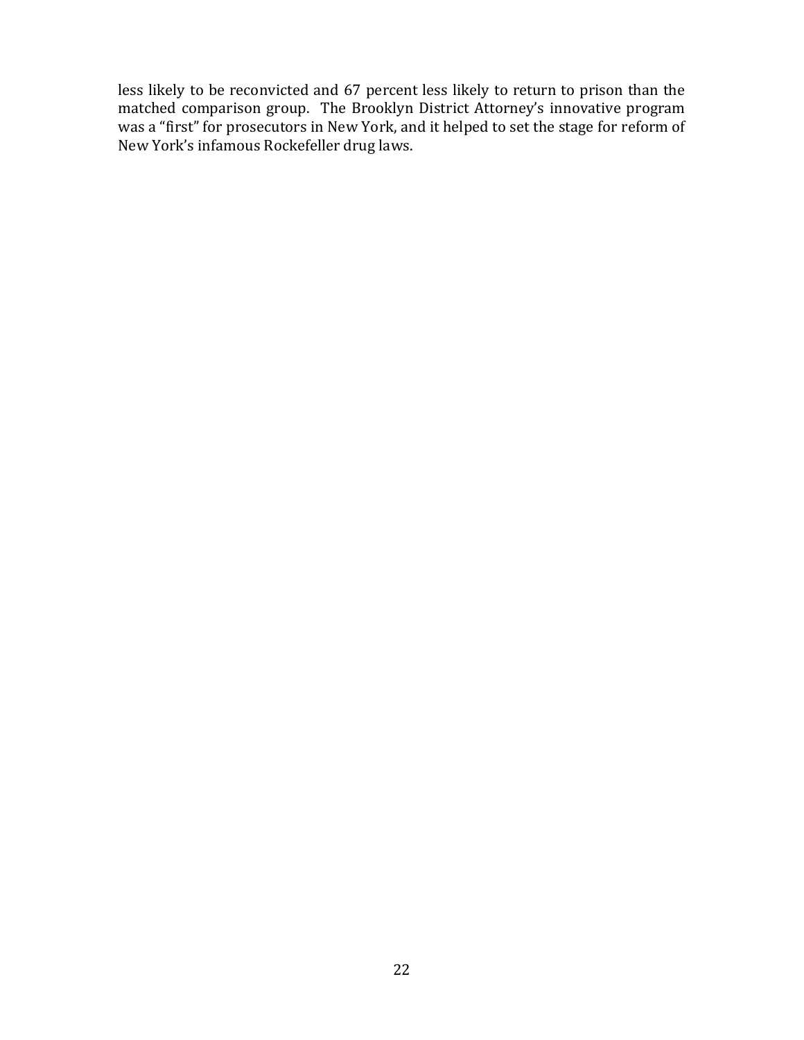less likely to be reconvicted and 67 percent less likely to return to prison than the matched comparison group. The Brooklyn District Attorney's innovative program was a "first" for prosecutors in New York, and it helped to set the stage for reform of New York's infamous Rockefeller drug laws.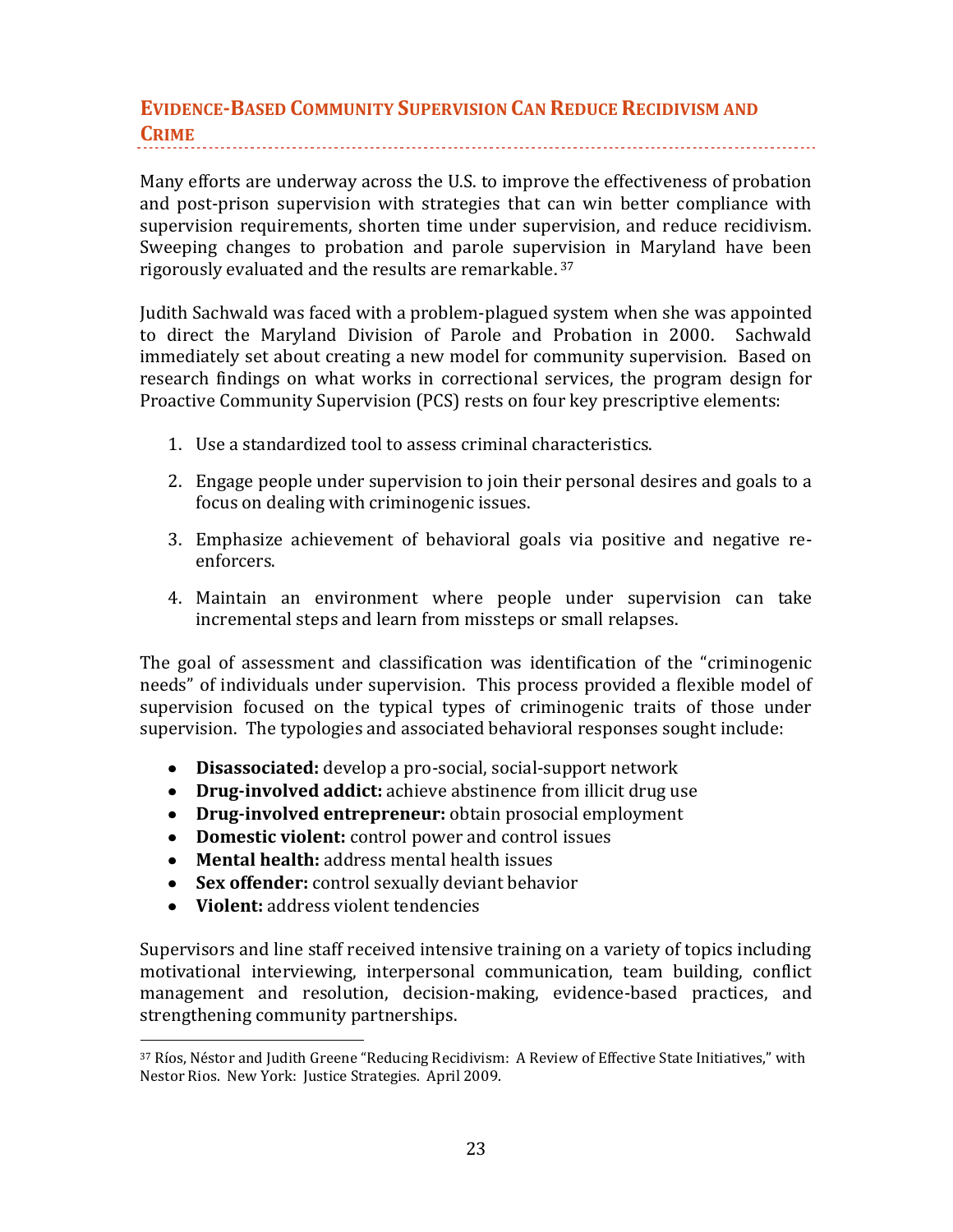## Evidence-Based Community Supervision Can Reduce Recidivism and Crime

Many efforts are underway across the U.S. to improve the effectiveness of probation and post-prison supervision with strategies that can win better compliance with supervision requirements, shorten time under supervision, and reduce recidivism. Sweeping changes to probation and parole supervision in Maryland have been rigorously evaluated and the results are remarkable. [37]

Judith Sachwald was faced with a problem-plagued system when she was appointed to direct the Maryland Division of Parole and Probation in 2000. Sachwald immediately set about creating a new model for community supervision. Based on research findings on what works in correctional services, the program design for Proactive Community Supervision (PCS) rests on four key prescriptive elements:

1. Use a standardized tool to assess criminal characteristics.
2. Engage people under supervision to join their personal desires and goals to a focus on dealing with criminogenic issues.
3. Emphasize achievement of behavioral goals via positive and negative re-enforcers.
4. Maintain an environment where people under supervision can take incremental steps and learn from missteps or small relapses.

The goal of assessment and classification was identification of the "criminogenic needs" of individuals under supervision. This process provided a flexible model of supervision focused on the typical types of criminogenic traits of those under supervision. The typologies and associated behavioral responses sought include:

- **Disassociated:** develop a pro-social, social-support network
- **Drug-involved addict:** achieve abstinence from illicit drug use
- **Drug-involved entrepreneur:** obtain prosocial employment
- **Domestic violent:** control power and control issues
- **Mental health:** address mental health issues
- **Sex offender:** control sexually deviant behavior
- **Violent:** address violent tendencies

Supervisors and line staff received intensive training on a variety of topics including motivational interviewing, interpersonal communication, team building, conflict management and resolution, decision-making, evidence-based practices, and strengthening community partnerships.

[37] Ríos, Néstor and Judith Greene "Reducing Recidivism: A Review of Effective State Initiatives," with Nestor Rios. New York: Justice Strategies. April 2009.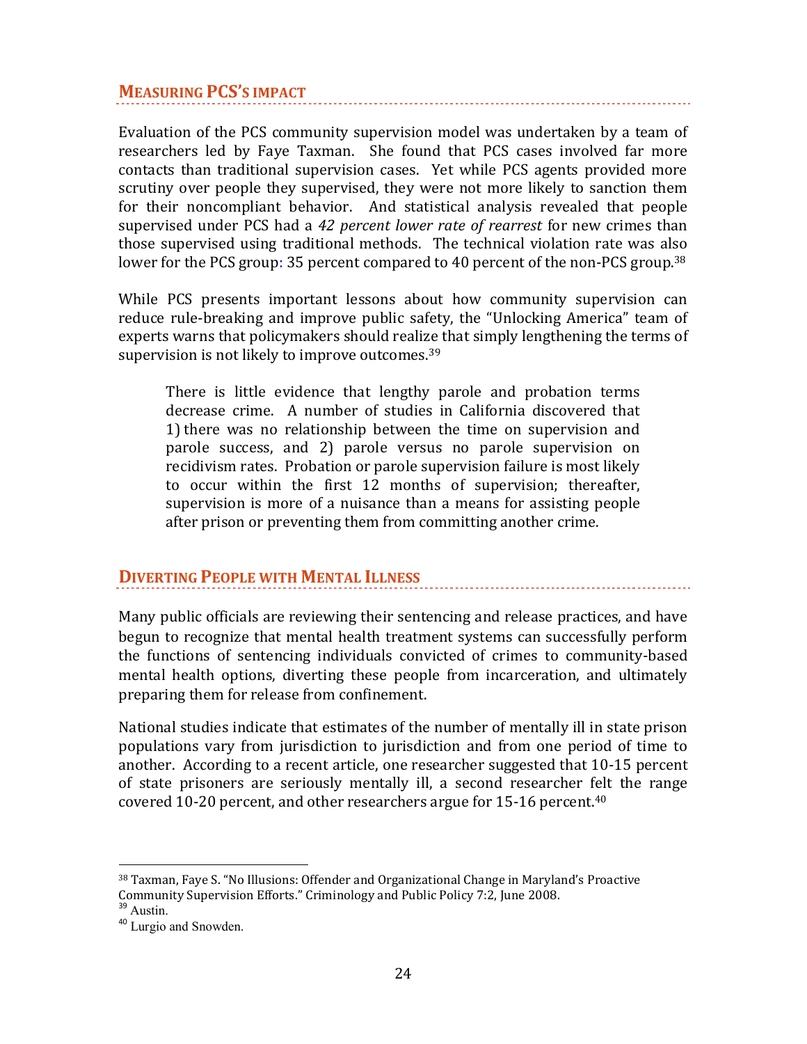## MEASURING PCS'S IMPACT

Evaluation of the PCS community supervision model was undertaken by a team of researchers led by Faye Taxman. She found that PCS cases involved far more contacts than traditional supervision cases. Yet while PCS agents provided more scrutiny over people they supervised, they were not more likely to sanction them for their noncompliant behavior. And statistical analysis revealed that people supervised under PCS had a *42 percent lower rate of rearrest* for new crimes than those supervised using traditional methods. The technical violation rate was also lower for the PCS group: 35 percent compared to 40 percent of the non-PCS group.[38]

While PCS presents important lessons about how community supervision can reduce rule-breaking and improve public safety, the "Unlocking America" team of experts warns that policymakers should realize that simply lengthening the terms of supervision is not likely to improve outcomes.[39]

> There is little evidence that lengthy parole and probation terms decrease crime. A number of studies in California discovered that 1) there was no relationship between the time on supervision and parole success, and 2) parole versus no parole supervision on recidivism rates. Probation or parole supervision failure is most likely to occur within the first 12 months of supervision; thereafter, supervision is more of a nuisance than a means for assisting people after prison or preventing them from committing another crime.

## DIVERTING PEOPLE WITH MENTAL ILLNESS

Many public officials are reviewing their sentencing and release practices, and have begun to recognize that mental health treatment systems can successfully perform the functions of sentencing individuals convicted of crimes to community-based mental health options, diverting these people from incarceration, and ultimately preparing them for release from confinement.

National studies indicate that estimates of the number of mentally ill in state prison populations vary from jurisdiction to jurisdiction and from one period of time to another. According to a recent article, one researcher suggested that 10-15 percent of state prisoners are seriously mentally ill, a second researcher felt the range covered 10-20 percent, and other researchers argue for 15-16 percent.[40]

---

[38] Taxman, Faye S. "No Illusions: Offender and Organizational Change in Maryland's Proactive Community Supervision Efforts." Criminology and Public Policy 7:2, June 2008.

[39] Austin.

[40] Lurgio and Snowden.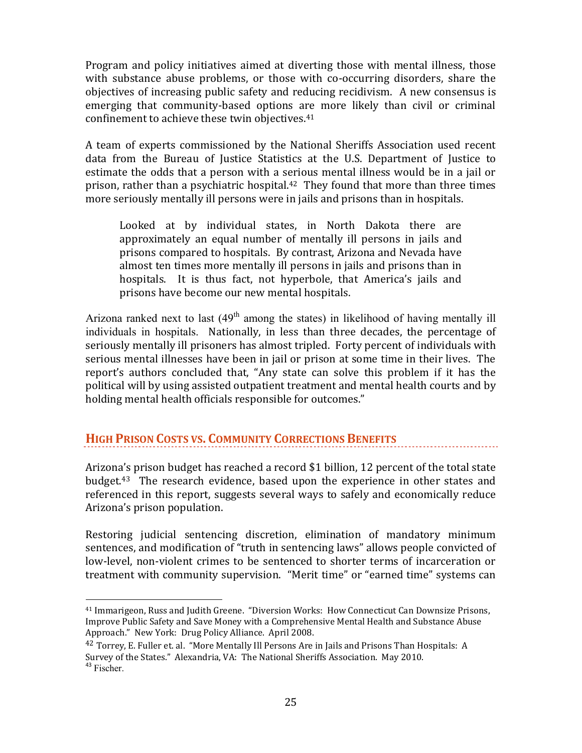Program and policy initiatives aimed at diverting those with mental illness, those with substance abuse problems, or those with co-occurring disorders, share the objectives of increasing public safety and reducing recidivism. A new consensus is emerging that community-based options are more likely than civil or criminal confinement to achieve these twin objectives.[41]

A team of experts commissioned by the National Sheriffs Association used recent data from the Bureau of Justice Statistics at the U.S. Department of Justice to estimate the odds that a person with a serious mental illness would be in a jail or prison, rather than a psychiatric hospital.[42] They found that more than three times more seriously mentally ill persons were in jails and prisons than in hospitals.

> Looked at by individual states, in North Dakota there are approximately an equal number of mentally ill persons in jails and prisons compared to hospitals. By contrast, Arizona and Nevada have almost ten times more mentally ill persons in jails and prisons than in hospitals. It is thus fact, not hyperbole, that America's jails and prisons have become our new mental hospitals.

Arizona ranked next to last (49th among the states) in likelihood of having mentally ill individuals in hospitals. Nationally, in less than three decades, the percentage of seriously mentally ill prisoners has almost tripled. Forty percent of individuals with serious mental illnesses have been in jail or prison at some time in their lives. The report's authors concluded that, "Any state can solve this problem if it has the political will by using assisted outpatient treatment and mental health courts and by holding mental health officials responsible for outcomes."

## HIGH PRISON COSTS VS. COMMUNITY CORRECTIONS BENEFITS

Arizona's prison budget has reached a record $1 billion, 12 percent of the total state budget.[43] The research evidence, based upon the experience in other states and referenced in this report, suggests several ways to safely and economically reduce Arizona's prison population.

Restoring judicial sentencing discretion, elimination of mandatory minimum sentences, and modification of "truth in sentencing laws" allows people convicted of low-level, non-violent crimes to be sentenced to shorter terms of incarceration or treatment with community supervision. "Merit time" or "earned time" systems can

---

[41] Immarigeon, Russ and Judith Greene. "Diversion Works: How Connecticut Can Downsize Prisons, Improve Public Safety and Save Money with a Comprehensive Mental Health and Substance Abuse Approach." New York: Drug Policy Alliance. April 2008.

[42] Torrey, E. Fuller et. al. "More Mentally Ill Persons Are in Jails and Prisons Than Hospitals: A Survey of the States." Alexandria, VA: The National Sheriffs Association. May 2010.

[43] Fischer.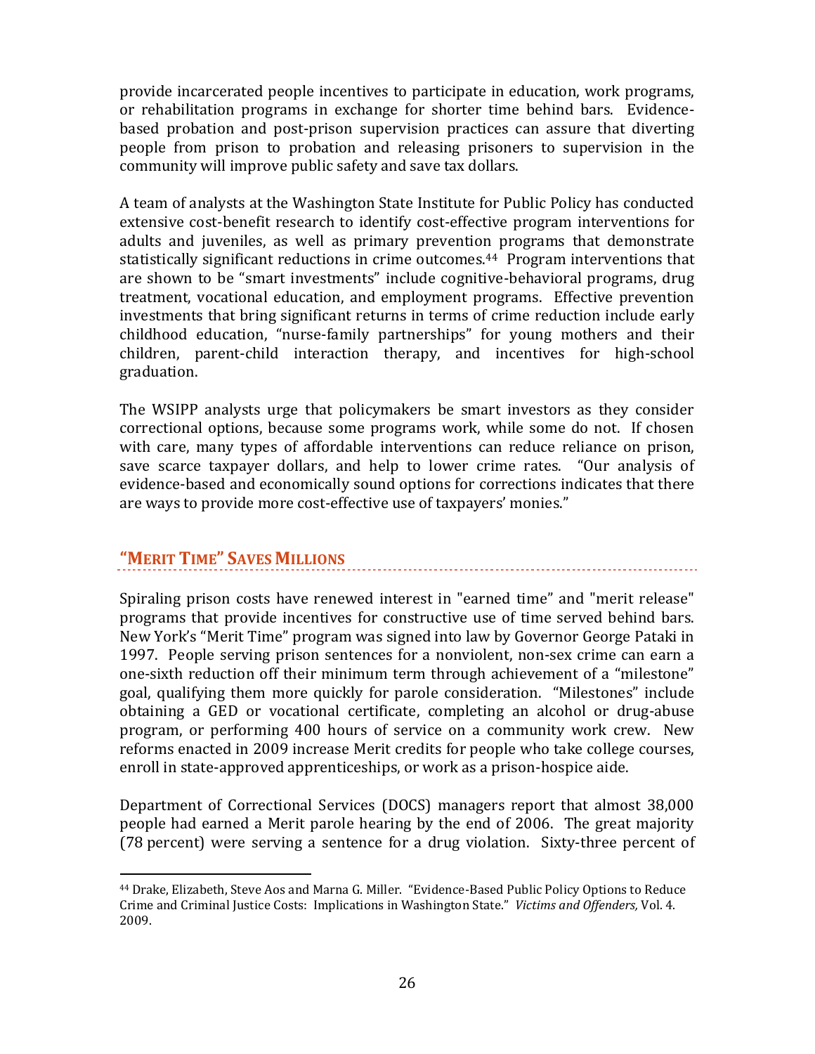provide incarcerated people incentives to participate in education, work programs, or rehabilitation programs in exchange for shorter time behind bars. Evidence-based probation and post-prison supervision practices can assure that diverting people from prison to probation and releasing prisoners to supervision in the community will improve public safety and save tax dollars.

A team of analysts at the Washington State Institute for Public Policy has conducted extensive cost-benefit research to identify cost-effective program interventions for adults and juveniles, as well as primary prevention programs that demonstrate statistically significant reductions in crime outcomes.[44] Program interventions that are shown to be "smart investments" include cognitive-behavioral programs, drug treatment, vocational education, and employment programs. Effective prevention investments that bring significant returns in terms of crime reduction include early childhood education, "nurse-family partnerships" for young mothers and their children, parent-child interaction therapy, and incentives for high-school graduation.

The WSIPP analysts urge that policymakers be smart investors as they consider correctional options, because some programs work, while some do not. If chosen with care, many types of affordable interventions can reduce reliance on prison, save scarce taxpayer dollars, and help to lower crime rates. "Our analysis of evidence-based and economically sound options for corrections indicates that there are ways to provide more cost-effective use of taxpayers' monies."

## "Merit Time" Saves Millions

Spiraling prison costs have renewed interest in "earned time" and "merit release" programs that provide incentives for constructive use of time served behind bars. New York's "Merit Time" program was signed into law by Governor George Pataki in 1997. People serving prison sentences for a nonviolent, non-sex crime can earn a one-sixth reduction off their minimum term through achievement of a "milestone" goal, qualifying them more quickly for parole consideration. "Milestones" include obtaining a GED or vocational certificate, completing an alcohol or drug-abuse program, or performing 400 hours of service on a community work crew. New reforms enacted in 2009 increase Merit credits for people who take college courses, enroll in state-approved apprenticeships, or work as a prison-hospice aide.

Department of Correctional Services (DOCS) managers report that almost 38,000 people had earned a Merit parole hearing by the end of 2006. The great majority (78 percent) were serving a sentence for a drug violation. Sixty-three percent of

[44] Drake, Elizabeth, Steve Aos and Marna G. Miller. "Evidence-Based Public Policy Options to Reduce Crime and Criminal Justice Costs: Implications in Washington State." *Victims and Offenders,* Vol. 4. 2009.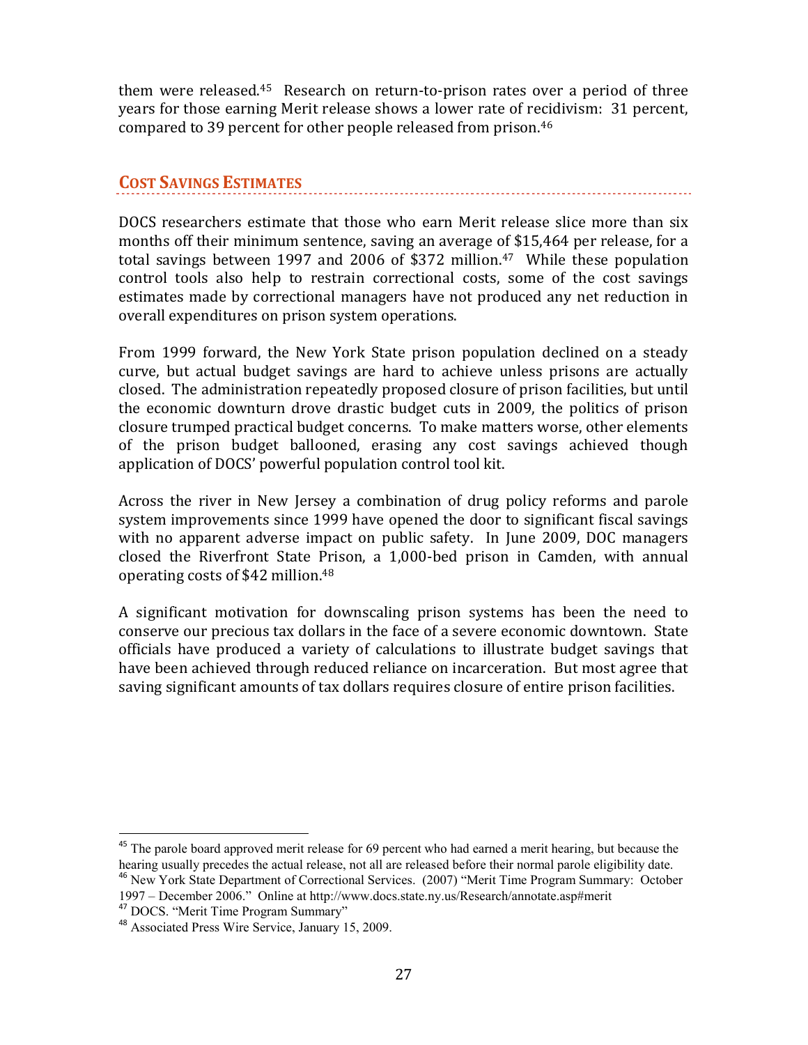them were released.[45] Research on return-to-prison rates over a period of three years for those earning Merit release shows a lower rate of recidivism: 31 percent, compared to 39 percent for other people released from prison.[46]

## COST SAVINGS ESTIMATES

DOCS researchers estimate that those who earn Merit release slice more than six months off their minimum sentence, saving an average of $15,464 per release, for a total savings between 1997 and 2006 of $372 million.[47] While these population control tools also help to restrain correctional costs, some of the cost savings estimates made by correctional managers have not produced any net reduction in overall expenditures on prison system operations.

From 1999 forward, the New York State prison population declined on a steady curve, but actual budget savings are hard to achieve unless prisons are actually closed. The administration repeatedly proposed closure of prison facilities, but until the economic downturn drove drastic budget cuts in 2009, the politics of prison closure trumped practical budget concerns. To make matters worse, other elements of the prison budget ballooned, erasing any cost savings achieved though application of DOCS' powerful population control tool kit.

Across the river in New Jersey a combination of drug policy reforms and parole system improvements since 1999 have opened the door to significant fiscal savings with no apparent adverse impact on public safety. In June 2009, DOC managers closed the Riverfront State Prison, a 1,000-bed prison in Camden, with annual operating costs of $42 million.[48]

A significant motivation for downscaling prison systems has been the need to conserve our precious tax dollars in the face of a severe economic downtown. State officials have produced a variety of calculations to illustrate budget savings that have been achieved through reduced reliance on incarceration. But most agree that saving significant amounts of tax dollars requires closure of entire prison facilities.

---

[45] The parole board approved merit release for 69 percent who had earned a merit hearing, but because the hearing usually precedes the actual release, not all are released before their normal parole eligibility date.

[46] New York State Department of Correctional Services. (2007) "Merit Time Program Summary: October 1997 – December 2006." Online at http://www.docs.state.ny.us/Research/annotate.asp#merit

[47] DOCS. "Merit Time Program Summary"

[48] Associated Press Wire Service, January 15, 2009.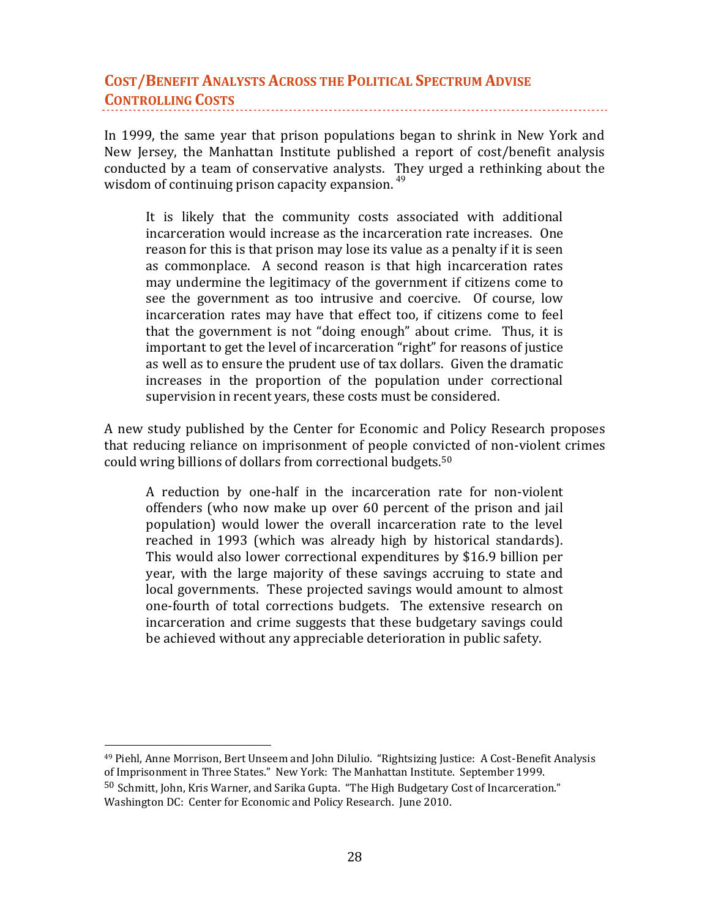## Cost/Benefit Analysts Across the Political Spectrum Advise Controlling Costs

In 1999, the same year that prison populations began to shrink in New York and New Jersey, the Manhattan Institute published a report of cost/benefit analysis conducted by a team of conservative analysts. They urged a rethinking about the wisdom of continuing prison capacity expansion. [49]

> It is likely that the community costs associated with additional incarceration would increase as the incarceration rate increases. One reason for this is that prison may lose its value as a penalty if it is seen as commonplace. A second reason is that high incarceration rates may undermine the legitimacy of the government if citizens come to see the government as too intrusive and coercive. Of course, low incarceration rates may have that effect too, if citizens come to feel that the government is not "doing enough" about crime. Thus, it is important to get the level of incarceration "right" for reasons of justice as well as to ensure the prudent use of tax dollars. Given the dramatic increases in the proportion of the population under correctional supervision in recent years, these costs must be considered.

A new study published by the Center for Economic and Policy Research proposes that reducing reliance on imprisonment of people convicted of non-violent crimes could wring billions of dollars from correctional budgets.[50]

> A reduction by one-half in the incarceration rate for non-violent offenders (who now make up over 60 percent of the prison and jail population) would lower the overall incarceration rate to the level reached in 1993 (which was already high by historical standards). This would also lower correctional expenditures by $16.9 billion per year, with the large majority of these savings accruing to state and local governments. These projected savings would amount to almost one-fourth of total corrections budgets. The extensive research on incarceration and crime suggests that these budgetary savings could be achieved without any appreciable deterioration in public safety.

---

[49] Piehl, Anne Morrison, Bert Unseem and John DiIulio. "Rightsizing Justice: A Cost-Benefit Analysis of Imprisonment in Three States." New York: The Manhattan Institute. September 1999.

[50] Schmitt, John, Kris Warner, and Sarika Gupta. "The High Budgetary Cost of Incarceration." Washington DC: Center for Economic and Policy Research. June 2010.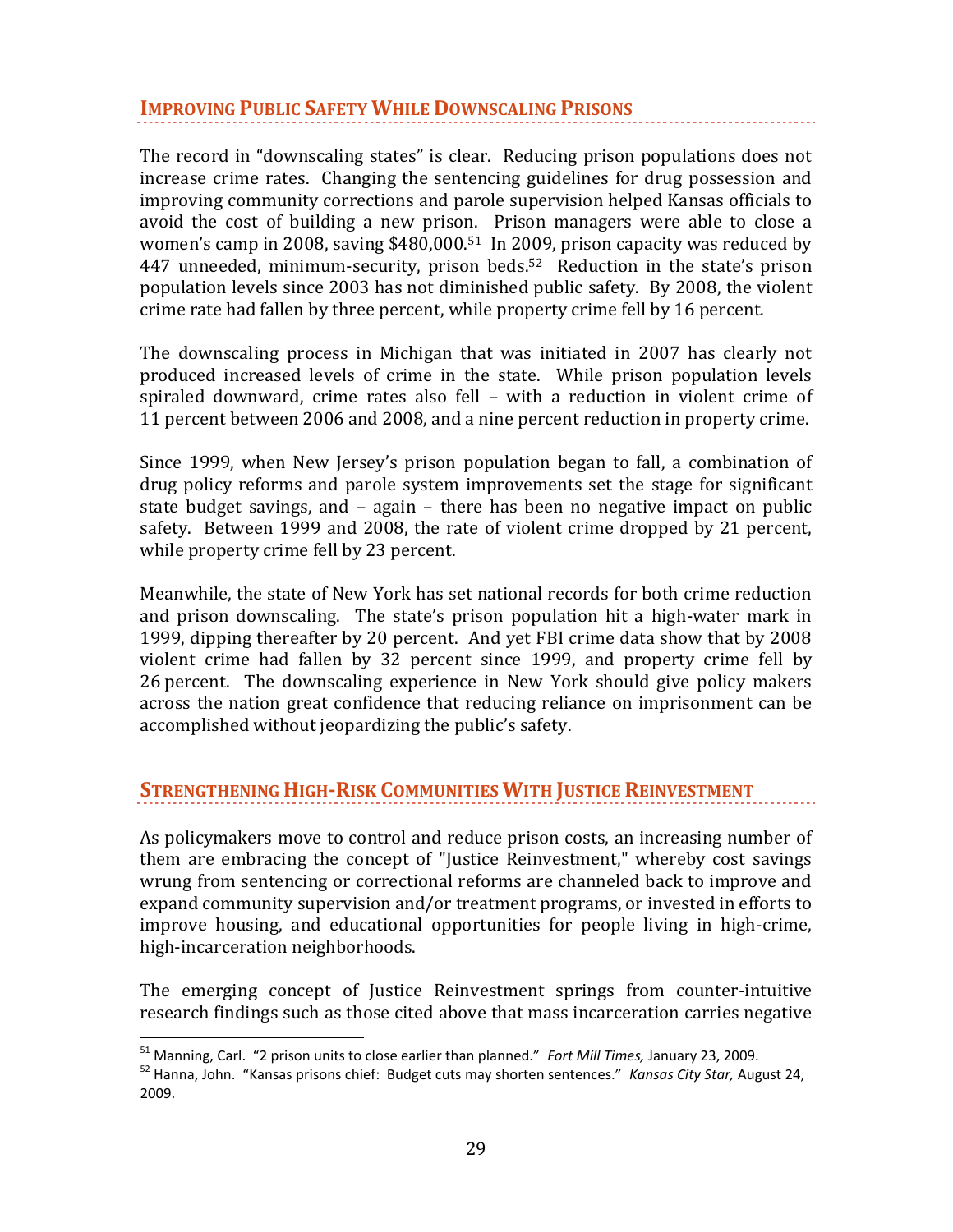## Improving Public Safety While Downscaling Prisons

The record in "downscaling states" is clear. Reducing prison populations does not increase crime rates. Changing the sentencing guidelines for drug possession and improving community corrections and parole supervision helped Kansas officials to avoid the cost of building a new prison. Prison managers were able to close a women's camp in 2008, saving $480,000.[51] In 2009, prison capacity was reduced by 447 unneeded, minimum-security, prison beds.[52] Reduction in the state's prison population levels since 2003 has not diminished public safety. By 2008, the violent crime rate had fallen by three percent, while property crime fell by 16 percent.

The downscaling process in Michigan that was initiated in 2007 has clearly not produced increased levels of crime in the state. While prison population levels spiraled downward, crime rates also fell – with a reduction in violent crime of 11 percent between 2006 and 2008, and a nine percent reduction in property crime.

Since 1999, when New Jersey's prison population began to fall, a combination of drug policy reforms and parole system improvements set the stage for significant state budget savings, and – again – there has been no negative impact on public safety. Between 1999 and 2008, the rate of violent crime dropped by 21 percent, while property crime fell by 23 percent.

Meanwhile, the state of New York has set national records for both crime reduction and prison downscaling. The state's prison population hit a high-water mark in 1999, dipping thereafter by 20 percent. And yet FBI crime data show that by 2008 violent crime had fallen by 32 percent since 1999, and property crime fell by 26 percent. The downscaling experience in New York should give policy makers across the nation great confidence that reducing reliance on imprisonment can be accomplished without jeopardizing the public's safety.

## Strengthening High-Risk Communities With Justice Reinvestment

As policymakers move to control and reduce prison costs, an increasing number of them are embracing the concept of "Justice Reinvestment," whereby cost savings wrung from sentencing or correctional reforms are channeled back to improve and expand community supervision and/or treatment programs, or invested in efforts to improve housing, and educational opportunities for people living in high-crime, high-incarceration neighborhoods.

The emerging concept of Justice Reinvestment springs from counter-intuitive research findings such as those cited above that mass incarceration carries negative

---

[51] Manning, Carl. "2 prison units to close earlier than planned." *Fort Mill Times,* January 23, 2009.

[52] Hanna, John. "Kansas prisons chief: Budget cuts may shorten sentences." *Kansas City Star,* August 24, 2009.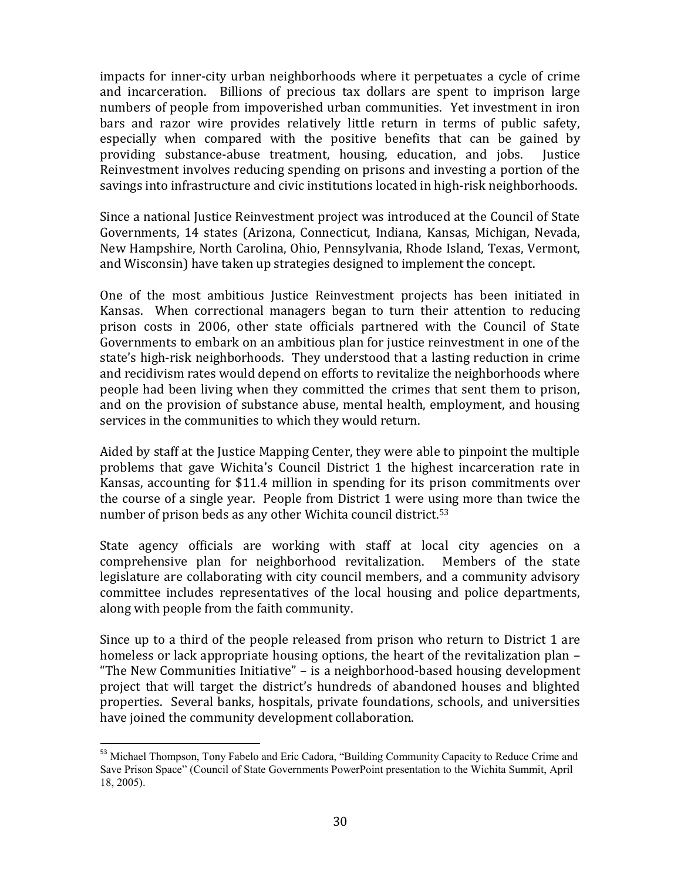impacts for inner-city urban neighborhoods where it perpetuates a cycle of crime and incarceration. Billions of precious tax dollars are spent to imprison large numbers of people from impoverished urban communities. Yet investment in iron bars and razor wire provides relatively little return in terms of public safety, especially when compared with the positive benefits that can be gained by providing substance-abuse treatment, housing, education, and jobs. Justice Reinvestment involves reducing spending on prisons and investing a portion of the savings into infrastructure and civic institutions located in high-risk neighborhoods.

Since a national Justice Reinvestment project was introduced at the Council of State Governments, 14 states (Arizona, Connecticut, Indiana, Kansas, Michigan, Nevada, New Hampshire, North Carolina, Ohio, Pennsylvania, Rhode Island, Texas, Vermont, and Wisconsin) have taken up strategies designed to implement the concept.

One of the most ambitious Justice Reinvestment projects has been initiated in Kansas. When correctional managers began to turn their attention to reducing prison costs in 2006, other state officials partnered with the Council of State Governments to embark on an ambitious plan for justice reinvestment in one of the state's high-risk neighborhoods. They understood that a lasting reduction in crime and recidivism rates would depend on efforts to revitalize the neighborhoods where people had been living when they committed the crimes that sent them to prison, and on the provision of substance abuse, mental health, employment, and housing services in the communities to which they would return.

Aided by staff at the Justice Mapping Center, they were able to pinpoint the multiple problems that gave Wichita's Council District 1 the highest incarceration rate in Kansas, accounting for $11.4 million in spending for its prison commitments over the course of a single year. People from District 1 were using more than twice the number of prison beds as any other Wichita council district.[53]

State agency officials are working with staff at local city agencies on a comprehensive plan for neighborhood revitalization. Members of the state legislature are collaborating with city council members, and a community advisory committee includes representatives of the local housing and police departments, along with people from the faith community.

Since up to a third of the people released from prison who return to District 1 are homeless or lack appropriate housing options, the heart of the revitalization plan – "The New Communities Initiative" – is a neighborhood-based housing development project that will target the district's hundreds of abandoned houses and blighted properties. Several banks, hospitals, private foundations, schools, and universities have joined the community development collaboration.

---

[53] Michael Thompson, Tony Fabelo and Eric Cadora, "Building Community Capacity to Reduce Crime and Save Prison Space" (Council of State Governments PowerPoint presentation to the Wichita Summit, April 18, 2005).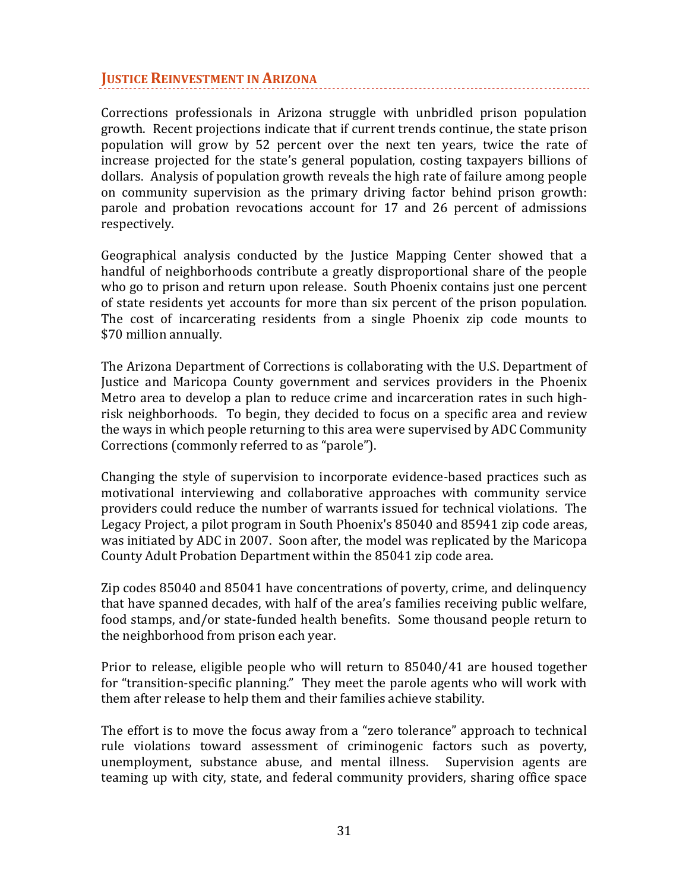## Justice Reinvestment in Arizona

Corrections professionals in Arizona struggle with unbridled prison population growth. Recent projections indicate that if current trends continue, the state prison population will grow by 52 percent over the next ten years, twice the rate of increase projected for the state's general population, costing taxpayers billions of dollars. Analysis of population growth reveals the high rate of failure among people on community supervision as the primary driving factor behind prison growth: parole and probation revocations account for 17 and 26 percent of admissions respectively.

Geographical analysis conducted by the Justice Mapping Center showed that a handful of neighborhoods contribute a greatly disproportional share of the people who go to prison and return upon release. South Phoenix contains just one percent of state residents yet accounts for more than six percent of the prison population. The cost of incarcerating residents from a single Phoenix zip code mounts to $70 million annually.

The Arizona Department of Corrections is collaborating with the U.S. Department of Justice and Maricopa County government and services providers in the Phoenix Metro area to develop a plan to reduce crime and incarceration rates in such high-risk neighborhoods. To begin, they decided to focus on a specific area and review the ways in which people returning to this area were supervised by ADC Community Corrections (commonly referred to as "parole").

Changing the style of supervision to incorporate evidence-based practices such as motivational interviewing and collaborative approaches with community service providers could reduce the number of warrants issued for technical violations. The Legacy Project, a pilot program in South Phoenix's 85040 and 85941 zip code areas, was initiated by ADC in 2007. Soon after, the model was replicated by the Maricopa County Adult Probation Department within the 85041 zip code area.

Zip codes 85040 and 85041 have concentrations of poverty, crime, and delinquency that have spanned decades, with half of the area's families receiving public welfare, food stamps, and/or state-funded health benefits. Some thousand people return to the neighborhood from prison each year.

Prior to release, eligible people who will return to 85040/41 are housed together for "transition-specific planning." They meet the parole agents who will work with them after release to help them and their families achieve stability.

The effort is to move the focus away from a "zero tolerance" approach to technical rule violations toward assessment of criminogenic factors such as poverty, unemployment, substance abuse, and mental illness. Supervision agents are teaming up with city, state, and federal community providers, sharing office space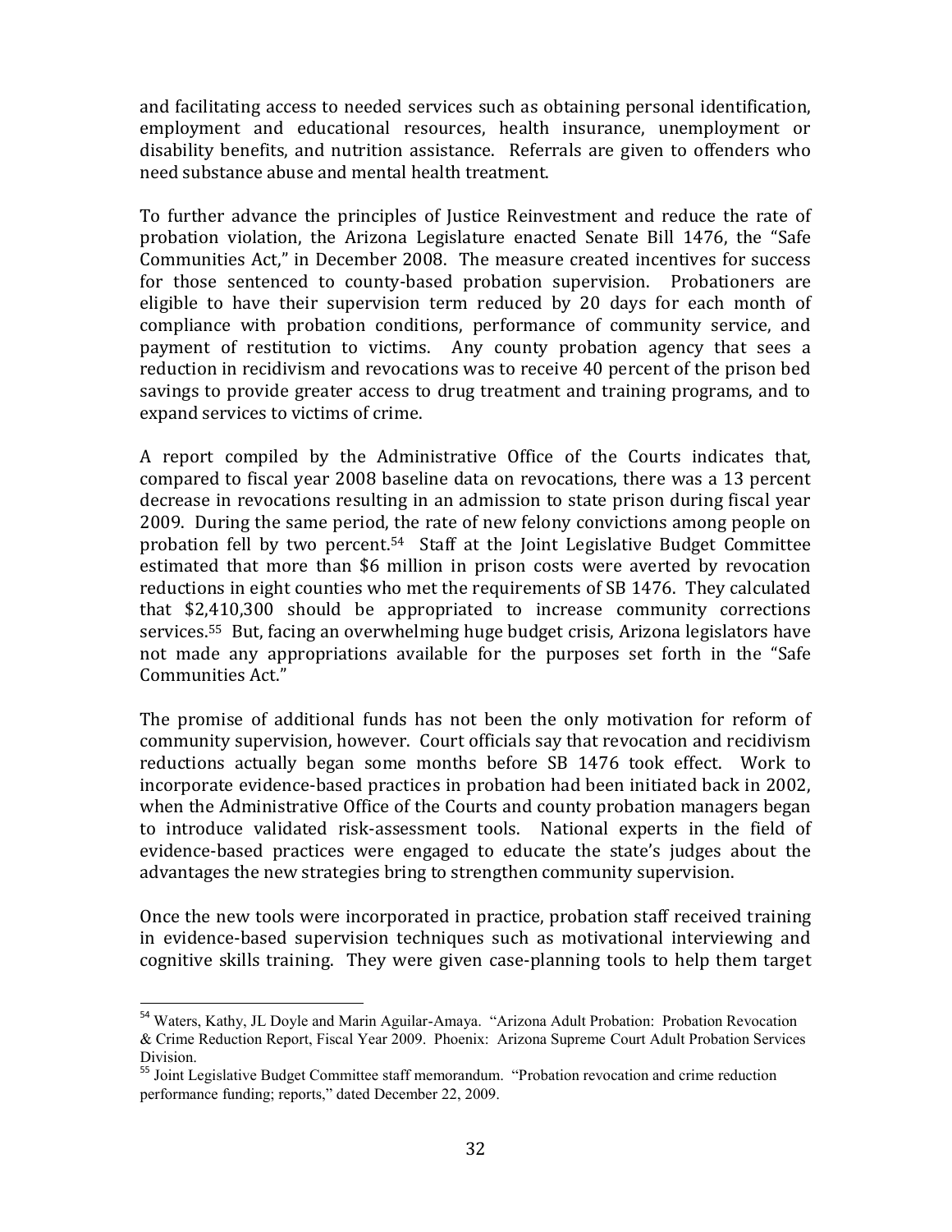and facilitating access to needed services such as obtaining personal identification, employment and educational resources, health insurance, unemployment or disability benefits, and nutrition assistance. Referrals are given to offenders who need substance abuse and mental health treatment.

To further advance the principles of Justice Reinvestment and reduce the rate of probation violation, the Arizona Legislature enacted Senate Bill 1476, the "Safe Communities Act," in December 2008. The measure created incentives for success for those sentenced to county-based probation supervision. Probationers are eligible to have their supervision term reduced by 20 days for each month of compliance with probation conditions, performance of community service, and payment of restitution to victims. Any county probation agency that sees a reduction in recidivism and revocations was to receive 40 percent of the prison bed savings to provide greater access to drug treatment and training programs, and to expand services to victims of crime.

A report compiled by the Administrative Office of the Courts indicates that, compared to fiscal year 2008 baseline data on revocations, there was a 13 percent decrease in revocations resulting in an admission to state prison during fiscal year 2009. During the same period, the rate of new felony convictions among people on probation fell by two percent.[54] Staff at the Joint Legislative Budget Committee estimated that more than $6 million in prison costs were averted by revocation reductions in eight counties who met the requirements of SB 1476. They calculated that $2,410,300 should be appropriated to increase community corrections services.[55] But, facing an overwhelming huge budget crisis, Arizona legislators have not made any appropriations available for the purposes set forth in the "Safe Communities Act."

The promise of additional funds has not been the only motivation for reform of community supervision, however. Court officials say that revocation and recidivism reductions actually began some months before SB 1476 took effect. Work to incorporate evidence-based practices in probation had been initiated back in 2002, when the Administrative Office of the Courts and county probation managers began to introduce validated risk-assessment tools. National experts in the field of evidence-based practices were engaged to educate the state's judges about the advantages the new strategies bring to strengthen community supervision.

Once the new tools were incorporated in practice, probation staff received training in evidence-based supervision techniques such as motivational interviewing and cognitive skills training. They were given case-planning tools to help them target

---

[54] Waters, Kathy, JL Doyle and Marin Aguilar-Amaya. "Arizona Adult Probation: Probation Revocation & Crime Reduction Report, Fiscal Year 2009. Phoenix: Arizona Supreme Court Adult Probation Services Division.

[55] Joint Legislative Budget Committee staff memorandum. "Probation revocation and crime reduction performance funding; reports," dated December 22, 2009.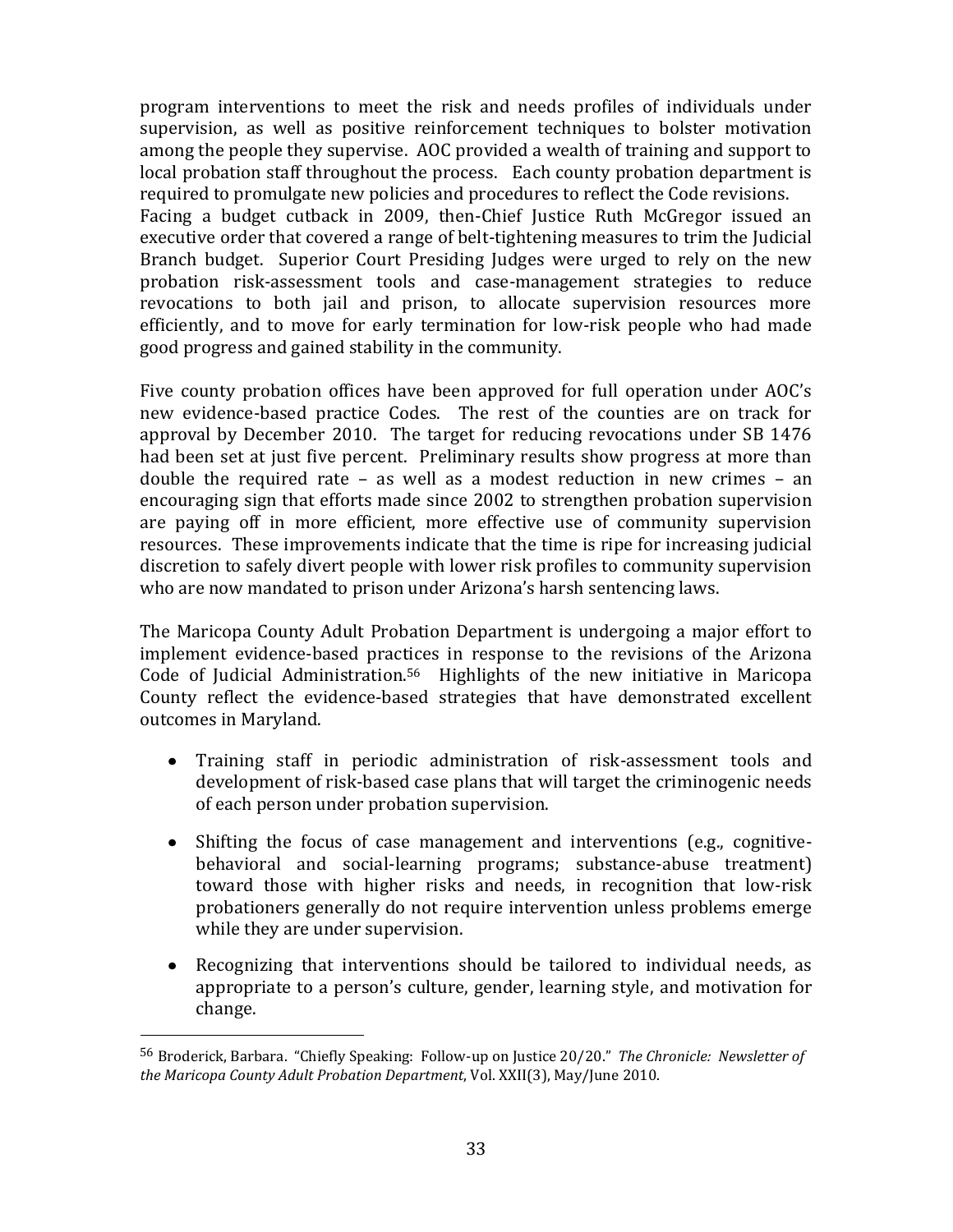program interventions to meet the risk and needs profiles of individuals under supervision, as well as positive reinforcement techniques to bolster motivation among the people they supervise. AOC provided a wealth of training and support to local probation staff throughout the process. Each county probation department is required to promulgate new policies and procedures to reflect the Code revisions.
Facing a budget cutback in 2009, then-Chief Justice Ruth McGregor issued an executive order that covered a range of belt-tightening measures to trim the Judicial Branch budget. Superior Court Presiding Judges were urged to rely on the new probation risk-assessment tools and case-management strategies to reduce revocations to both jail and prison, to allocate supervision resources more efficiently, and to move for early termination for low-risk people who had made good progress and gained stability in the community.

Five county probation offices have been approved for full operation under AOC's new evidence-based practice Codes. The rest of the counties are on track for approval by December 2010. The target for reducing revocations under SB 1476 had been set at just five percent. Preliminary results show progress at more than double the required rate – as well as a modest reduction in new crimes – an encouraging sign that efforts made since 2002 to strengthen probation supervision are paying off in more efficient, more effective use of community supervision resources. These improvements indicate that the time is ripe for increasing judicial discretion to safely divert people with lower risk profiles to community supervision who are now mandated to prison under Arizona's harsh sentencing laws.

The Maricopa County Adult Probation Department is undergoing a major effort to implement evidence-based practices in response to the revisions of the Arizona Code of Judicial Administration.[56] Highlights of the new initiative in Maricopa County reflect the evidence-based strategies that have demonstrated excellent outcomes in Maryland.

- Training staff in periodic administration of risk-assessment tools and development of risk-based case plans that will target the criminogenic needs of each person under probation supervision.

- Shifting the focus of case management and interventions (e.g., cognitive-behavioral and social-learning programs; substance-abuse treatment) toward those with higher risks and needs, in recognition that low-risk probationers generally do not require intervention unless problems emerge while they are under supervision.

- Recognizing that interventions should be tailored to individual needs, as appropriate to a person's culture, gender, learning style, and motivation for change.

---

[56] Broderick, Barbara. "Chiefly Speaking: Follow-up on Justice 20/20." *The Chronicle: Newsletter of the Maricopa County Adult Probation Department*, Vol. XXII(3), May/June 2010.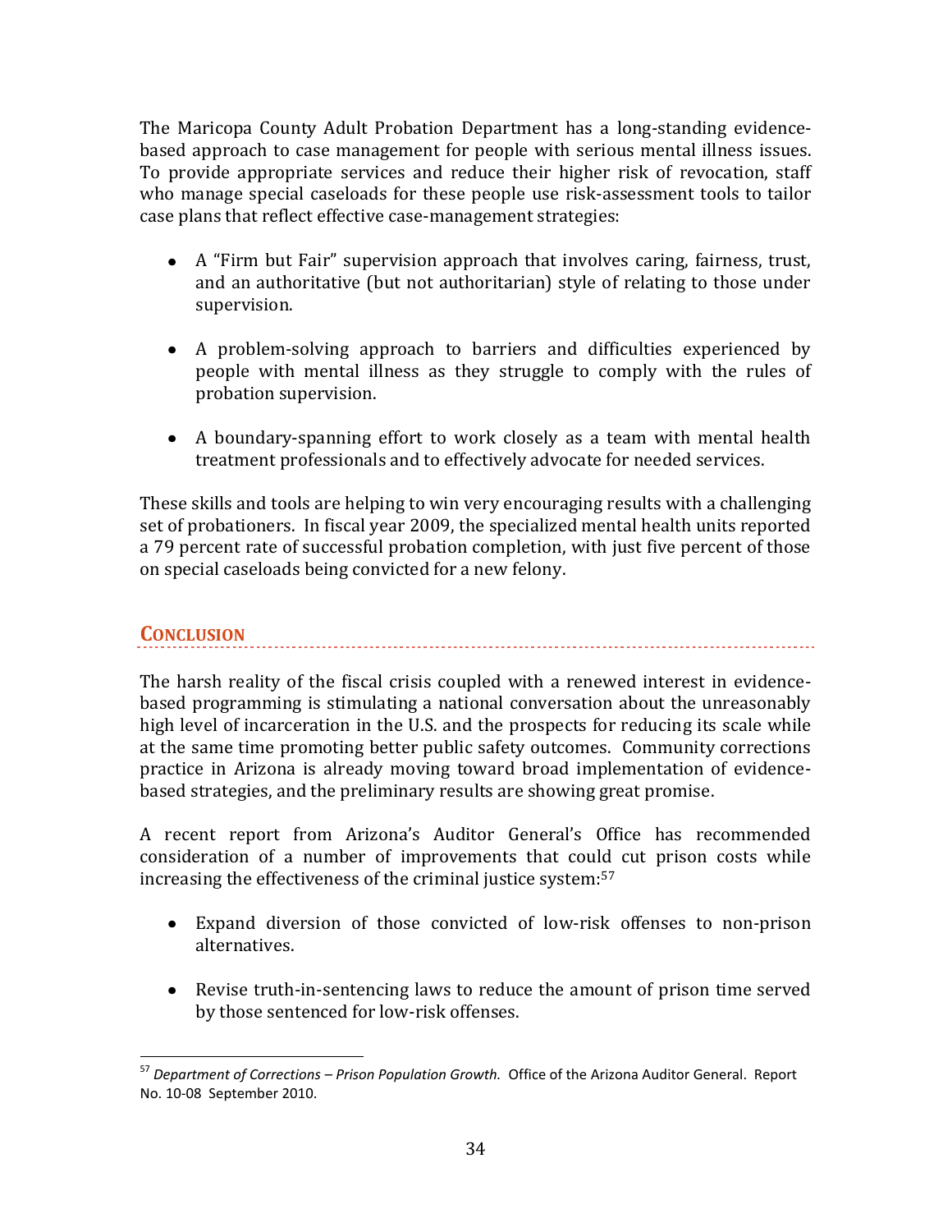The Maricopa County Adult Probation Department has a long-standing evidence-based approach to case management for people with serious mental illness issues. To provide appropriate services and reduce their higher risk of revocation, staff who manage special caseloads for these people use risk-assessment tools to tailor case plans that reflect effective case-management strategies:

- A "Firm but Fair" supervision approach that involves caring, fairness, trust, and an authoritative (but not authoritarian) style of relating to those under supervision.

- A problem-solving approach to barriers and difficulties experienced by people with mental illness as they struggle to comply with the rules of probation supervision.

- A boundary-spanning effort to work closely as a team with mental health treatment professionals and to effectively advocate for needed services.

These skills and tools are helping to win very encouraging results with a challenging set of probationers. In fiscal year 2009, the specialized mental health units reported a 79 percent rate of successful probation completion, with just five percent of those on special caseloads being convicted for a new felony.

## Conclusion

The harsh reality of the fiscal crisis coupled with a renewed interest in evidence-based programming is stimulating a national conversation about the unreasonably high level of incarceration in the U.S. and the prospects for reducing its scale while at the same time promoting better public safety outcomes. Community corrections practice in Arizona is already moving toward broad implementation of evidence-based strategies, and the preliminary results are showing great promise.

A recent report from Arizona's Auditor General's Office has recommended consideration of a number of improvements that could cut prison costs while increasing the effectiveness of the criminal justice system:[57]

- Expand diversion of those convicted of low-risk offenses to non-prison alternatives.

- Revise truth-in-sentencing laws to reduce the amount of prison time served by those sentenced for low-risk offenses.

---

[57] *Department of Corrections – Prison Population Growth.* Office of the Arizona Auditor General. Report No. 10-08 September 2010.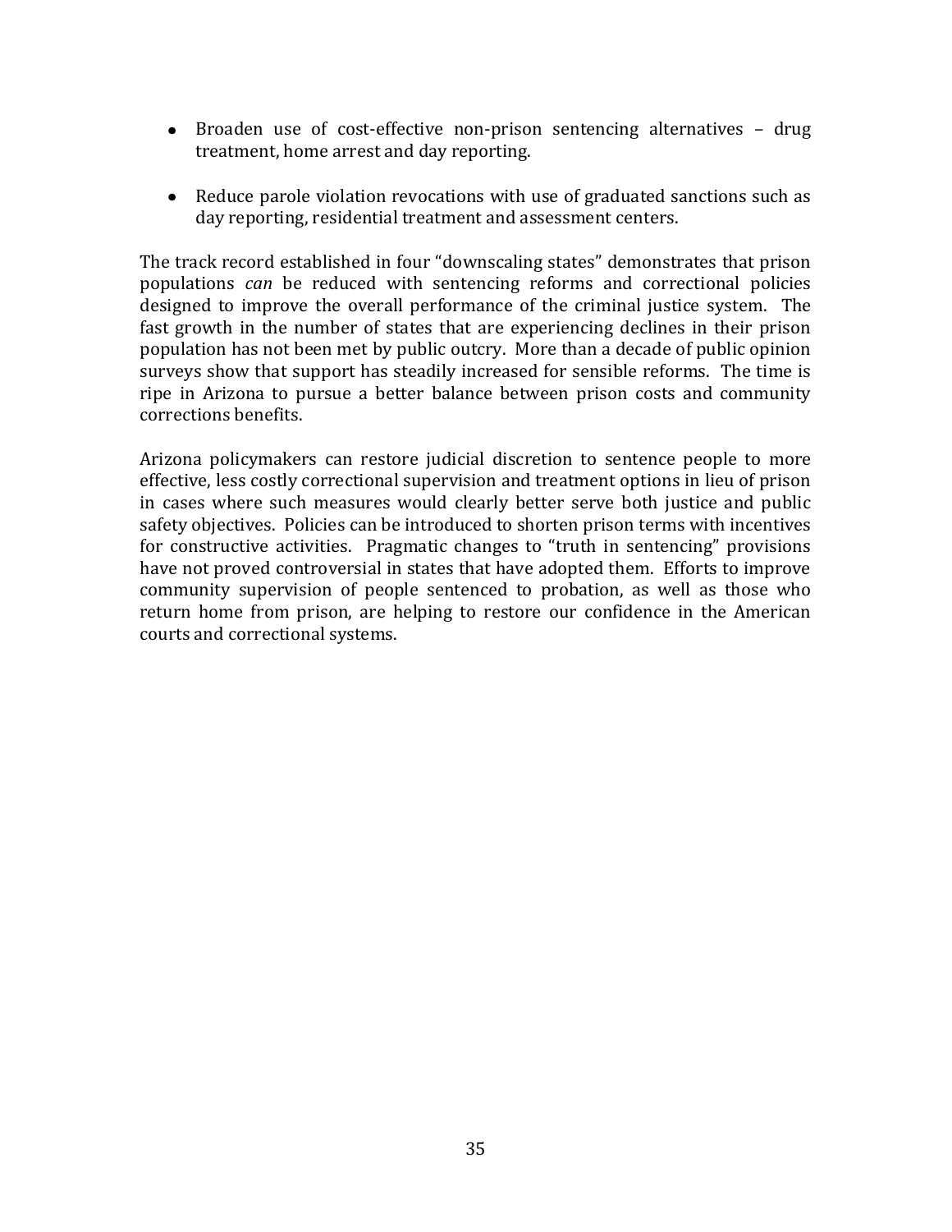- Broaden use of cost-effective non-prison sentencing alternatives – drug treatment, home arrest and day reporting.

- Reduce parole violation revocations with use of graduated sanctions such as day reporting, residential treatment and assessment centers.

The track record established in four "downscaling states" demonstrates that prison populations *can* be reduced with sentencing reforms and correctional policies designed to improve the overall performance of the criminal justice system. The fast growth in the number of states that are experiencing declines in their prison population has not been met by public outcry. More than a decade of public opinion surveys show that support has steadily increased for sensible reforms. The time is ripe in Arizona to pursue a better balance between prison costs and community corrections benefits.

Arizona policymakers can restore judicial discretion to sentence people to more effective, less costly correctional supervision and treatment options in lieu of prison in cases where such measures would clearly better serve both justice and public safety objectives. Policies can be introduced to shorten prison terms with incentives for constructive activities. Pragmatic changes to "truth in sentencing" provisions have not proved controversial in states that have adopted them. Efforts to improve community supervision of people sentenced to probation, as well as those who return home from prison, are helping to restore our confidence in the American courts and correctional systems.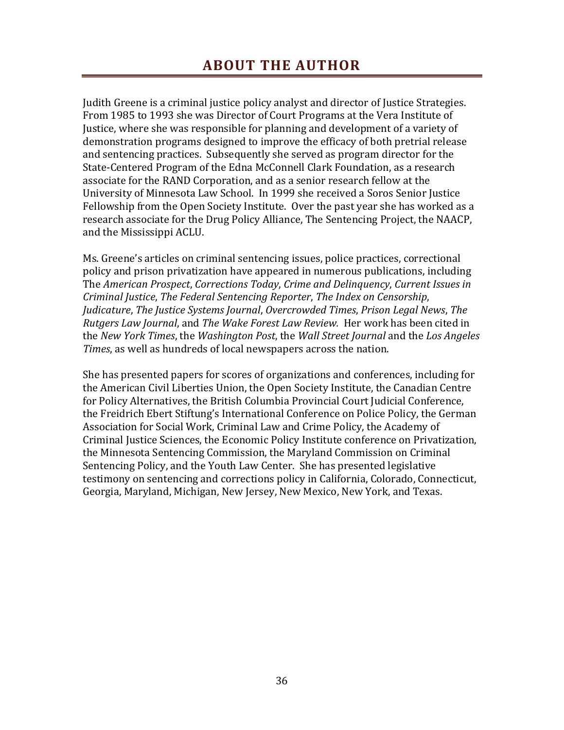# ABOUT THE AUTHOR

Judith Greene is a criminal justice policy analyst and director of Justice Strategies. From 1985 to 1993 she was Director of Court Programs at the Vera Institute of Justice, where she was responsible for planning and development of a variety of demonstration programs designed to improve the efficacy of both pretrial release and sentencing practices. Subsequently she served as program director for the State-Centered Program of the Edna McConnell Clark Foundation, as a research associate for the RAND Corporation, and as a senior research fellow at the University of Minnesota Law School. In 1999 she received a Soros Senior Justice Fellowship from the Open Society Institute. Over the past year she has worked as a research associate for the Drug Policy Alliance, The Sentencing Project, the NAACP, and the Mississippi ACLU.

Ms. Greene's articles on criminal sentencing issues, police practices, correctional policy and prison privatization have appeared in numerous publications, including The *American Prospect*, *Corrections Today*, *Crime and Delinquency*, *Current Issues in Criminal Justice*, *The Federal Sentencing Reporter*, *The Index on Censorship*, *Judicature*, *The Justice Systems Journal*, *Overcrowded Times*, *Prison Legal News*, *The Rutgers Law Journal*, and *The Wake Forest Law Review.* Her work has been cited in the *New York Times*, the *Washington Post*, the *Wall Street Journal* and the *Los Angeles Times*, as well as hundreds of local newspapers across the nation.

She has presented papers for scores of organizations and conferences, including for the American Civil Liberties Union, the Open Society Institute, the Canadian Centre for Policy Alternatives, the British Columbia Provincial Court Judicial Conference, the Freidrich Ebert Stiftung's International Conference on Police Policy, the German Association for Social Work, Criminal Law and Crime Policy, the Academy of Criminal Justice Sciences, the Economic Policy Institute conference on Privatization, the Minnesota Sentencing Commission, the Maryland Commission on Criminal Sentencing Policy, and the Youth Law Center. She has presented legislative testimony on sentencing and corrections policy in California, Colorado, Connecticut, Georgia, Maryland, Michigan, New Jersey, New Mexico, New York, and Texas.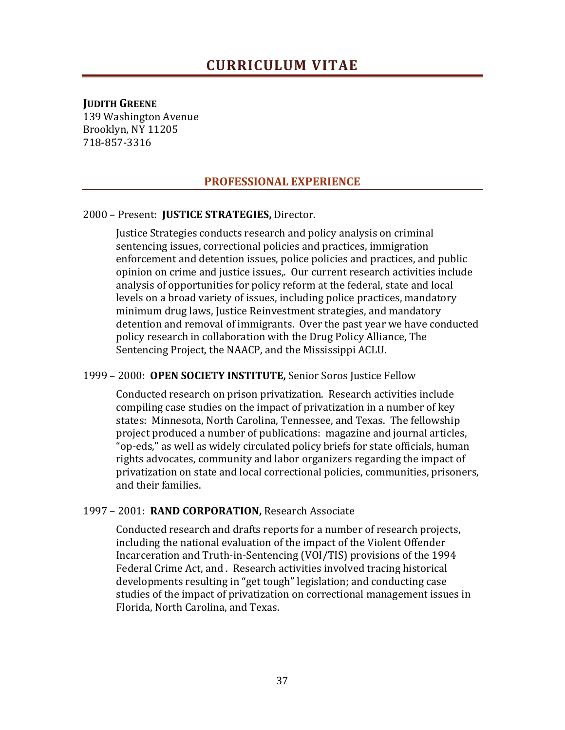# CURRICULUM VITAE

**JUDITH GREENE**
139 Washington Avenue
Brooklyn, NY 11205
718-857-3316

## PROFESSIONAL EXPERIENCE

2000 – Present: **JUSTICE STRATEGIES,** Director.

Justice Strategies conducts research and policy analysis on criminal sentencing issues, correctional policies and practices, immigration enforcement and detention issues, police policies and practices, and public opinion on crime and justice issues,. Our current research activities include analysis of opportunities for policy reform at the federal, state and local levels on a broad variety of issues, including police practices, mandatory minimum drug laws, Justice Reinvestment strategies, and mandatory detention and removal of immigrants. Over the past year we have conducted policy research in collaboration with the Drug Policy Alliance, The Sentencing Project, the NAACP, and the Mississippi ACLU.

1999 – 2000: **OPEN SOCIETY INSTITUTE,** Senior Soros Justice Fellow

Conducted research on prison privatization. Research activities include compiling case studies on the impact of privatization in a number of key states: Minnesota, North Carolina, Tennessee, and Texas. The fellowship project produced a number of publications: magazine and journal articles, "op-eds," as well as widely circulated policy briefs for state officials, human rights advocates, community and labor organizers regarding the impact of privatization on state and local correctional policies, communities, prisoners, and their families.

1997 – 2001: **RAND CORPORATION,** Research Associate

Conducted research and drafts reports for a number of research projects, including the national evaluation of the impact of the Violent Offender Incarceration and Truth-in-Sentencing (VOI/TIS) provisions of the 1994 Federal Crime Act, and . Research activities involved tracing historical developments resulting in "get tough" legislation; and conducting case studies of the impact of privatization on correctional management issues in Florida, North Carolina, and Texas.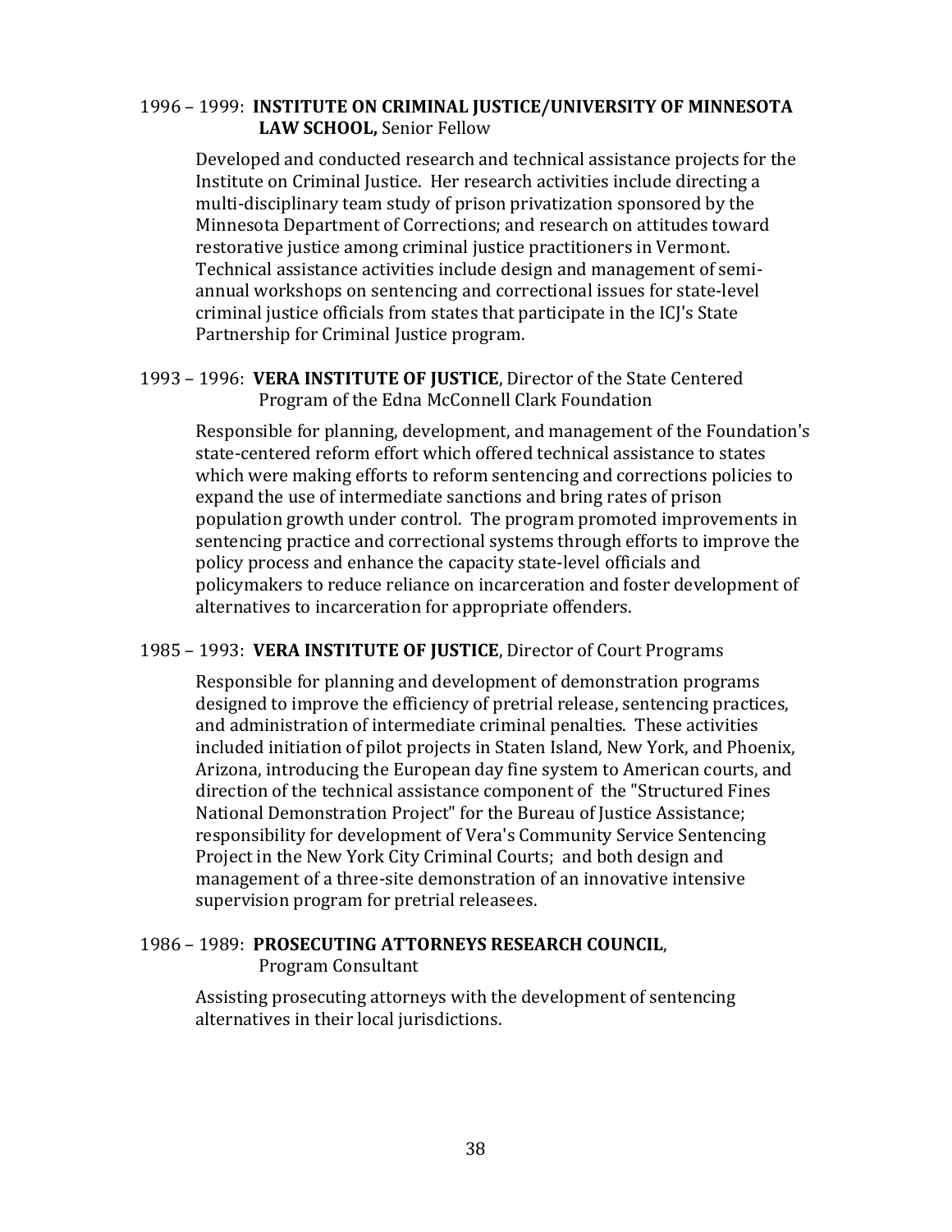1996 – 1999: **INSTITUTE ON CRIMINAL JUSTICE/UNIVERSITY OF MINNESOTA LAW SCHOOL,** Senior Fellow

Developed and conducted research and technical assistance projects for the Institute on Criminal Justice. Her research activities include directing a multi-disciplinary team study of prison privatization sponsored by the Minnesota Department of Corrections; and research on attitudes toward restorative justice among criminal justice practitioners in Vermont. Technical assistance activities include design and management of semi-annual workshops on sentencing and correctional issues for state-level criminal justice officials from states that participate in the ICJ's State Partnership for Criminal Justice program.

1993 – 1996: **VERA INSTITUTE OF JUSTICE**, Director of the State Centered Program of the Edna McConnell Clark Foundation

Responsible for planning, development, and management of the Foundation's state-centered reform effort which offered technical assistance to states which were making efforts to reform sentencing and corrections policies to expand the use of intermediate sanctions and bring rates of prison population growth under control. The program promoted improvements in sentencing practice and correctional systems through efforts to improve the policy process and enhance the capacity state-level officials and policymakers to reduce reliance on incarceration and foster development of alternatives to incarceration for appropriate offenders.

1985 – 1993: **VERA INSTITUTE OF JUSTICE**, Director of Court Programs

Responsible for planning and development of demonstration programs designed to improve the efficiency of pretrial release, sentencing practices, and administration of intermediate criminal penalties. These activities included initiation of pilot projects in Staten Island, New York, and Phoenix, Arizona, introducing the European day fine system to American courts, and direction of the technical assistance component of the "Structured Fines National Demonstration Project" for the Bureau of Justice Assistance; responsibility for development of Vera's Community Service Sentencing Project in the New York City Criminal Courts; and both design and management of a three-site demonstration of an innovative intensive supervision program for pretrial releasees.

1986 – 1989: **PROSECUTING ATTORNEYS RESEARCH COUNCIL**, Program Consultant

Assisting prosecuting attorneys with the development of sentencing alternatives in their local jurisdictions.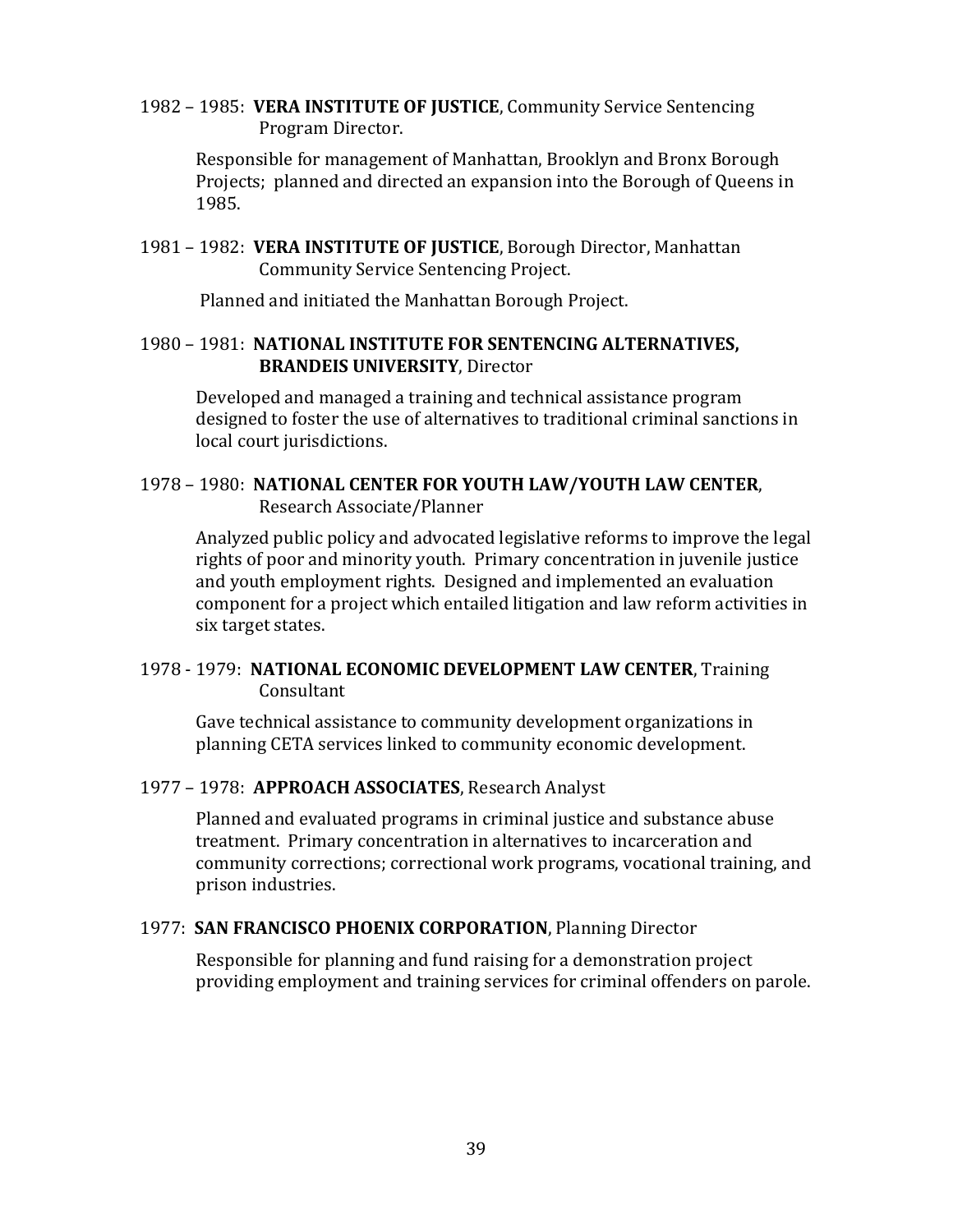1982 – 1985: **VERA INSTITUTE OF JUSTICE**, Community Service Sentencing Program Director.

Responsible for management of Manhattan, Brooklyn and Bronx Borough Projects; planned and directed an expansion into the Borough of Queens in 1985.

1981 – 1982: **VERA INSTITUTE OF JUSTICE**, Borough Director, Manhattan Community Service Sentencing Project.

Planned and initiated the Manhattan Borough Project.

1980 – 1981: **NATIONAL INSTITUTE FOR SENTENCING ALTERNATIVES, BRANDEIS UNIVERSITY**, Director

Developed and managed a training and technical assistance program designed to foster the use of alternatives to traditional criminal sanctions in local court jurisdictions.

1978 – 1980: **NATIONAL CENTER FOR YOUTH LAW/YOUTH LAW CENTER**, Research Associate/Planner

Analyzed public policy and advocated legislative reforms to improve the legal rights of poor and minority youth. Primary concentration in juvenile justice and youth employment rights. Designed and implemented an evaluation component for a project which entailed litigation and law reform activities in six target states.

1978 - 1979: **NATIONAL ECONOMIC DEVELOPMENT LAW CENTER**, Training Consultant

Gave technical assistance to community development organizations in planning CETA services linked to community economic development.

1977 – 1978: **APPROACH ASSOCIATES**, Research Analyst

Planned and evaluated programs in criminal justice and substance abuse treatment. Primary concentration in alternatives to incarceration and community corrections; correctional work programs, vocational training, and prison industries.

1977: **SAN FRANCISCO PHOENIX CORPORATION**, Planning Director

Responsible for planning and fund raising for a demonstration project providing employment and training services for criminal offenders on parole.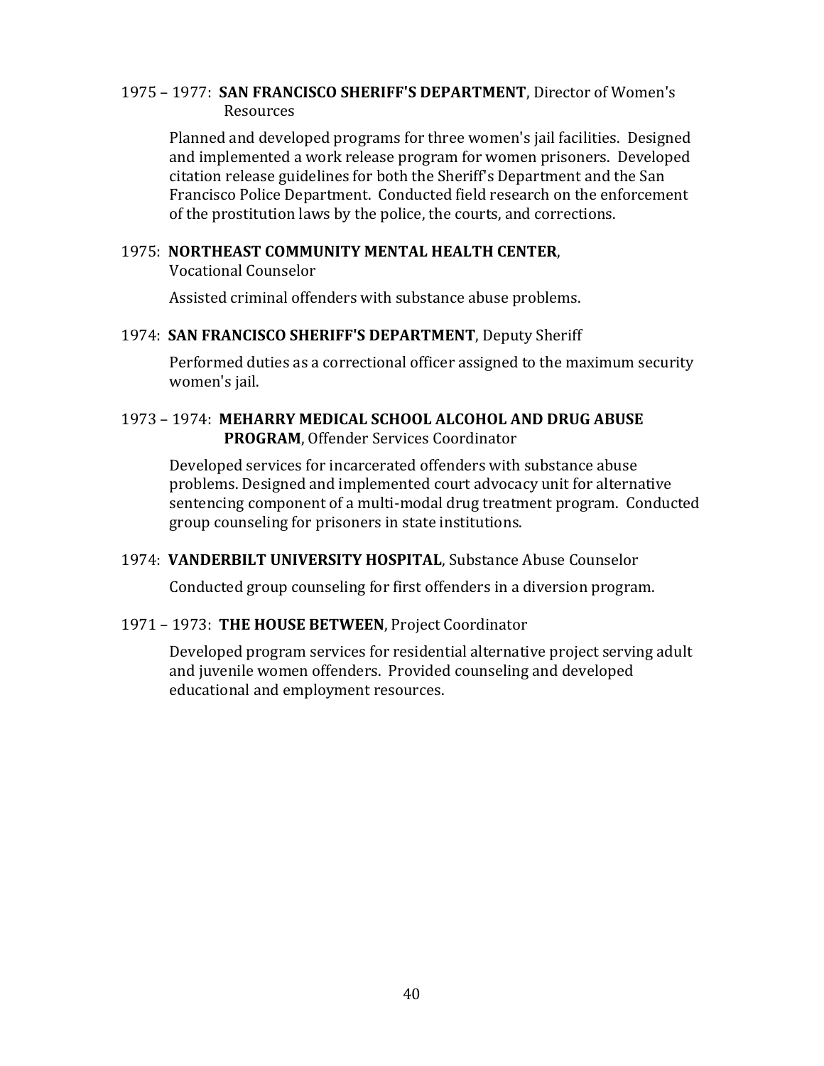1975 – 1977: **SAN FRANCISCO SHERIFF'S DEPARTMENT**, Director of Women's Resources

Planned and developed programs for three women's jail facilities. Designed and implemented a work release program for women prisoners. Developed citation release guidelines for both the Sheriff's Department and the San Francisco Police Department. Conducted field research on the enforcement of the prostitution laws by the police, the courts, and corrections.

1975: **NORTHEAST COMMUNITY MENTAL HEALTH CENTER**, Vocational Counselor

Assisted criminal offenders with substance abuse problems.

1974: **SAN FRANCISCO SHERIFF'S DEPARTMENT**, Deputy Sheriff

Performed duties as a correctional officer assigned to the maximum security women's jail.

1973 – 1974: **MEHARRY MEDICAL SCHOOL ALCOHOL AND DRUG ABUSE PROGRAM**, Offender Services Coordinator

Developed services for incarcerated offenders with substance abuse problems. Designed and implemented court advocacy unit for alternative sentencing component of a multi-modal drug treatment program. Conducted group counseling for prisoners in state institutions.

1974: **VANDERBILT UNIVERSITY HOSPITAL**, Substance Abuse Counselor

Conducted group counseling for first offenders in a diversion program.

1971 – 1973: **THE HOUSE BETWEEN**, Project Coordinator

Developed program services for residential alternative project serving adult and juvenile women offenders. Provided counseling and developed educational and employment resources.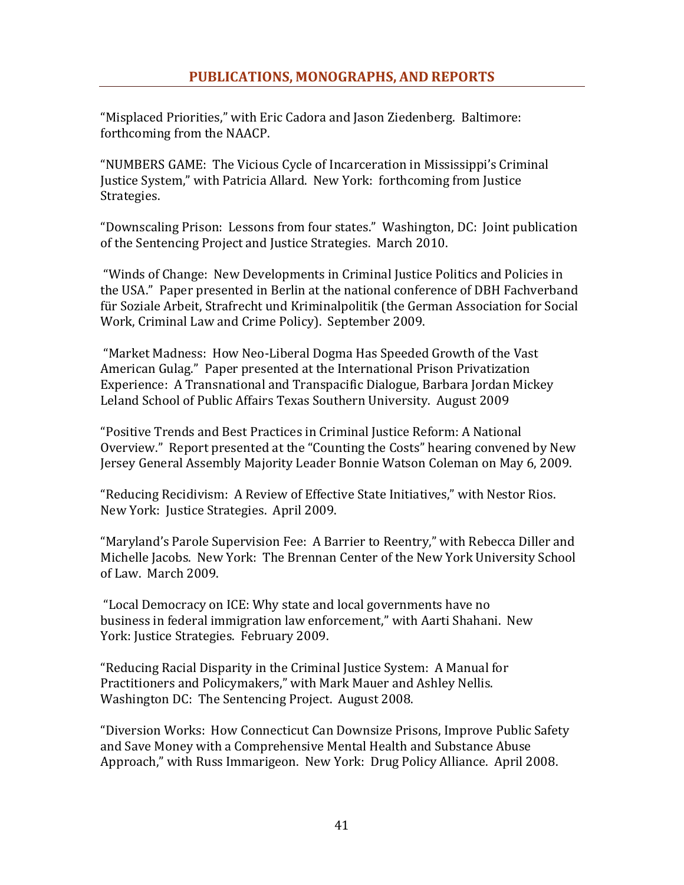## PUBLICATIONS, MONOGRAPHS, AND REPORTS

"Misplaced Priorities," with Eric Cadora and Jason Ziedenberg. Baltimore: forthcoming from the NAACP.

"NUMBERS GAME: The Vicious Cycle of Incarceration in Mississippi's Criminal Justice System," with Patricia Allard. New York: forthcoming from Justice Strategies.

"Downscaling Prison: Lessons from four states." Washington, DC: Joint publication of the Sentencing Project and Justice Strategies. March 2010.

"Winds of Change: New Developments in Criminal Justice Politics and Policies in the USA." Paper presented in Berlin at the national conference of DBH Fachverband für Soziale Arbeit, Strafrecht und Kriminalpolitik (the German Association for Social Work, Criminal Law and Crime Policy). September 2009.

"Market Madness: How Neo-Liberal Dogma Has Speeded Growth of the Vast American Gulag." Paper presented at the International Prison Privatization Experience: A Transnational and Transpacific Dialogue, Barbara Jordan Mickey Leland School of Public Affairs Texas Southern University. August 2009

"Positive Trends and Best Practices in Criminal Justice Reform: A National Overview." Report presented at the "Counting the Costs" hearing convened by New Jersey General Assembly Majority Leader Bonnie Watson Coleman on May 6, 2009.

"Reducing Recidivism: A Review of Effective State Initiatives," with Nestor Rios. New York: Justice Strategies. April 2009.

"Maryland's Parole Supervision Fee: A Barrier to Reentry," with Rebecca Diller and Michelle Jacobs. New York: The Brennan Center of the New York University School of Law. March 2009.

"Local Democracy on ICE: Why state and local governments have no business in federal immigration law enforcement," with Aarti Shahani. New York: Justice Strategies. February 2009.

"Reducing Racial Disparity in the Criminal Justice System: A Manual for Practitioners and Policymakers," with Mark Mauer and Ashley Nellis. Washington DC: The Sentencing Project. August 2008.

"Diversion Works: How Connecticut Can Downsize Prisons, Improve Public Safety and Save Money with a Comprehensive Mental Health and Substance Abuse Approach," with Russ Immarigeon. New York: Drug Policy Alliance. April 2008.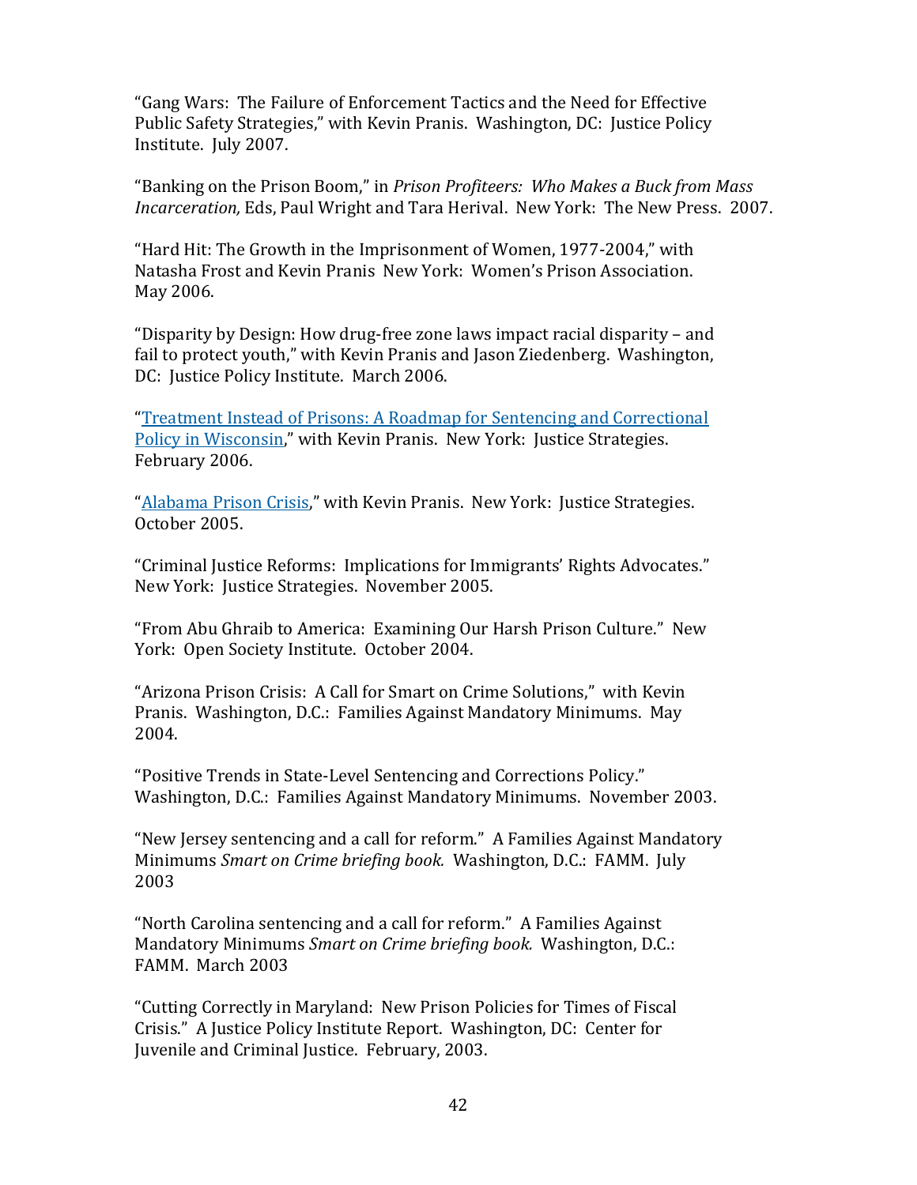"Gang Wars: The Failure of Enforcement Tactics and the Need for Effective Public Safety Strategies," with Kevin Pranis. Washington, DC: Justice Policy Institute. July 2007.

"Banking on the Prison Boom," in *Prison Profiteers: Who Makes a Buck from Mass Incarceration,* Eds, Paul Wright and Tara Herival. New York: The New Press. 2007.

"Hard Hit: The Growth in the Imprisonment of Women, 1977-2004," with Natasha Frost and Kevin Pranis New York: Women's Prison Association. May 2006.

"Disparity by Design: How drug-free zone laws impact racial disparity – and fail to protect youth," with Kevin Pranis and Jason Ziedenberg. Washington, DC: Justice Policy Institute. March 2006.

"Treatment Instead of Prisons: A Roadmap for Sentencing and Correctional Policy in Wisconsin," with Kevin Pranis. New York: Justice Strategies. February 2006.

"Alabama Prison Crisis," with Kevin Pranis. New York: Justice Strategies. October 2005.

"Criminal Justice Reforms: Implications for Immigrants' Rights Advocates." New York: Justice Strategies. November 2005.

"From Abu Ghraib to America: Examining Our Harsh Prison Culture." New York: Open Society Institute. October 2004.

"Arizona Prison Crisis: A Call for Smart on Crime Solutions," with Kevin Pranis. Washington, D.C.: Families Against Mandatory Minimums. May 2004.

"Positive Trends in State-Level Sentencing and Corrections Policy." Washington, D.C.: Families Against Mandatory Minimums. November 2003.

"New Jersey sentencing and a call for reform." A Families Against Mandatory Minimums *Smart on Crime briefing book.* Washington, D.C.: FAMM. July 2003

"North Carolina sentencing and a call for reform." A Families Against Mandatory Minimums *Smart on Crime briefing book.* Washington, D.C.: FAMM. March 2003

"Cutting Correctly in Maryland: New Prison Policies for Times of Fiscal Crisis." A Justice Policy Institute Report. Washington, DC: Center for Juvenile and Criminal Justice. February, 2003.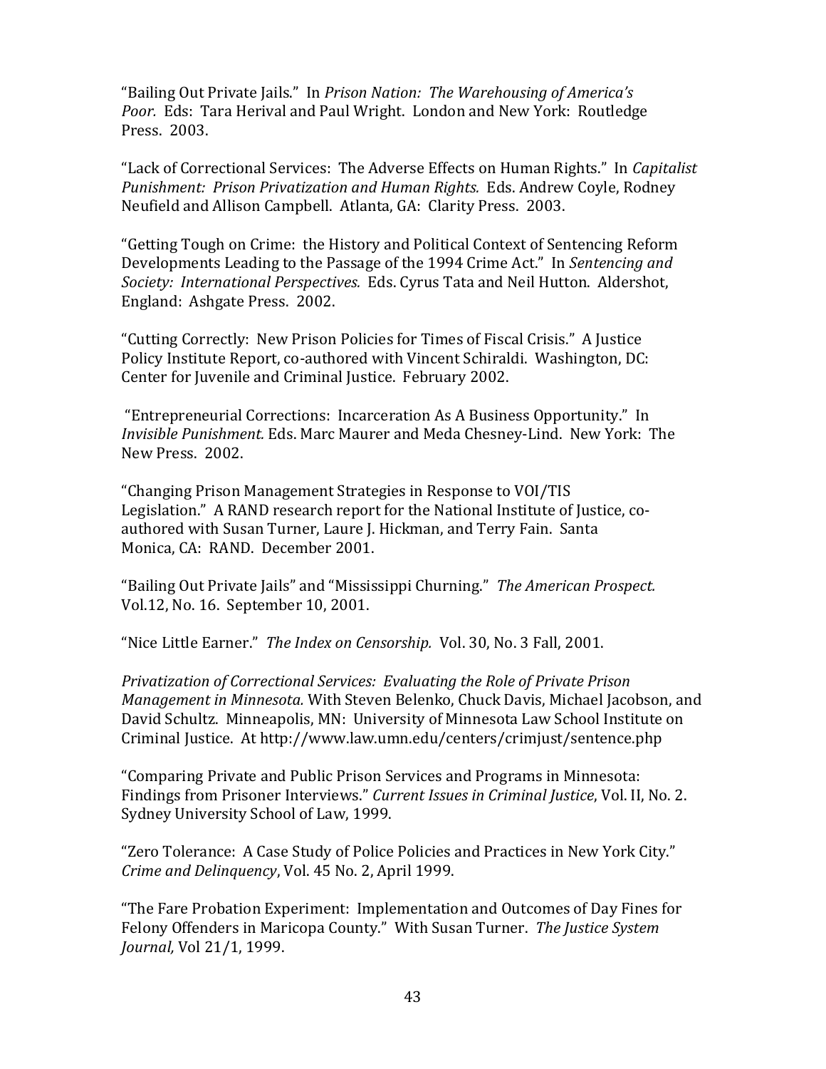"Bailing Out Private Jails." In *Prison Nation: The Warehousing of America's Poor.* Eds: Tara Herival and Paul Wright. London and New York: Routledge Press. 2003.

"Lack of Correctional Services: The Adverse Effects on Human Rights." In *Capitalist Punishment: Prison Privatization and Human Rights.* Eds. Andrew Coyle, Rodney Neufield and Allison Campbell. Atlanta, GA: Clarity Press. 2003.

"Getting Tough on Crime: the History and Political Context of Sentencing Reform Developments Leading to the Passage of the 1994 Crime Act." In *Sentencing and Society: International Perspectives.* Eds. Cyrus Tata and Neil Hutton. Aldershot, England: Ashgate Press. 2002.

"Cutting Correctly: New Prison Policies for Times of Fiscal Crisis." A Justice Policy Institute Report, co-authored with Vincent Schiraldi. Washington, DC: Center for Juvenile and Criminal Justice. February 2002.

"Entrepreneurial Corrections: Incarceration As A Business Opportunity." In *Invisible Punishment.* Eds. Marc Maurer and Meda Chesney-Lind. New York: The New Press. 2002.

"Changing Prison Management Strategies in Response to VOI/TIS Legislation." A RAND research report for the National Institute of Justice, co-authored with Susan Turner, Laure J. Hickman, and Terry Fain. Santa Monica, CA: RAND. December 2001.

"Bailing Out Private Jails" and "Mississippi Churning." *The American Prospect.* Vol.12, No. 16. September 10, 2001.

"Nice Little Earner." *The Index on Censorship.* Vol. 30, No. 3 Fall, 2001.

*Privatization of Correctional Services: Evaluating the Role of Private Prison Management in Minnesota.* With Steven Belenko, Chuck Davis, Michael Jacobson, and David Schultz. Minneapolis, MN: University of Minnesota Law School Institute on Criminal Justice. At http://www.law.umn.edu/centers/crimjust/sentence.php

"Comparing Private and Public Prison Services and Programs in Minnesota: Findings from Prisoner Interviews." *Current Issues in Criminal Justice*, Vol. II, No. 2. Sydney University School of Law, 1999.

"Zero Tolerance: A Case Study of Police Policies and Practices in New York City." *Crime and Delinquency*, Vol. 45 No. 2, April 1999.

"The Fare Probation Experiment: Implementation and Outcomes of Day Fines for Felony Offenders in Maricopa County." With Susan Turner. *The Justice System Journal,* Vol 21/1, 1999.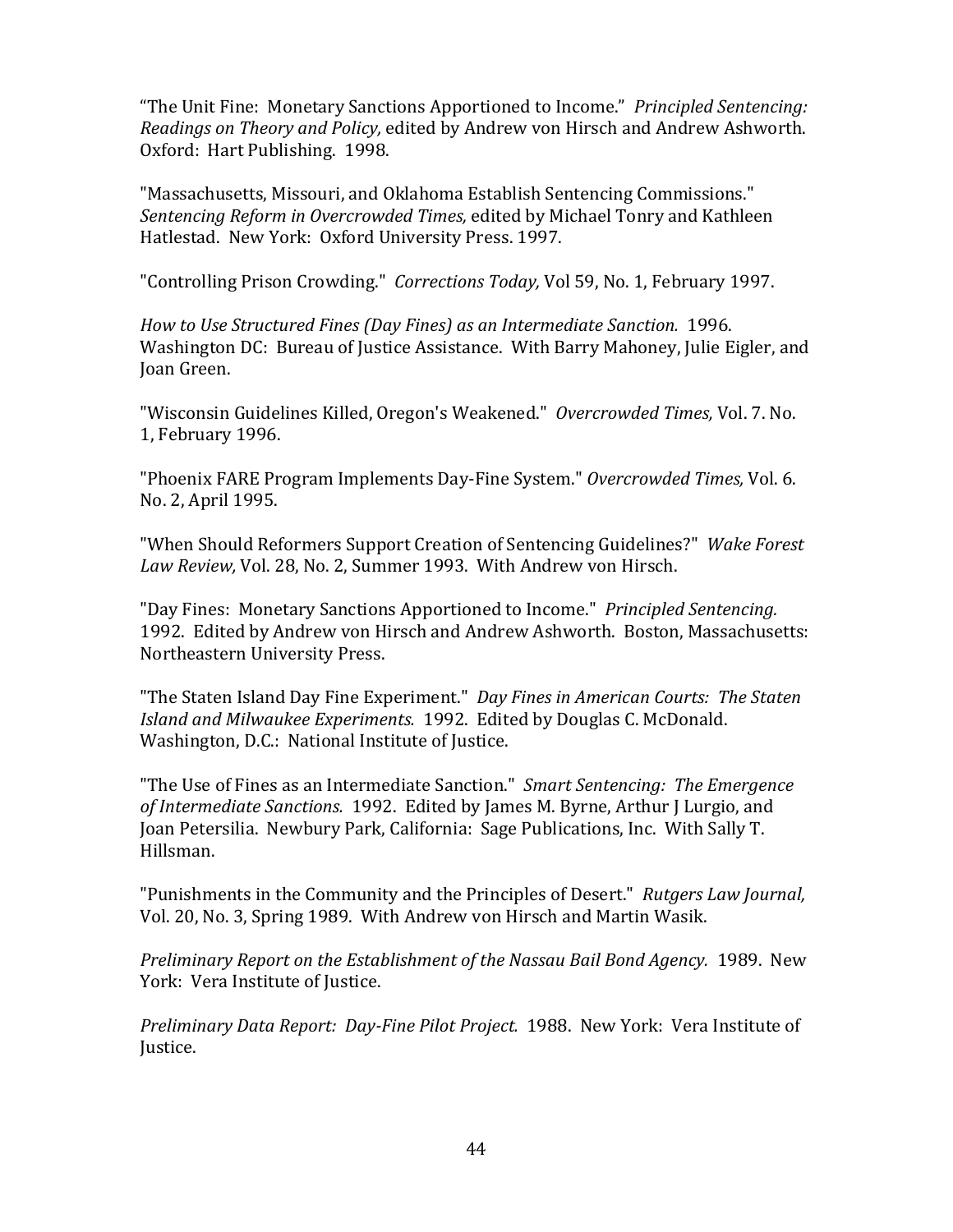"The Unit Fine: Monetary Sanctions Apportioned to Income." *Principled Sentencing: Readings on Theory and Policy,* edited by Andrew von Hirsch and Andrew Ashworth. Oxford: Hart Publishing. 1998.

"Massachusetts, Missouri, and Oklahoma Establish Sentencing Commissions." *Sentencing Reform in Overcrowded Times,* edited by Michael Tonry and Kathleen Hatlestad. New York: Oxford University Press. 1997.

"Controlling Prison Crowding." *Corrections Today,* Vol 59, No. 1, February 1997.

*How to Use Structured Fines (Day Fines) as an Intermediate Sanction.* 1996. Washington DC: Bureau of Justice Assistance. With Barry Mahoney, Julie Eigler, and Joan Green.

"Wisconsin Guidelines Killed, Oregon's Weakened." *Overcrowded Times,* Vol. 7. No. 1, February 1996.

"Phoenix FARE Program Implements Day-Fine System." *Overcrowded Times,* Vol. 6. No. 2, April 1995.

"When Should Reformers Support Creation of Sentencing Guidelines?" *Wake Forest Law Review,* Vol. 28, No. 2, Summer 1993. With Andrew von Hirsch.

"Day Fines: Monetary Sanctions Apportioned to Income." *Principled Sentencing.* 1992. Edited by Andrew von Hirsch and Andrew Ashworth. Boston, Massachusetts: Northeastern University Press.

"The Staten Island Day Fine Experiment." *Day Fines in American Courts: The Staten Island and Milwaukee Experiments.* 1992. Edited by Douglas C. McDonald. Washington, D.C.: National Institute of Justice.

"The Use of Fines as an Intermediate Sanction." *Smart Sentencing: The Emergence of Intermediate Sanctions.* 1992. Edited by James M. Byrne, Arthur J Lurgio, and Joan Petersilia. Newbury Park, California: Sage Publications, Inc. With Sally T. Hillsman.

"Punishments in the Community and the Principles of Desert." *Rutgers Law Journal,* Vol. 20, No. 3, Spring 1989. With Andrew von Hirsch and Martin Wasik.

*Preliminary Report on the Establishment of the Nassau Bail Bond Agency.* 1989. New York: Vera Institute of Justice.

*Preliminary Data Report: Day-Fine Pilot Project.* 1988. New York: Vera Institute of Justice.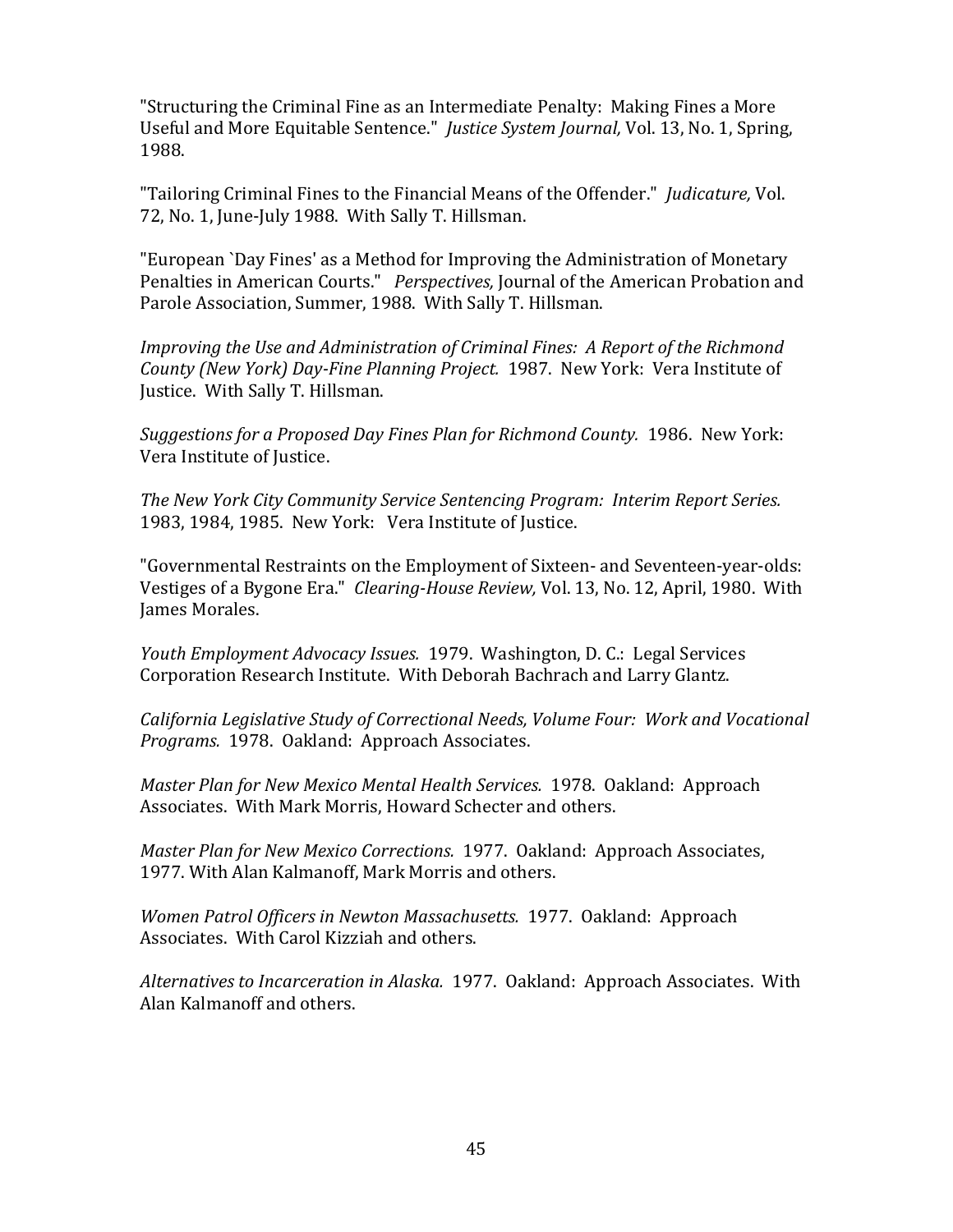"Structuring the Criminal Fine as an Intermediate Penalty: Making Fines a More Useful and More Equitable Sentence." *Justice System Journal,* Vol. 13, No. 1, Spring, 1988.

"Tailoring Criminal Fines to the Financial Means of the Offender." *Judicature,* Vol. 72, No. 1, June-July 1988. With Sally T. Hillsman.

"European `Day Fines' as a Method for Improving the Administration of Monetary Penalties in American Courts." *Perspectives,* Journal of the American Probation and Parole Association, Summer, 1988. With Sally T. Hillsman.

*Improving the Use and Administration of Criminal Fines: A Report of the Richmond County (New York) Day-Fine Planning Project.* 1987. New York: Vera Institute of Justice. With Sally T. Hillsman.

*Suggestions for a Proposed Day Fines Plan for Richmond County.* 1986. New York: Vera Institute of Justice.

*The New York City Community Service Sentencing Program: Interim Report Series.* 1983, 1984, 1985. New York: Vera Institute of Justice.

"Governmental Restraints on the Employment of Sixteen- and Seventeen-year-olds: Vestiges of a Bygone Era." *Clearing-House Review,* Vol. 13, No. 12, April, 1980. With James Morales.

*Youth Employment Advocacy Issues.* 1979. Washington, D. C.: Legal Services Corporation Research Institute. With Deborah Bachrach and Larry Glantz.

*California Legislative Study of Correctional Needs, Volume Four: Work and Vocational Programs.* 1978. Oakland: Approach Associates.

*Master Plan for New Mexico Mental Health Services.* 1978. Oakland: Approach Associates. With Mark Morris, Howard Schecter and others.

*Master Plan for New Mexico Corrections.* 1977. Oakland: Approach Associates, 1977. With Alan Kalmanoff, Mark Morris and others.

*Women Patrol Officers in Newton Massachusetts.* 1977. Oakland: Approach Associates. With Carol Kizziah and others.

*Alternatives to Incarceration in Alaska.* 1977. Oakland: Approach Associates. With Alan Kalmanoff and others.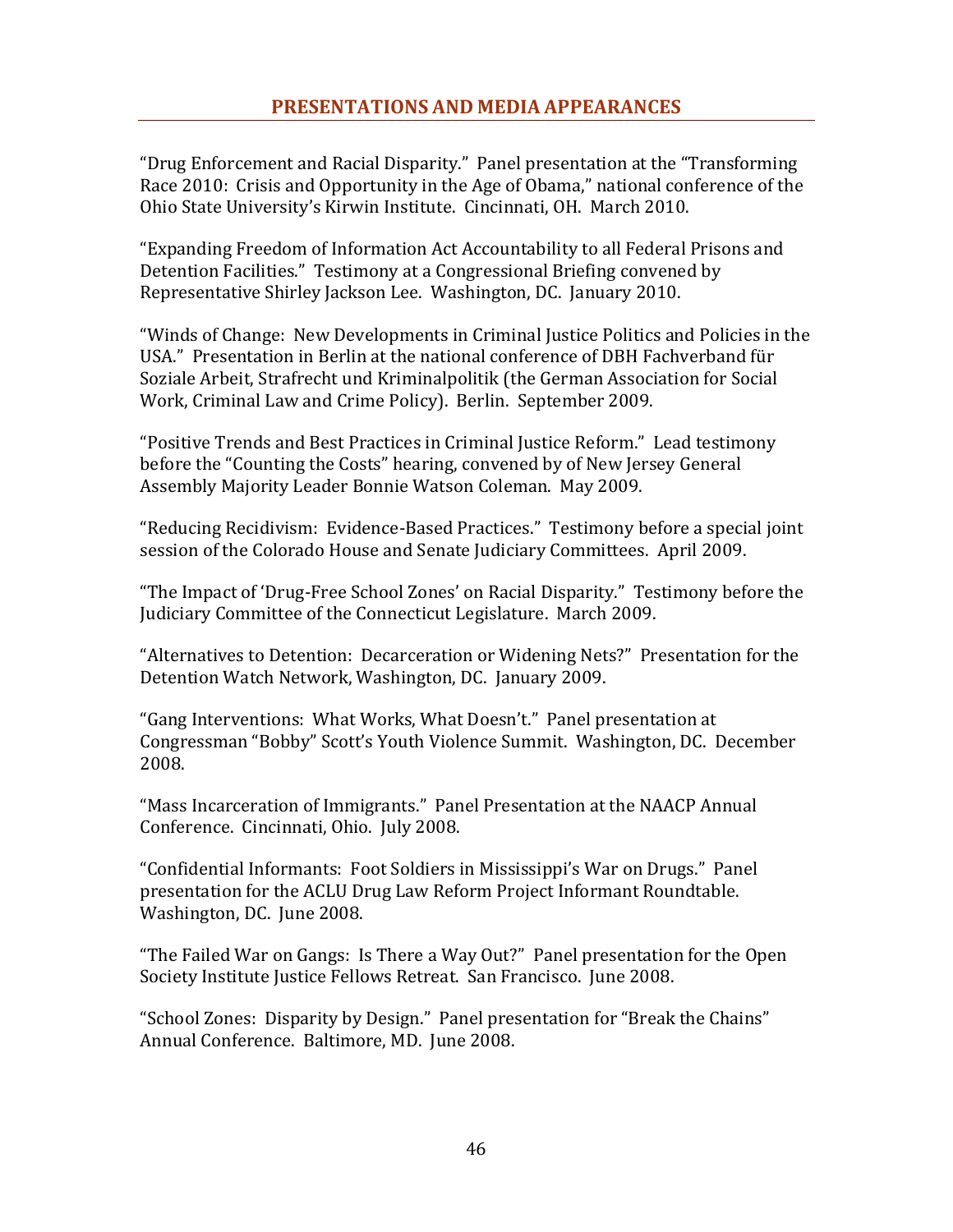## PRESENTATIONS AND MEDIA APPEARANCES

"Drug Enforcement and Racial Disparity." Panel presentation at the "Transforming Race 2010: Crisis and Opportunity in the Age of Obama," national conference of the Ohio State University's Kirwin Institute. Cincinnati, OH. March 2010.

"Expanding Freedom of Information Act Accountability to all Federal Prisons and Detention Facilities." Testimony at a Congressional Briefing convened by Representative Shirley Jackson Lee. Washington, DC. January 2010.

"Winds of Change: New Developments in Criminal Justice Politics and Policies in the USA." Presentation in Berlin at the national conference of DBH Fachverband für Soziale Arbeit, Strafrecht und Kriminalpolitik (the German Association for Social Work, Criminal Law and Crime Policy). Berlin. September 2009.

"Positive Trends and Best Practices in Criminal Justice Reform." Lead testimony before the "Counting the Costs" hearing, convened by of New Jersey General Assembly Majority Leader Bonnie Watson Coleman. May 2009.

"Reducing Recidivism: Evidence-Based Practices." Testimony before a special joint session of the Colorado House and Senate Judiciary Committees. April 2009.

"The Impact of 'Drug-Free School Zones' on Racial Disparity." Testimony before the Judiciary Committee of the Connecticut Legislature. March 2009.

"Alternatives to Detention: Decarceration or Widening Nets?" Presentation for the Detention Watch Network, Washington, DC. January 2009.

"Gang Interventions: What Works, What Doesn't." Panel presentation at Congressman "Bobby" Scott's Youth Violence Summit. Washington, DC. December 2008.

"Mass Incarceration of Immigrants." Panel Presentation at the NAACP Annual Conference. Cincinnati, Ohio. July 2008.

"Confidential Informants: Foot Soldiers in Mississippi's War on Drugs." Panel presentation for the ACLU Drug Law Reform Project Informant Roundtable. Washington, DC. June 2008.

"The Failed War on Gangs: Is There a Way Out?" Panel presentation for the Open Society Institute Justice Fellows Retreat. San Francisco. June 2008.

"School Zones: Disparity by Design." Panel presentation for "Break the Chains" Annual Conference. Baltimore, MD. June 2008.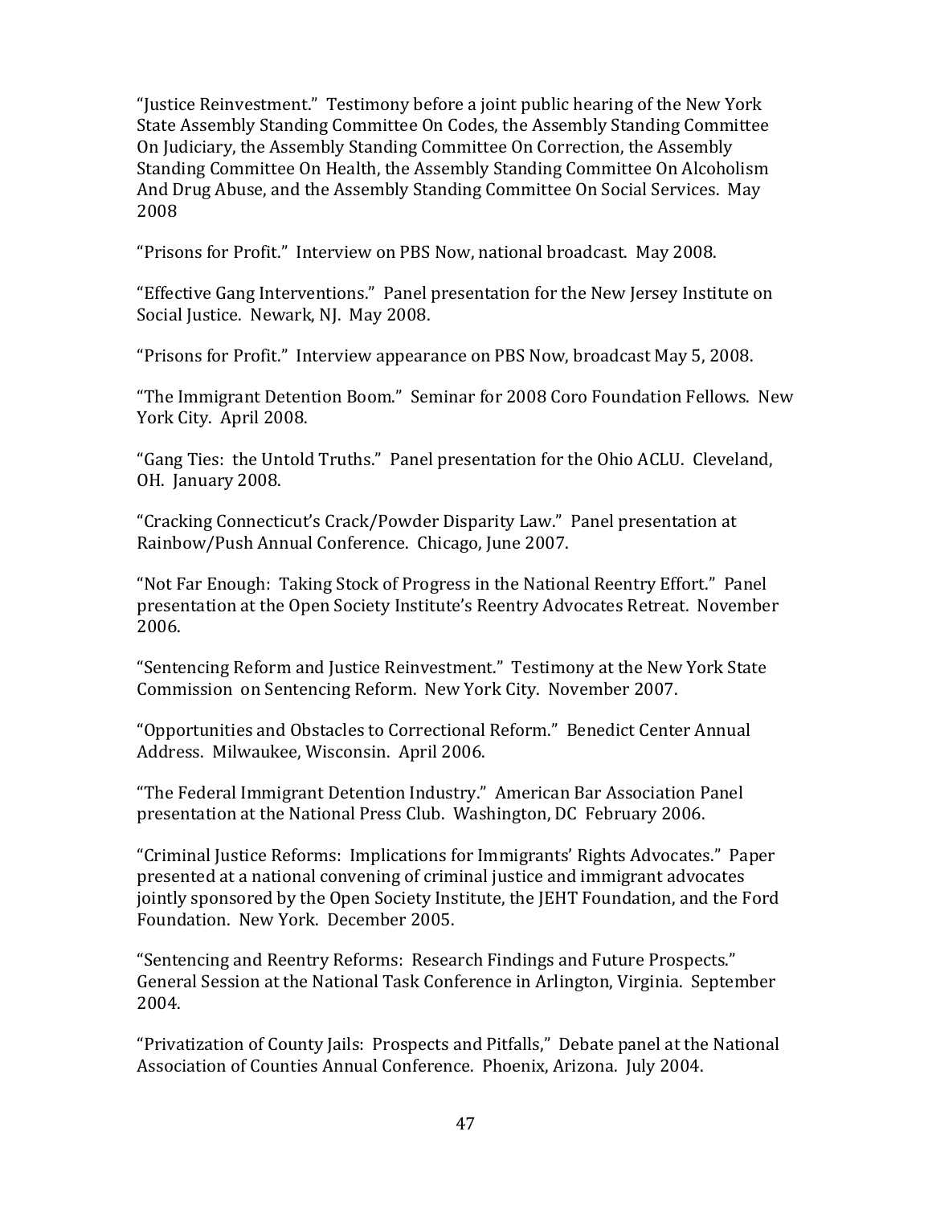"Justice Reinvestment." Testimony before a joint public hearing of the New York State Assembly Standing Committee On Codes, the Assembly Standing Committee On Judiciary, the Assembly Standing Committee On Correction, the Assembly Standing Committee On Health, the Assembly Standing Committee On Alcoholism And Drug Abuse, and the Assembly Standing Committee On Social Services. May 2008

"Prisons for Profit." Interview on PBS Now, national broadcast. May 2008.

"Effective Gang Interventions." Panel presentation for the New Jersey Institute on Social Justice. Newark, NJ. May 2008.

"Prisons for Profit." Interview appearance on PBS Now, broadcast May 5, 2008.

"The Immigrant Detention Boom." Seminar for 2008 Coro Foundation Fellows. New York City. April 2008.

"Gang Ties: the Untold Truths." Panel presentation for the Ohio ACLU. Cleveland, OH. January 2008.

"Cracking Connecticut's Crack/Powder Disparity Law." Panel presentation at Rainbow/Push Annual Conference. Chicago, June 2007.

"Not Far Enough: Taking Stock of Progress in the National Reentry Effort." Panel presentation at the Open Society Institute's Reentry Advocates Retreat. November 2006.

"Sentencing Reform and Justice Reinvestment." Testimony at the New York State Commission on Sentencing Reform. New York City. November 2007.

"Opportunities and Obstacles to Correctional Reform." Benedict Center Annual Address. Milwaukee, Wisconsin. April 2006.

"The Federal Immigrant Detention Industry." American Bar Association Panel presentation at the National Press Club. Washington, DC February 2006.

"Criminal Justice Reforms: Implications for Immigrants' Rights Advocates." Paper presented at a national convening of criminal justice and immigrant advocates jointly sponsored by the Open Society Institute, the JEHT Foundation, and the Ford Foundation. New York. December 2005.

"Sentencing and Reentry Reforms: Research Findings and Future Prospects." General Session at the National Task Conference in Arlington, Virginia. September 2004.

"Privatization of County Jails: Prospects and Pitfalls," Debate panel at the National Association of Counties Annual Conference. Phoenix, Arizona. July 2004.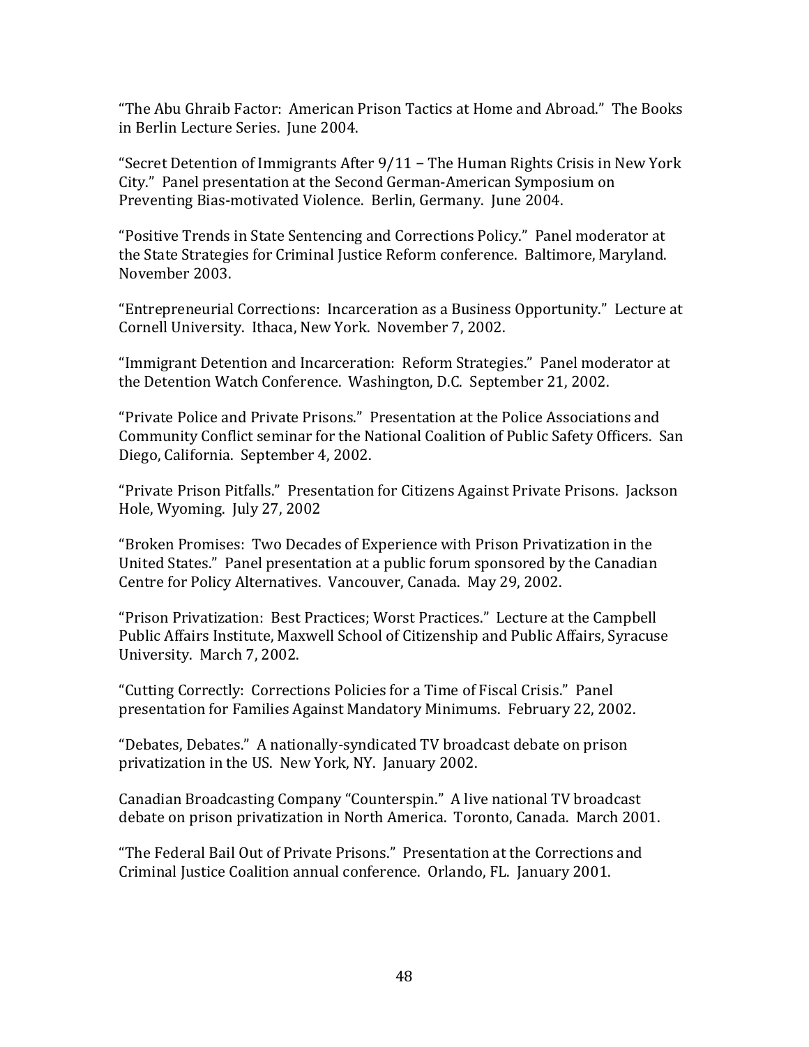"The Abu Ghraib Factor: American Prison Tactics at Home and Abroad." The Books in Berlin Lecture Series. June 2004.

"Secret Detention of Immigrants After 9/11 – The Human Rights Crisis in New York City." Panel presentation at the Second German-American Symposium on Preventing Bias-motivated Violence. Berlin, Germany. June 2004.

"Positive Trends in State Sentencing and Corrections Policy." Panel moderator at the State Strategies for Criminal Justice Reform conference. Baltimore, Maryland. November 2003.

"Entrepreneurial Corrections: Incarceration as a Business Opportunity." Lecture at Cornell University. Ithaca, New York. November 7, 2002.

"Immigrant Detention and Incarceration: Reform Strategies." Panel moderator at the Detention Watch Conference. Washington, D.C. September 21, 2002.

"Private Police and Private Prisons." Presentation at the Police Associations and Community Conflict seminar for the National Coalition of Public Safety Officers. San Diego, California. September 4, 2002.

"Private Prison Pitfalls." Presentation for Citizens Against Private Prisons. Jackson Hole, Wyoming. July 27, 2002

"Broken Promises: Two Decades of Experience with Prison Privatization in the United States." Panel presentation at a public forum sponsored by the Canadian Centre for Policy Alternatives. Vancouver, Canada. May 29, 2002.

"Prison Privatization: Best Practices; Worst Practices." Lecture at the Campbell Public Affairs Institute, Maxwell School of Citizenship and Public Affairs, Syracuse University. March 7, 2002.

"Cutting Correctly: Corrections Policies for a Time of Fiscal Crisis." Panel presentation for Families Against Mandatory Minimums. February 22, 2002.

"Debates, Debates." A nationally-syndicated TV broadcast debate on prison privatization in the US. New York, NY. January 2002.

Canadian Broadcasting Company "Counterspin." A live national TV broadcast debate on prison privatization in North America. Toronto, Canada. March 2001.

"The Federal Bail Out of Private Prisons." Presentation at the Corrections and Criminal Justice Coalition annual conference. Orlando, FL. January 2001.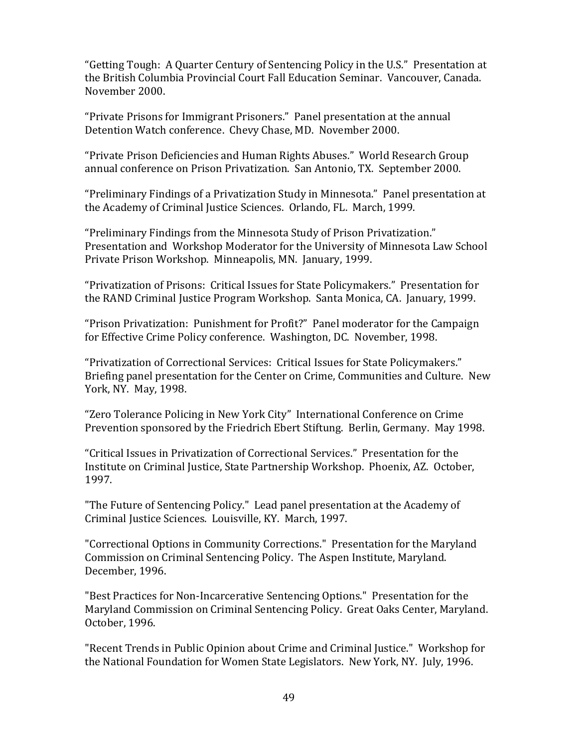“Getting Tough: A Quarter Century of Sentencing Policy in the U.S.” Presentation at the British Columbia Provincial Court Fall Education Seminar. Vancouver, Canada. November 2000.

“Private Prisons for Immigrant Prisoners.” Panel presentation at the annual Detention Watch conference. Chevy Chase, MD. November 2000.

“Private Prison Deficiencies and Human Rights Abuses.” World Research Group annual conference on Prison Privatization. San Antonio, TX. September 2000.

“Preliminary Findings of a Privatization Study in Minnesota.” Panel presentation at the Academy of Criminal Justice Sciences. Orlando, FL. March, 1999.

“Preliminary Findings from the Minnesota Study of Prison Privatization.” Presentation and Workshop Moderator for the University of Minnesota Law School Private Prison Workshop. Minneapolis, MN. January, 1999.

“Privatization of Prisons: Critical Issues for State Policymakers.” Presentation for the RAND Criminal Justice Program Workshop. Santa Monica, CA. January, 1999.

“Prison Privatization: Punishment for Profit?” Panel moderator for the Campaign for Effective Crime Policy conference. Washington, DC. November, 1998.

“Privatization of Correctional Services: Critical Issues for State Policymakers.” Briefing panel presentation for the Center on Crime, Communities and Culture. New York, NY. May, 1998.

“Zero Tolerance Policing in New York City” International Conference on Crime Prevention sponsored by the Friedrich Ebert Stiftung. Berlin, Germany. May 1998.

“Critical Issues in Privatization of Correctional Services.” Presentation for the Institute on Criminal Justice, State Partnership Workshop. Phoenix, AZ. October, 1997.

"The Future of Sentencing Policy." Lead panel presentation at the Academy of Criminal Justice Sciences. Louisville, KY. March, 1997.

"Correctional Options in Community Corrections." Presentation for the Maryland Commission on Criminal Sentencing Policy. The Aspen Institute, Maryland. December, 1996.

"Best Practices for Non-Incarcerative Sentencing Options." Presentation for the Maryland Commission on Criminal Sentencing Policy. Great Oaks Center, Maryland. October, 1996.

"Recent Trends in Public Opinion about Crime and Criminal Justice." Workshop for the National Foundation for Women State Legislators. New York, NY. July, 1996.